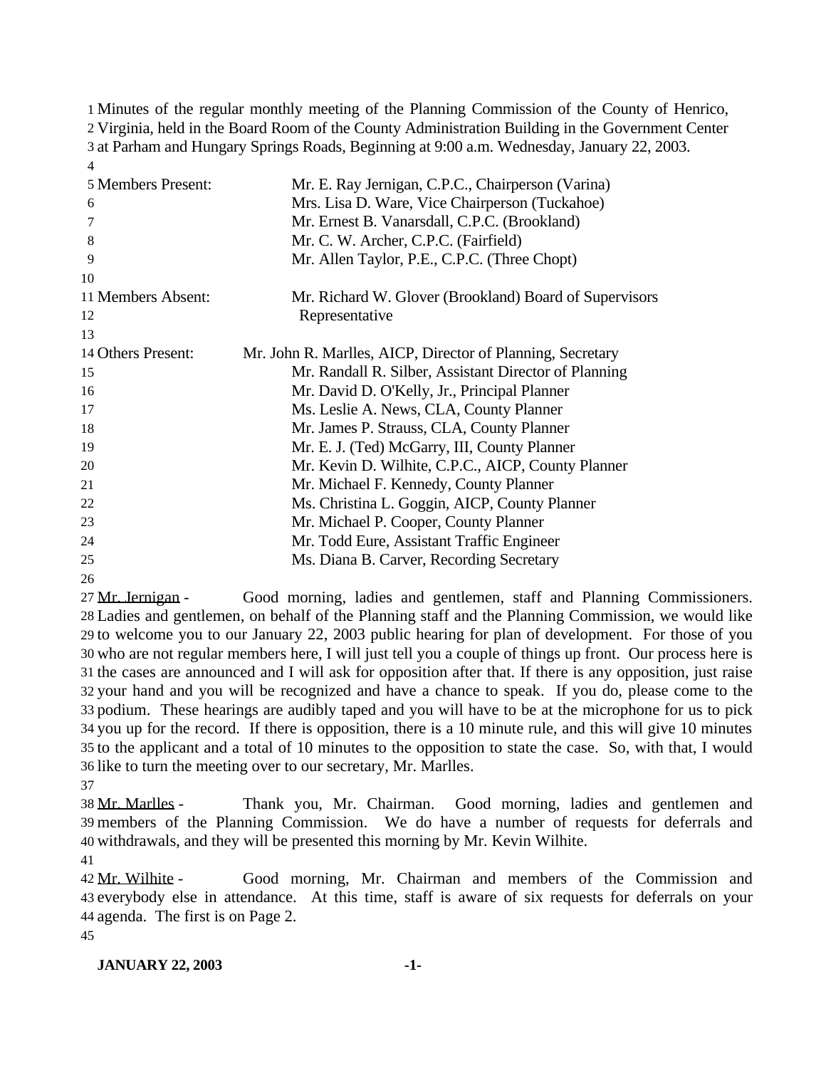Minutes of the regular monthly meeting of the Planning Commission of the County of Henrico, Virginia, held in the Board Room of the County Administration Building in the Government Center at Parham and Hungary Springs Roads, Beginning at 9:00 a.m. Wednesday, January 22, 2003.

| | |
|---|---|
| Members Present: | Mr. E. Ray Jernigan, C.P.C., Chairperson (Varina) |
| | Mrs. Lisa D. Ware, Vice Chairperson (Tuckahoe) |
| | Mr. Ernest B. Vanarsdall, C.P.C. (Brookland) |
| | Mr. C. W. Archer, C.P.C. (Fairfield) |
| | Mr. Allen Taylor, P.E., C.P.C. (Three Chopt) |
| Members Absent: | Mr. Richard W. Glover (Brookland) Board of Supervisors Representative |
| Others Present: | Mr. John R. Marlles, AICP, Director of Planning, Secretary |
| | Mr. Randall R. Silber, Assistant Director of Planning |
| | Mr. David D. O'Kelly, Jr., Principal Planner |
| | Ms. Leslie A. News, CLA, County Planner |
| | Mr. James P. Strauss, CLA, County Planner |
| | Mr. E. J. (Ted) McGarry, III, County Planner |
| | Mr. Kevin D. Wilhite, C.P.C., AICP, County Planner |
| | Mr. Michael F. Kennedy, County Planner |
| | Ms. Christina L. Goggin, AICP, County Planner |
| | Mr. Michael P. Cooper, County Planner |
| | Mr. Todd Eure, Assistant Traffic Engineer |
| | Ms. Diana B. Carver, Recording Secretary |

Mr. Jernigan - Good morning, ladies and gentlemen, staff and Planning Commissioners. Ladies and gentlemen, on behalf of the Planning staff and the Planning Commission, we would like to welcome you to our January 22, 2003 public hearing for plan of development. For those of you who are not regular members here, I will just tell you a couple of things up front. Our process here is the cases are announced and I will ask for opposition after that. If there is any opposition, just raise your hand and you will be recognized and have a chance to speak. If you do, please come to the podium. These hearings are audibly taped and you will have to be at the microphone for us to pick you up for the record. If there is opposition, there is a 10 minute rule, and this will give 10 minutes to the applicant and a total of 10 minutes to the opposition to state the case. So, with that, I would like to turn the meeting over to our secretary, Mr. Marlles.

Mr. Marlles - Thank you, Mr. Chairman. Good morning, ladies and gentlemen and members of the Planning Commission. We do have a number of requests for deferrals and withdrawals, and they will be presented this morning by Mr. Kevin Wilhite.

Mr. Wilhite - Good morning, Mr. Chairman and members of the Commission and everybody else in attendance. At this time, staff is aware of six requests for deferrals on your agenda. The first is on Page 2.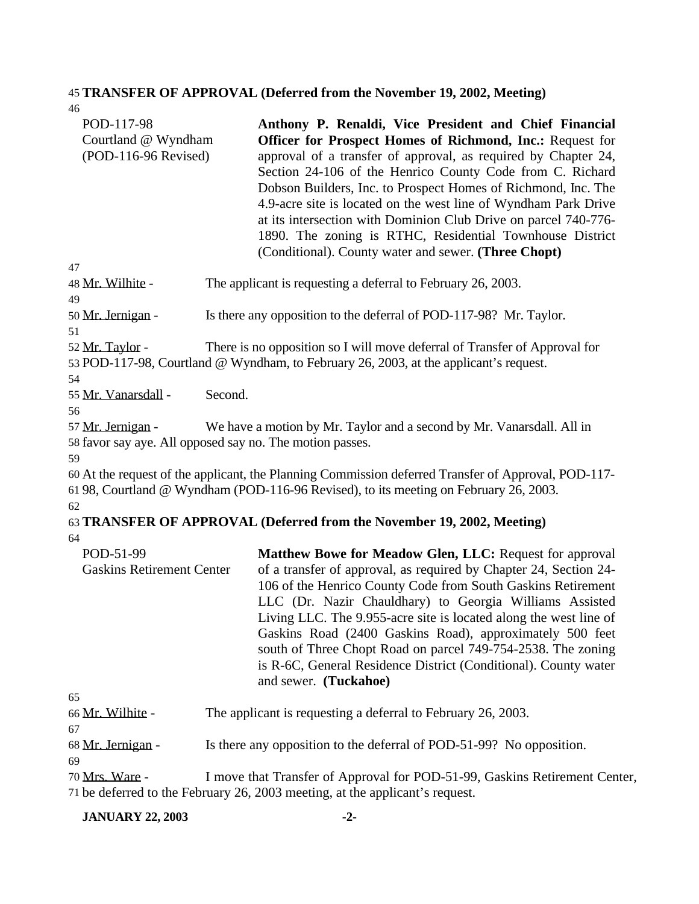**TRANSFER OF APPROVAL (Deferred from the November 19, 2002, Meeting)**

POD-117-98
Courtland @ Wyndham
(POD-116-96 Revised)

**Anthony P. Renaldi, Vice President and Chief Financial Officer for Prospect Homes of Richmond, Inc.:** Request for approval of a transfer of approval, as required by Chapter 24, Section 24-106 of the Henrico County Code from C. Richard Dobson Builders, Inc. to Prospect Homes of Richmond, Inc. The 4.9-acre site is located on the west line of Wyndham Park Drive at its intersection with Dominion Club Drive on parcel 740-776-1890. The zoning is RTHC, Residential Townhouse District (Conditional). County water and sewer. **(Three Chopt)**

Mr. Wilhite - The applicant is requesting a deferral to February 26, 2003.

Mr. Jernigan - Is there any opposition to the deferral of POD-117-98? Mr. Taylor.

Mr. Taylor - There is no opposition so I will move deferral of Transfer of Approval for POD-117-98, Courtland @ Wyndham, to February 26, 2003, at the applicant's request.

Mr. Vanarsdall - Second.

Mr. Jernigan - We have a motion by Mr. Taylor and a second by Mr. Vanarsdall. All in favor say aye. All opposed say no. The motion passes.

At the request of the applicant, the Planning Commission deferred Transfer of Approval, POD-117-98, Courtland @ Wyndham (POD-116-96 Revised), to its meeting on February 26, 2003.

**TRANSFER OF APPROVAL (Deferred from the November 19, 2002, Meeting)**

POD-51-99
Gaskins Retirement Center

**Matthew Bowe for Meadow Glen, LLC:** Request for approval of a transfer of approval, as required by Chapter 24, Section 24-106 of the Henrico County Code from South Gaskins Retirement LLC (Dr. Nazir Chauldhary) to Georgia Williams Assisted Living LLC. The 9.955-acre site is located along the west line of Gaskins Road (2400 Gaskins Road), approximately 500 feet south of Three Chopt Road on parcel 749-754-2538. The zoning is R-6C, General Residence District (Conditional). County water and sewer. **(Tuckahoe)**

Mr. Wilhite - The applicant is requesting a deferral to February 26, 2003.

Mr. Jernigan - Is there any opposition to the deferral of POD-51-99? No opposition.

Mrs. Ware - I move that Transfer of Approval for POD-51-99, Gaskins Retirement Center, be deferred to the February 26, 2003 meeting, at the applicant's request.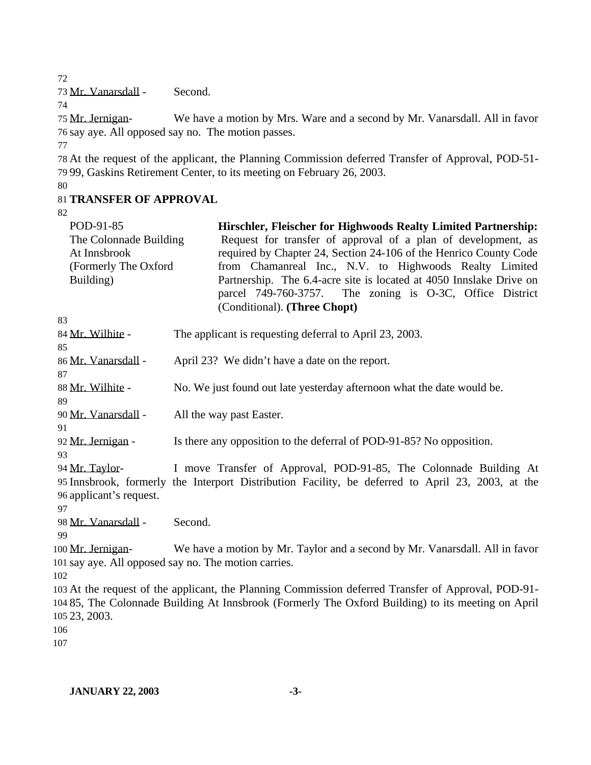Mr. Vanarsdall - Second.

Mr. Jernigan- We have a motion by Mrs. Ware and a second by Mr. Vanarsdall. All in favor say aye. All opposed say no. The motion passes.

At the request of the applicant, the Planning Commission deferred Transfer of Approval, POD-51-99, Gaskins Retirement Center, to its meeting on February 26, 2003.

## TRANSFER OF APPROVAL

| | |
|---|---|
| POD-91-85<br>The Colonnade Building At Innsbrook (Formerly The Oxford Building) | **Hirschler, Fleischer for Highwoods Realty Limited Partnership:** Request for transfer of approval of a plan of development, as required by Chapter 24, Section 24-106 of the Henrico County Code from Chamanreal Inc., N.V. to Highwoods Realty Limited Partnership. The 6.4-acre site is located at 4050 Innslake Drive on parcel 749-760-3757. The zoning is O-3C, Office District (Conditional). **(Three Chopt)** |

Mr. Wilhite - The applicant is requesting deferral to April 23, 2003.

Mr. Vanarsdall - April 23? We didn't have a date on the report.

Mr. Wilhite - No. We just found out late yesterday afternoon what the date would be.

Mr. Vanarsdall - All the way past Easter.

Mr. Jernigan - Is there any opposition to the deferral of POD-91-85? No opposition.

Mr. Taylor- I move Transfer of Approval, POD-91-85, The Colonnade Building At Innsbrook, formerly the Interport Distribution Facility, be deferred to April 23, 2003, at the applicant's request.

Mr. Vanarsdall - Second.

Mr. Jernigan- We have a motion by Mr. Taylor and a second by Mr. Vanarsdall. All in favor say aye. All opposed say no. The motion carries.

At the request of the applicant, the Planning Commission deferred Transfer of Approval, POD-91-85, The Colonnade Building At Innsbrook (Formerly The Oxford Building) to its meeting on April 23, 2003.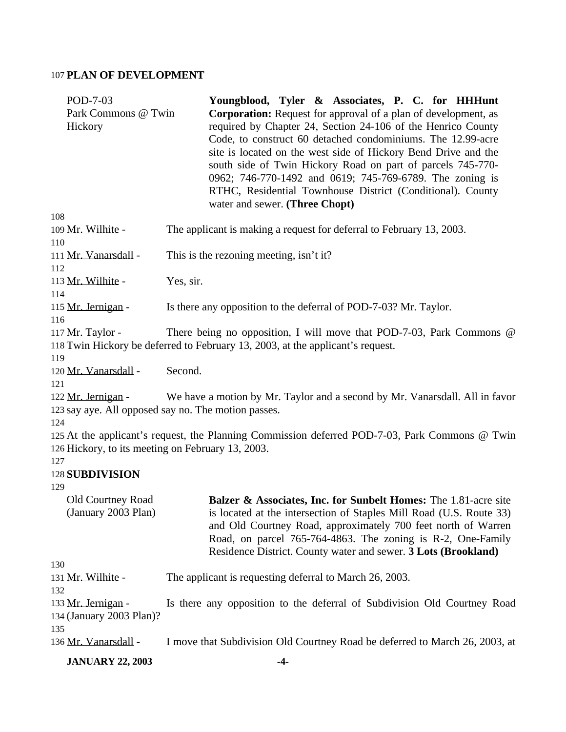**PLAN OF DEVELOPMENT**

POD-7-03
Park Commons @ Twin Hickory

**Youngblood, Tyler & Associates, P. C. for HHHunt Corporation:** Request for approval of a plan of development, as required by Chapter 24, Section 24-106 of the Henrico County Code, to construct 60 detached condominiums. The 12.99-acre site is located on the west side of Hickory Bend Drive and the south side of Twin Hickory Road on part of parcels 745-770-0962; 746-770-1492 and 0619; 745-769-6789. The zoning is RTHC, Residential Townhouse District (Conditional). County water and sewer. **(Three Chopt)**

Mr. Wilhite - The applicant is making a request for deferral to February 13, 2003.

Mr. Vanarsdall - This is the rezoning meeting, isn't it?

Mr. Wilhite - Yes, sir.

Mr. Jernigan - Is there any opposition to the deferral of POD-7-03? Mr. Taylor.

Mr. Taylor - There being no opposition, I will move that POD-7-03, Park Commons @ Twin Hickory be deferred to February 13, 2003, at the applicant's request.

Mr. Vanarsdall - Second.

Mr. Jernigan - We have a motion by Mr. Taylor and a second by Mr. Vanarsdall. All in favor say aye. All opposed say no. The motion passes.

At the applicant's request, the Planning Commission deferred POD-7-03, Park Commons @ Twin Hickory, to its meeting on February 13, 2003.

**SUBDIVISION**

Old Courtney Road
(January 2003 Plan)

**Balzer & Associates, Inc. for Sunbelt Homes:** The 1.81-acre site is located at the intersection of Staples Mill Road (U.S. Route 33) and Old Courtney Road, approximately 700 feet north of Warren Road, on parcel 765-764-4863. The zoning is R-2, One-Family Residence District. County water and sewer. **3 Lots (Brookland)**

Mr. Wilhite - The applicant is requesting deferral to March 26, 2003.

Mr. Jernigan - Is there any opposition to the deferral of Subdivision Old Courtney Road (January 2003 Plan)?

Mr. Vanarsdall - I move that Subdivision Old Courtney Road be deferred to March 26, 2003, at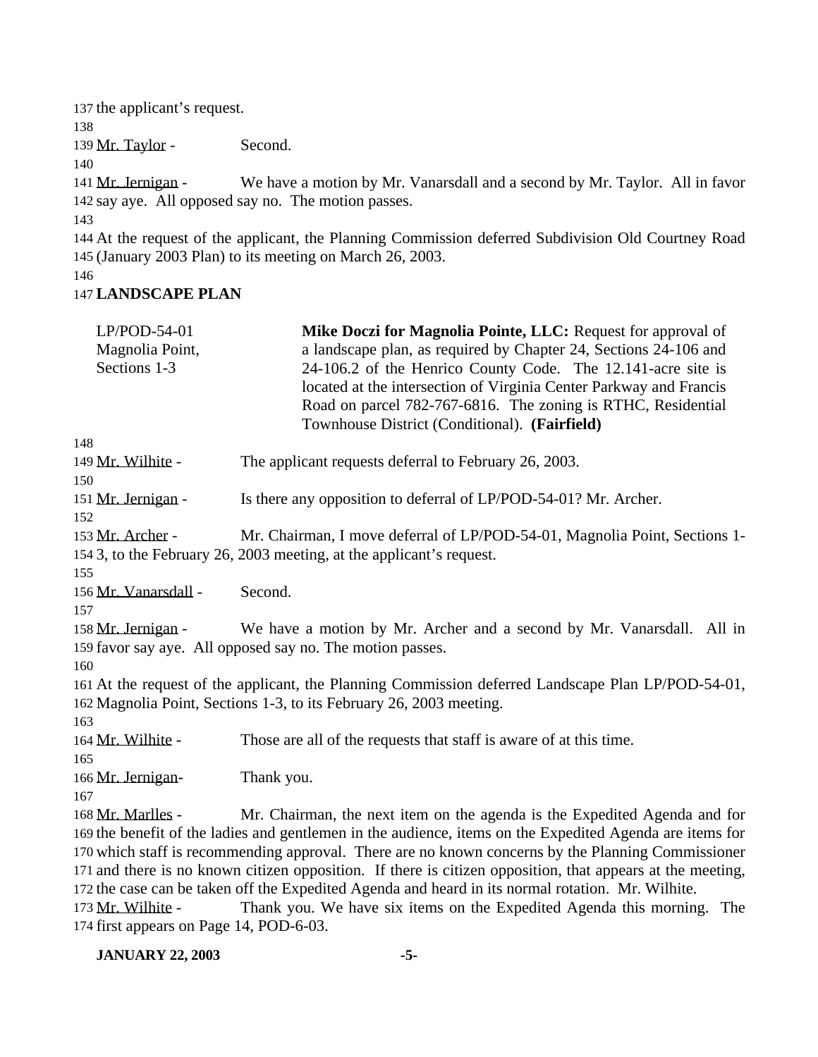the applicant's request.

Mr. Taylor - Second.

Mr. Jernigan - We have a motion by Mr. Vanarsdall and a second by Mr. Taylor. All in favor say aye. All opposed say no. The motion passes.

At the request of the applicant, the Planning Commission deferred Subdivision Old Courtney Road (January 2003 Plan) to its meeting on March 26, 2003.

**LANDSCAPE PLAN**

| | |
|---|---|
| LP/POD-54-01 Magnolia Point, Sections 1-3 | **Mike Doczi for Magnolia Pointe, LLC:** Request for approval of a landscape plan, as required by Chapter 24, Sections 24-106 and 24-106.2 of the Henrico County Code. The 12.141-acre site is located at the intersection of Virginia Center Parkway and Francis Road on parcel 782-767-6816. The zoning is RTHC, Residential Townhouse District (Conditional). **(Fairfield)** |

Mr. Wilhite - The applicant requests deferral to February 26, 2003.

Mr. Jernigan - Is there any opposition to deferral of LP/POD-54-01? Mr. Archer.

Mr. Archer - Mr. Chairman, I move deferral of LP/POD-54-01, Magnolia Point, Sections 1-3, to the February 26, 2003 meeting, at the applicant's request.

Mr. Vanarsdall - Second.

Mr. Jernigan - We have a motion by Mr. Archer and a second by Mr. Vanarsdall. All in favor say aye. All opposed say no. The motion passes.

At the request of the applicant, the Planning Commission deferred Landscape Plan LP/POD-54-01, Magnolia Point, Sections 1-3, to its February 26, 2003 meeting.

Mr. Wilhite - Those are all of the requests that staff is aware of at this time.

Mr. Jernigan- Thank you.

Mr. Marlles - Mr. Chairman, the next item on the agenda is the Expedited Agenda and for the benefit of the ladies and gentlemen in the audience, items on the Expedited Agenda are items for which staff is recommending approval. There are no known concerns by the Planning Commissioner and there is no known citizen opposition. If there is citizen opposition, that appears at the meeting, the case can be taken off the Expedited Agenda and heard in its normal rotation. Mr. Wilhite.

Mr. Wilhite - Thank you. We have six items on the Expedited Agenda this morning. The first appears on Page 14, POD-6-03.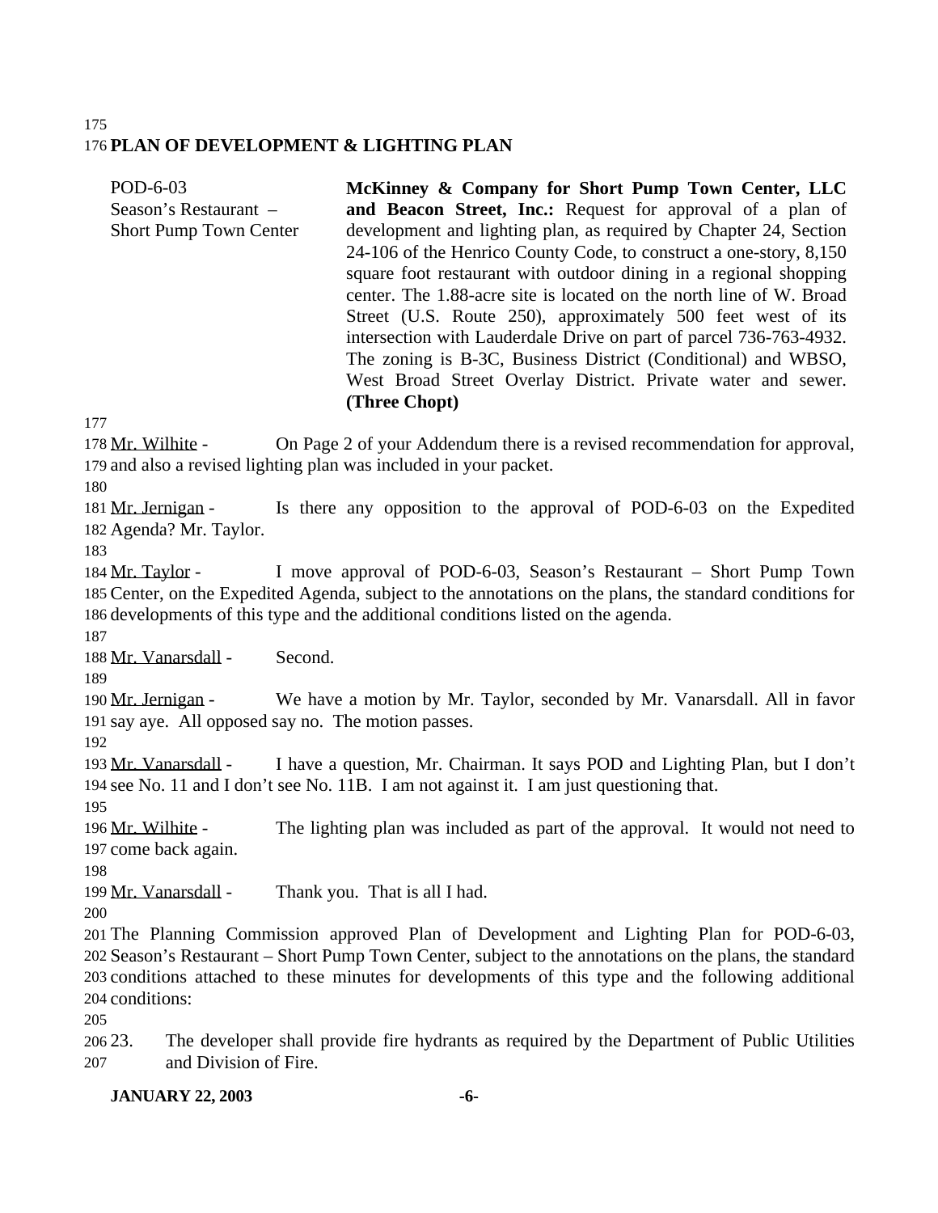## PLAN OF DEVELOPMENT & LIGHTING PLAN

| | |
|---|---|
| POD-6-03<br>Season's Restaurant – Short Pump Town Center | **McKinney & Company for Short Pump Town Center, LLC and Beacon Street, Inc.:** Request for approval of a plan of development and lighting plan, as required by Chapter 24, Section 24-106 of the Henrico County Code, to construct a one-story, 8,150 square foot restaurant with outdoor dining in a regional shopping center. The 1.88-acre site is located on the north line of W. Broad Street (U.S. Route 250), approximately 500 feet west of its intersection with Lauderdale Drive on part of parcel 736-763-4932. The zoning is B-3C, Business District (Conditional) and WBSO, West Broad Street Overlay District. Private water and sewer. **(Three Chopt)** |

Mr. Wilhite - On Page 2 of your Addendum there is a revised recommendation for approval, and also a revised lighting plan was included in your packet.

Mr. Jernigan - Is there any opposition to the approval of POD-6-03 on the Expedited Agenda? Mr. Taylor.

Mr. Taylor - I move approval of POD-6-03, Season's Restaurant – Short Pump Town Center, on the Expedited Agenda, subject to the annotations on the plans, the standard conditions for developments of this type and the additional conditions listed on the agenda.

Mr. Vanarsdall - Second.

Mr. Jernigan - We have a motion by Mr. Taylor, seconded by Mr. Vanarsdall. All in favor say aye. All opposed say no. The motion passes.

Mr. Vanarsdall - I have a question, Mr. Chairman. It says POD and Lighting Plan, but I don't see No. 11 and I don't see No. 11B. I am not against it. I am just questioning that.

Mr. Wilhite - The lighting plan was included as part of the approval. It would not need to come back again.

Mr. Vanarsdall - Thank you. That is all I had.

The Planning Commission approved Plan of Development and Lighting Plan for POD-6-03, Season's Restaurant – Short Pump Town Center, subject to the annotations on the plans, the standard conditions attached to these minutes for developments of this type and the following additional conditions:

23. The developer shall provide fire hydrants as required by the Department of Public Utilities and Division of Fire.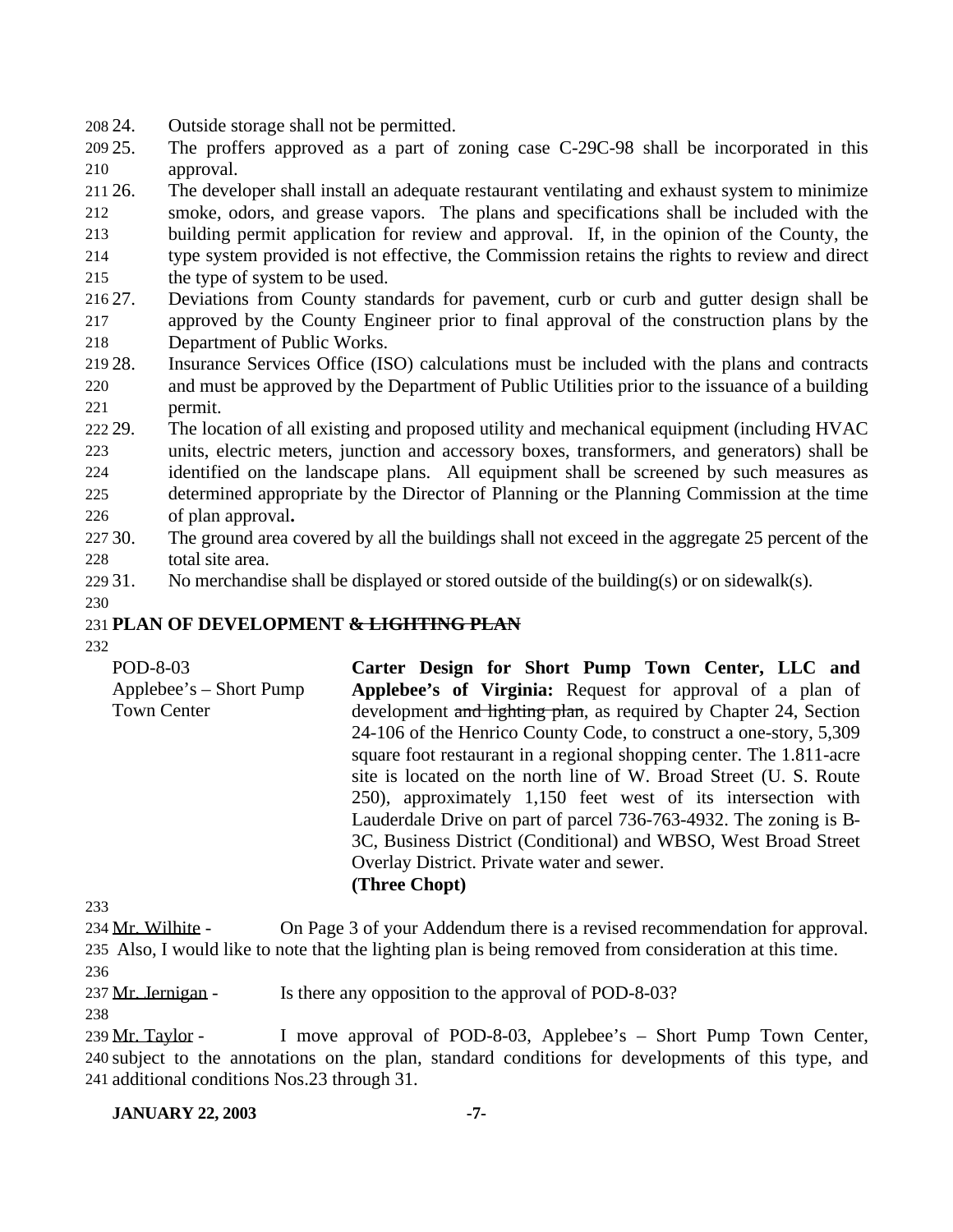24. Outside storage shall not be permitted.
25. The proffers approved as a part of zoning case C-29C-98 shall be incorporated in this approval.
26. The developer shall install an adequate restaurant ventilating and exhaust system to minimize smoke, odors, and grease vapors. The plans and specifications shall be included with the building permit application for review and approval. If, in the opinion of the County, the type system provided is not effective, the Commission retains the rights to review and direct the type of system to be used.
27. Deviations from County standards for pavement, curb or curb and gutter design shall be approved by the County Engineer prior to final approval of the construction plans by the Department of Public Works.
28. Insurance Services Office (ISO) calculations must be included with the plans and contracts and must be approved by the Department of Public Utilities prior to the issuance of a building permit.
29. The location of all existing and proposed utility and mechanical equipment (including HVAC units, electric meters, junction and accessory boxes, transformers, and generators) shall be identified on the landscape plans. All equipment shall be screened by such measures as determined appropriate by the Director of Planning or the Planning Commission at the time of plan approval**.**
30. The ground area covered by all the buildings shall not exceed in the aggregate 25 percent of the total site area.
31. No merchandise shall be displayed or stored outside of the building(s) or on sidewalk(s).

**PLAN OF DEVELOPMENT ~~& LIGHTING PLAN~~**

POD-8-03
Applebee's – Short Pump Town Center

**Carter Design for Short Pump Town Center, LLC and Applebee's of Virginia:** Request for approval of a plan of development ~~and lighting plan~~, as required by Chapter 24, Section 24-106 of the Henrico County Code, to construct a one-story, 5,309 square foot restaurant in a regional shopping center. The 1.811-acre site is located on the north line of W. Broad Street (U. S. Route 250), approximately 1,150 feet west of its intersection with Lauderdale Drive on part of parcel 736-763-4932. The zoning is B-3C, Business District (Conditional) and WBSO, West Broad Street Overlay District. Private water and sewer. **(Three Chopt)**

Mr. Wilhite - On Page 3 of your Addendum there is a revised recommendation for approval. Also, I would like to note that the lighting plan is being removed from consideration at this time.

Mr. Jernigan - Is there any opposition to the approval of POD-8-03?

Mr. Taylor - I move approval of POD-8-03, Applebee's – Short Pump Town Center, subject to the annotations on the plan, standard conditions for developments of this type, and additional conditions Nos.23 through 31.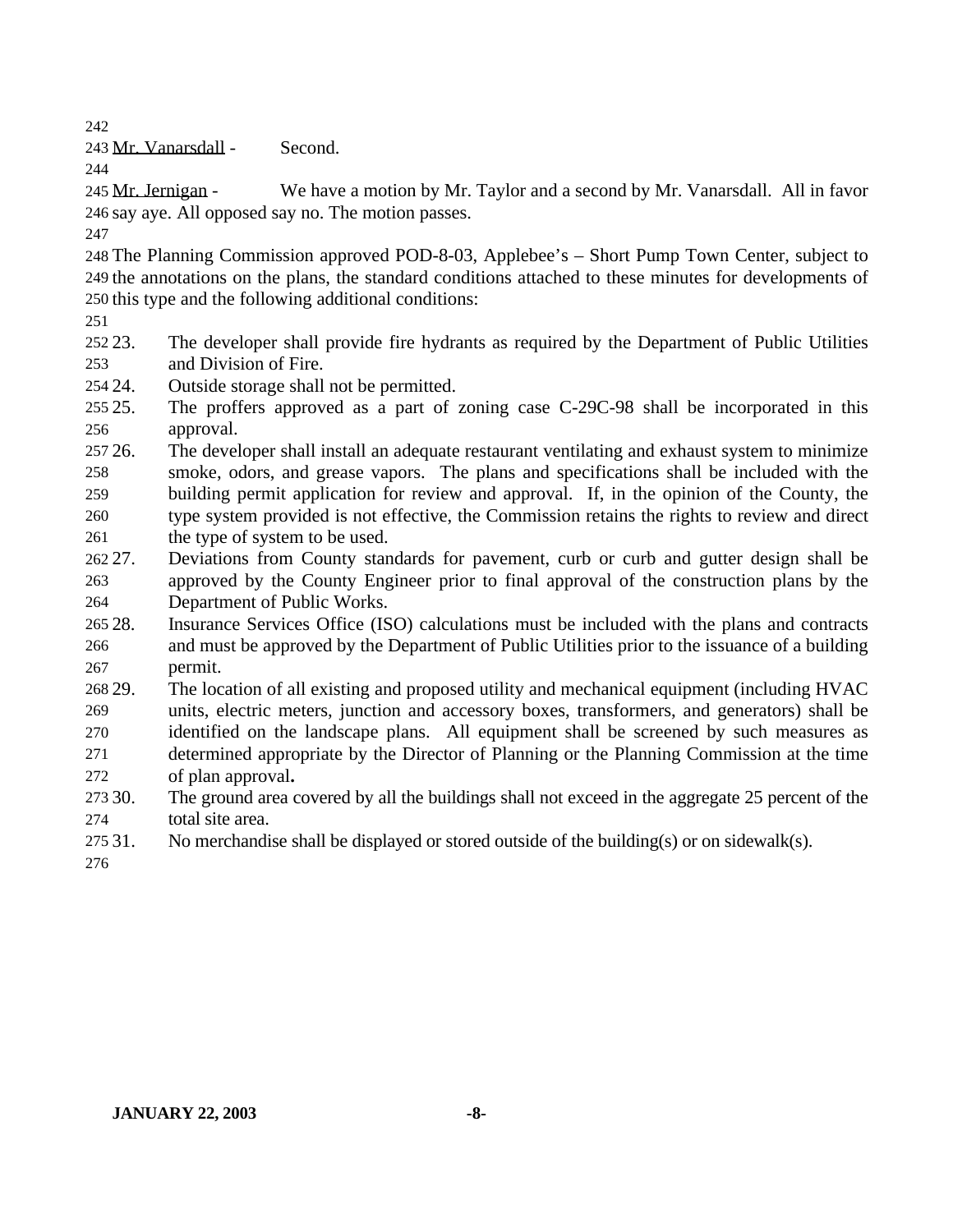Mr. Vanarsdall - Second.

Mr. Jernigan - We have a motion by Mr. Taylor and a second by Mr. Vanarsdall. All in favor say aye. All opposed say no. The motion passes.

The Planning Commission approved POD-8-03, Applebee's – Short Pump Town Center, subject to the annotations on the plans, the standard conditions attached to these minutes for developments of this type and the following additional conditions:

23. The developer shall provide fire hydrants as required by the Department of Public Utilities and Division of Fire.
24. Outside storage shall not be permitted.
25. The proffers approved as a part of zoning case C-29C-98 shall be incorporated in this approval.
26. The developer shall install an adequate restaurant ventilating and exhaust system to minimize smoke, odors, and grease vapors. The plans and specifications shall be included with the building permit application for review and approval. If, in the opinion of the County, the type system provided is not effective, the Commission retains the rights to review and direct the type of system to be used.
27. Deviations from County standards for pavement, curb or curb and gutter design shall be approved by the County Engineer prior to final approval of the construction plans by the Department of Public Works.
28. Insurance Services Office (ISO) calculations must be included with the plans and contracts and must be approved by the Department of Public Utilities prior to the issuance of a building permit.
29. The location of all existing and proposed utility and mechanical equipment (including HVAC units, electric meters, junction and accessory boxes, transformers, and generators) shall be identified on the landscape plans. All equipment shall be screened by such measures as determined appropriate by the Director of Planning or the Planning Commission at the time of plan approval**.**
30. The ground area covered by all the buildings shall not exceed in the aggregate 25 percent of the total site area.
31. No merchandise shall be displayed or stored outside of the building(s) or on sidewalk(s).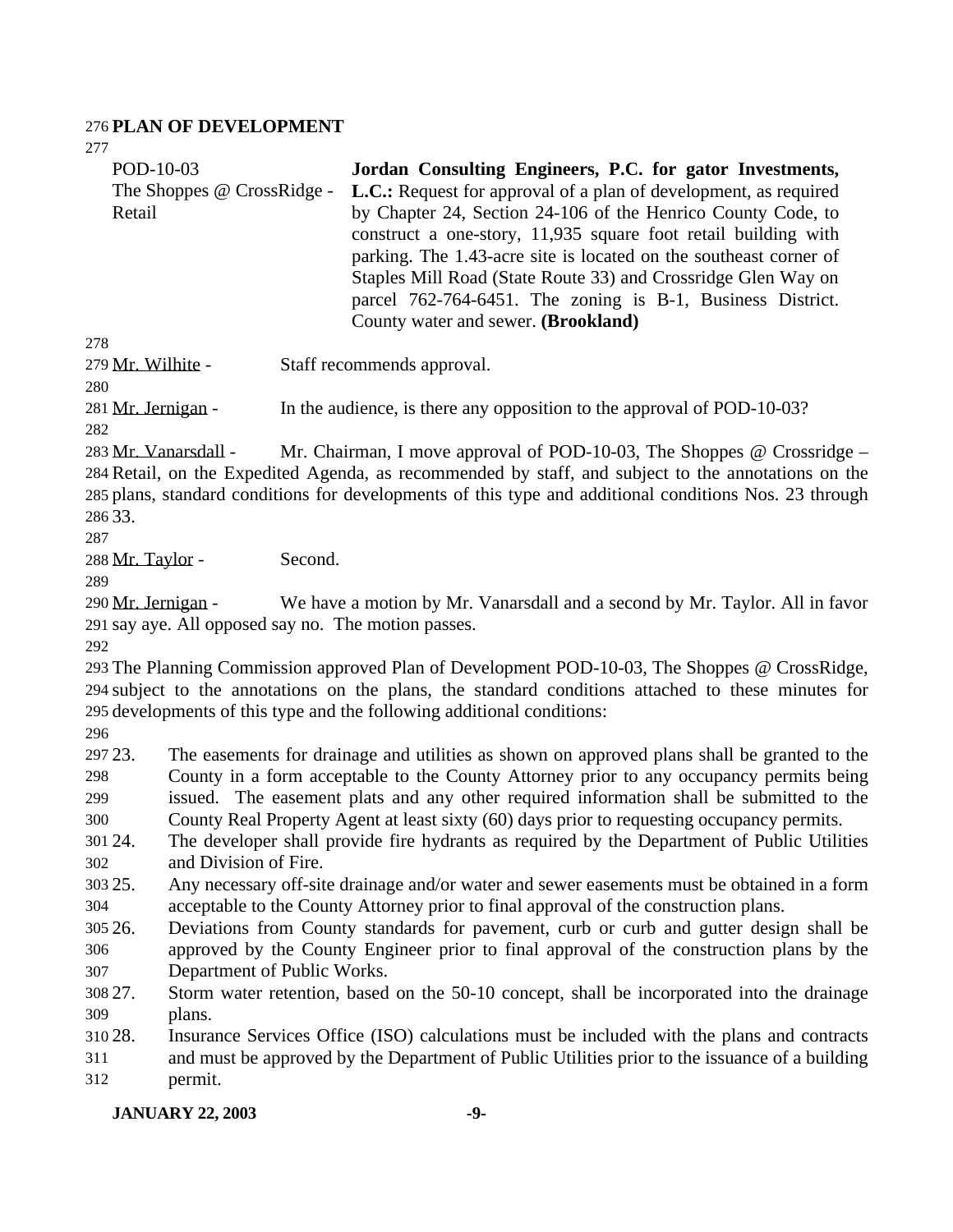**PLAN OF DEVELOPMENT**

POD-10-03
The Shoppes @ CrossRidge - Retail

**Jordan Consulting Engineers, P.C. for gator Investments, L.C.:** Request for approval of a plan of development, as required by Chapter 24, Section 24-106 of the Henrico County Code, to construct a one-story, 11,935 square foot retail building with parking. The 1.43-acre site is located on the southeast corner of Staples Mill Road (State Route 33) and Crossridge Glen Way on parcel 762-764-6451. The zoning is B-1, Business District. County water and sewer. **(Brookland)**

Mr. Wilhite - Staff recommends approval.

Mr. Jernigan - In the audience, is there any opposition to the approval of POD-10-03?

Mr. Vanarsdall - Mr. Chairman, I move approval of POD-10-03, The Shoppes @ Crossridge – Retail, on the Expedited Agenda, as recommended by staff, and subject to the annotations on the plans, standard conditions for developments of this type and additional conditions Nos. 23 through 33.

Mr. Taylor - Second.

Mr. Jernigan - We have a motion by Mr. Vanarsdall and a second by Mr. Taylor. All in favor say aye. All opposed say no. The motion passes.

The Planning Commission approved Plan of Development POD-10-03, The Shoppes @ CrossRidge, subject to the annotations on the plans, the standard conditions attached to these minutes for developments of this type and the following additional conditions:

23. The easements for drainage and utilities as shown on approved plans shall be granted to the County in a form acceptable to the County Attorney prior to any occupancy permits being issued. The easement plats and any other required information shall be submitted to the County Real Property Agent at least sixty (60) days prior to requesting occupancy permits.
24. The developer shall provide fire hydrants as required by the Department of Public Utilities and Division of Fire.
25. Any necessary off-site drainage and/or water and sewer easements must be obtained in a form acceptable to the County Attorney prior to final approval of the construction plans.
26. Deviations from County standards for pavement, curb or curb and gutter design shall be approved by the County Engineer prior to final approval of the construction plans by the Department of Public Works.
27. Storm water retention, based on the 50-10 concept, shall be incorporated into the drainage plans.
28. Insurance Services Office (ISO) calculations must be included with the plans and contracts and must be approved by the Department of Public Utilities prior to the issuance of a building permit.

**JANUARY 22, 2003**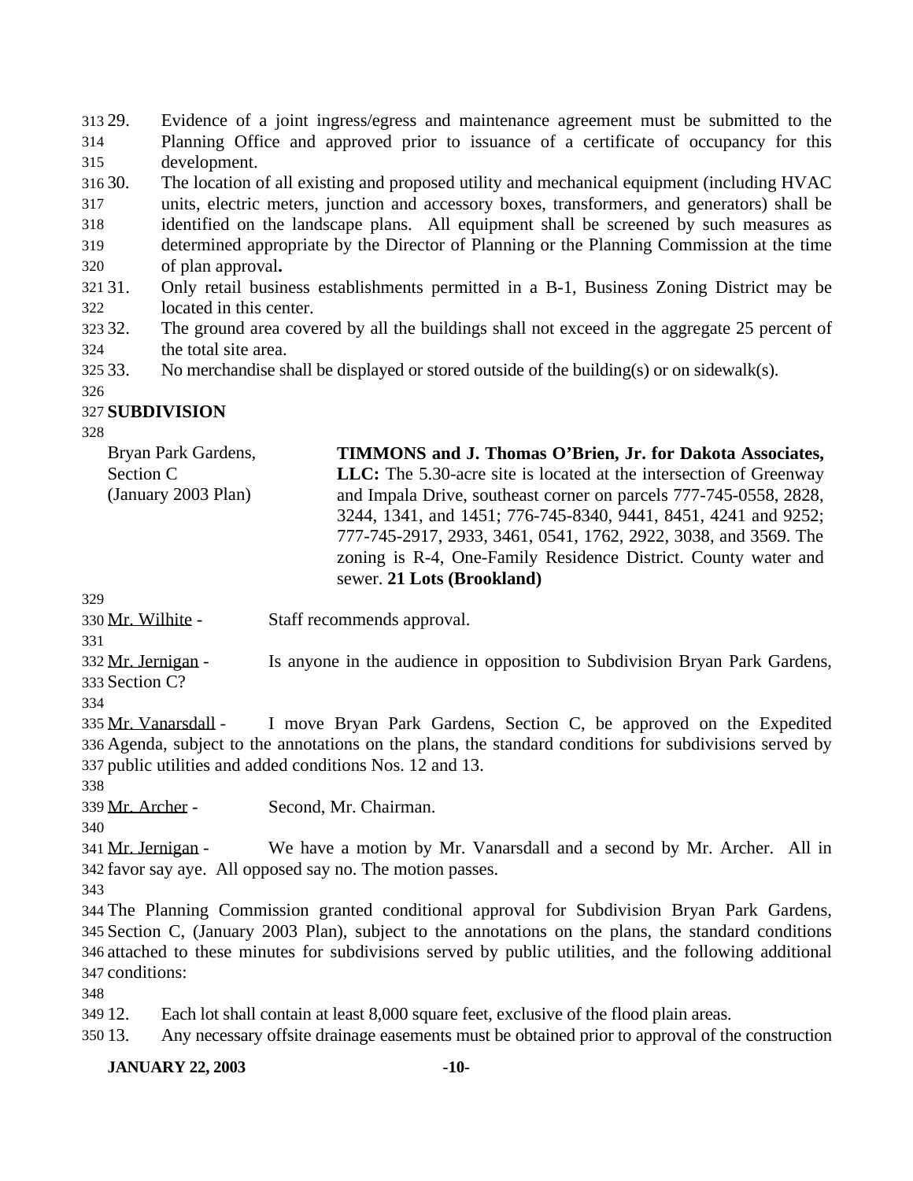29. Evidence of a joint ingress/egress and maintenance agreement must be submitted to the Planning Office and approved prior to issuance of a certificate of occupancy for this development.
30. The location of all existing and proposed utility and mechanical equipment (including HVAC units, electric meters, junction and accessory boxes, transformers, and generators) shall be identified on the landscape plans. All equipment shall be screened by such measures as determined appropriate by the Director of Planning or the Planning Commission at the time of plan approval**.**
31. Only retail business establishments permitted in a B-1, Business Zoning District may be located in this center.
32. The ground area covered by all the buildings shall not exceed in the aggregate 25 percent of the total site area.
33. No merchandise shall be displayed or stored outside of the building(s) or on sidewalk(s).

**SUBDIVISION**

Bryan Park Gardens, Section C (January 2003 Plan)

**TIMMONS and J. Thomas O'Brien, Jr. for Dakota Associates, LLC:** The 5.30-acre site is located at the intersection of Greenway and Impala Drive, southeast corner on parcels 777-745-0558, 2828, 3244, 1341, and 1451; 776-745-8340, 9441, 8451, 4241 and 9252; 777-745-2917, 2933, 3461, 0541, 1762, 2922, 3038, and 3569. The zoning is R-4, One-Family Residence District. County water and sewer. **21 Lots (Brookland)**

Mr. Wilhite - Staff recommends approval.

Mr. Jernigan - Is anyone in the audience in opposition to Subdivision Bryan Park Gardens, Section C?

Mr. Vanarsdall - I move Bryan Park Gardens, Section C, be approved on the Expedited Agenda, subject to the annotations on the plans, the standard conditions for subdivisions served by public utilities and added conditions Nos. 12 and 13.

Mr. Archer - Second, Mr. Chairman.

Mr. Jernigan - We have a motion by Mr. Vanarsdall and a second by Mr. Archer. All in favor say aye. All opposed say no. The motion passes.

The Planning Commission granted conditional approval for Subdivision Bryan Park Gardens, Section C, (January 2003 Plan), subject to the annotations on the plans, the standard conditions attached to these minutes for subdivisions served by public utilities, and the following additional conditions:

12. Each lot shall contain at least 8,000 square feet, exclusive of the flood plain areas.
13. Any necessary offsite drainage easements must be obtained prior to approval of the construction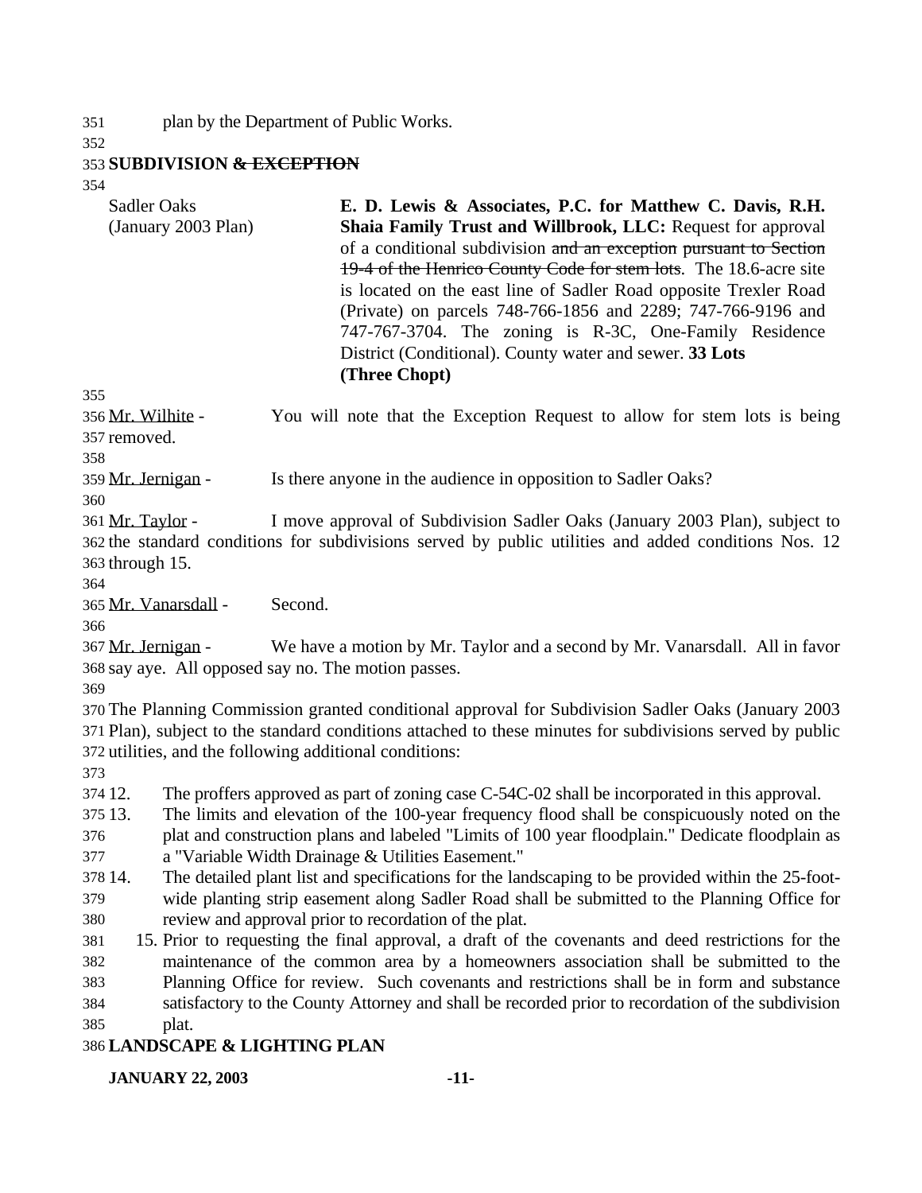plan by the Department of Public Works.

**SUBDIVISION ~~& EXCEPTION~~**

Sadler Oaks (January 2003 Plan)

**E. D. Lewis & Associates, P.C. for Matthew C. Davis, R.H. Shaia Family Trust and Willbrook, LLC:** Request for approval of a conditional subdivision ~~and an exception pursuant to Section 19-4 of the Henrico County Code for stem lots~~. The 18.6-acre site is located on the east line of Sadler Road opposite Trexler Road (Private) on parcels 748-766-1856 and 2289; 747-766-9196 and 747-767-3704. The zoning is R-3C, One-Family Residence District (Conditional). County water and sewer. **33 Lots (Three Chopt)**

Mr. Wilhite - You will note that the Exception Request to allow for stem lots is being removed.

Mr. Jernigan - Is there anyone in the audience in opposition to Sadler Oaks?

Mr. Taylor - I move approval of Subdivision Sadler Oaks (January 2003 Plan), subject to the standard conditions for subdivisions served by public utilities and added conditions Nos. 12 through 15.

Mr. Vanarsdall - Second.

Mr. Jernigan - We have a motion by Mr. Taylor and a second by Mr. Vanarsdall. All in favor say aye. All opposed say no. The motion passes.

The Planning Commission granted conditional approval for Subdivision Sadler Oaks (January 2003 Plan), subject to the standard conditions attached to these minutes for subdivisions served by public utilities, and the following additional conditions:

12. The proffers approved as part of zoning case C-54C-02 shall be incorporated in this approval.
13. The limits and elevation of the 100-year frequency flood shall be conspicuously noted on the plat and construction plans and labeled "Limits of 100 year floodplain." Dedicate floodplain as a "Variable Width Drainage & Utilities Easement."
14. The detailed plant list and specifications for the landscaping to be provided within the 25-foot-wide planting strip easement along Sadler Road shall be submitted to the Planning Office for review and approval prior to recordation of the plat.
15. Prior to requesting the final approval, a draft of the covenants and deed restrictions for the maintenance of the common area by a homeowners association shall be submitted to the Planning Office for review. Such covenants and restrictions shall be in form and substance satisfactory to the County Attorney and shall be recorded prior to recordation of the subdivision plat.

**LANDSCAPE & LIGHTING PLAN**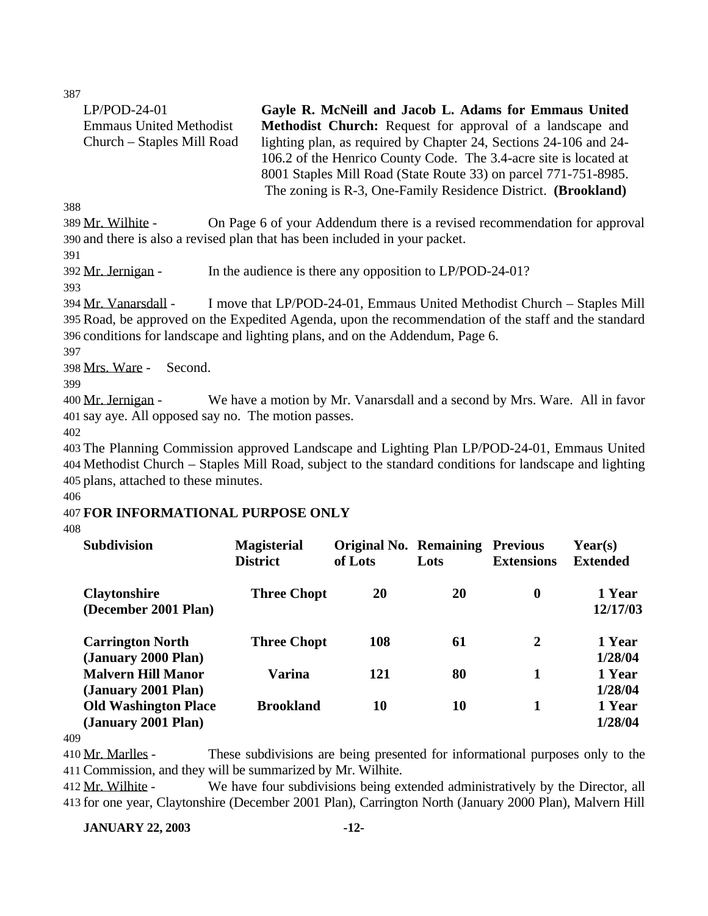LP/POD-24-01
Emmaus United Methodist Church – Staples Mill Road

**Gayle R. McNeill and Jacob L. Adams for Emmaus United Methodist Church:** Request for approval of a landscape and lighting plan, as required by Chapter 24, Sections 24-106 and 24-106.2 of the Henrico County Code. The 3.4-acre site is located at 8001 Staples Mill Road (State Route 33) on parcel 771-751-8985. The zoning is R-3, One-Family Residence District. **(Brookland)**

Mr. Wilhite - On Page 6 of your Addendum there is a revised recommendation for approval and there is also a revised plan that has been included in your packet.

Mr. Jernigan - In the audience is there any opposition to LP/POD-24-01?

Mr. Vanarsdall - I move that LP/POD-24-01, Emmaus United Methodist Church – Staples Mill Road, be approved on the Expedited Agenda, upon the recommendation of the staff and the standard conditions for landscape and lighting plans, and on the Addendum, Page 6.

Mrs. Ware - Second.

Mr. Jernigan - We have a motion by Mr. Vanarsdall and a second by Mrs. Ware. All in favor say aye. All opposed say no. The motion passes.

The Planning Commission approved Landscape and Lighting Plan LP/POD-24-01, Emmaus United Methodist Church – Staples Mill Road, subject to the standard conditions for landscape and lighting plans, attached to these minutes.

**FOR INFORMATIONAL PURPOSE ONLY**

| Subdivision | Magisterial District | Original No. of Lots | Remaining Lots | Previous Extensions | Year(s) Extended |
|---|---|---|---|---|---|
| **Claytonshire (December 2001 Plan)** | **Three Chopt** | **20** | **20** | **0** | **1 Year 12/17/03** |
| **Carrington North (January 2000 Plan)** | **Three Chopt** | **108** | **61** | **2** | **1 Year 1/28/04** |
| **Malvern Hill Manor (January 2001 Plan)** | **Varina** | **121** | **80** | **1** | **1 Year 1/28/04** |
| **Old Washington Place (January 2001 Plan)** | **Brookland** | **10** | **10** | **1** | **1 Year 1/28/04** |

Mr. Marlles - These subdivisions are being presented for informational purposes only to the Commission, and they will be summarized by Mr. Wilhite.

Mr. Wilhite - We have four subdivisions being extended administratively by the Director, all for one year, Claytonshire (December 2001 Plan), Carrington North (January 2000 Plan), Malvern Hill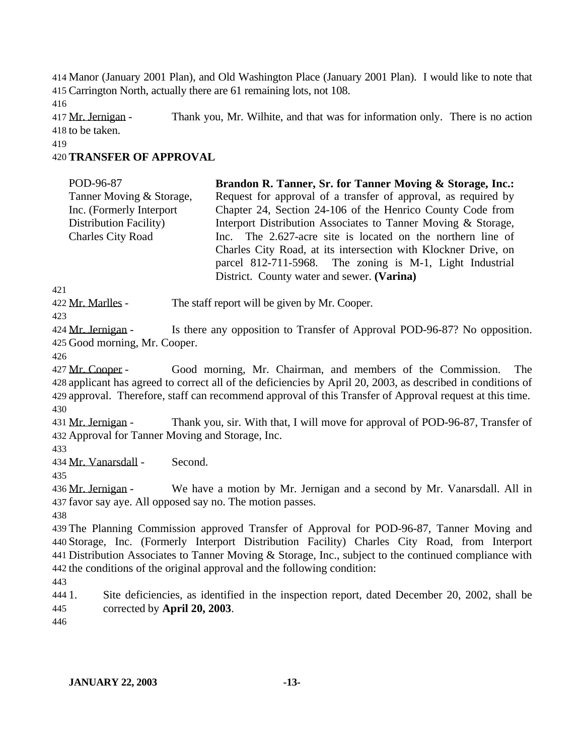Manor (January 2001 Plan), and Old Washington Place (January 2001 Plan). I would like to note that Carrington North, actually there are 61 remaining lots, not 108.

Mr. Jernigan - Thank you, Mr. Wilhite, and that was for information only. There is no action to be taken.

## TRANSFER OF APPROVAL

| | |
|---|---|
| POD-96-87<br>Tanner Moving & Storage, Inc. (Formerly Interport Distribution Facility)<br>Charles City Road | **Brandon R. Tanner, Sr. for Tanner Moving & Storage, Inc.:** Request for approval of a transfer of approval, as required by Chapter 24, Section 24-106 of the Henrico County Code from Interport Distribution Associates to Tanner Moving & Storage, Inc. The 2.627-acre site is located on the northern line of Charles City Road, at its intersection with Klockner Drive, on parcel 812-711-5968. The zoning is M-1, Light Industrial District. County water and sewer. **(Varina)** |

Mr. Marlles - The staff report will be given by Mr. Cooper.

Mr. Jernigan - Is there any opposition to Transfer of Approval POD-96-87? No opposition. Good morning, Mr. Cooper.

Mr. Cooper - Good morning, Mr. Chairman, and members of the Commission. The applicant has agreed to correct all of the deficiencies by April 20, 2003, as described in conditions of approval. Therefore, staff can recommend approval of this Transfer of Approval request at this time.

Mr. Jernigan - Thank you, sir. With that, I will move for approval of POD-96-87, Transfer of Approval for Tanner Moving and Storage, Inc.

Mr. Vanarsdall - Second.

Mr. Jernigan - We have a motion by Mr. Jernigan and a second by Mr. Vanarsdall. All in favor say aye. All opposed say no. The motion passes.

The Planning Commission approved Transfer of Approval for POD-96-87, Tanner Moving and Storage, Inc. (Formerly Interport Distribution Facility) Charles City Road, from Interport Distribution Associates to Tanner Moving & Storage, Inc., subject to the continued compliance with the conditions of the original approval and the following condition:

1. Site deficiencies, as identified in the inspection report, dated December 20, 2002, shall be corrected by **April 20, 2003**.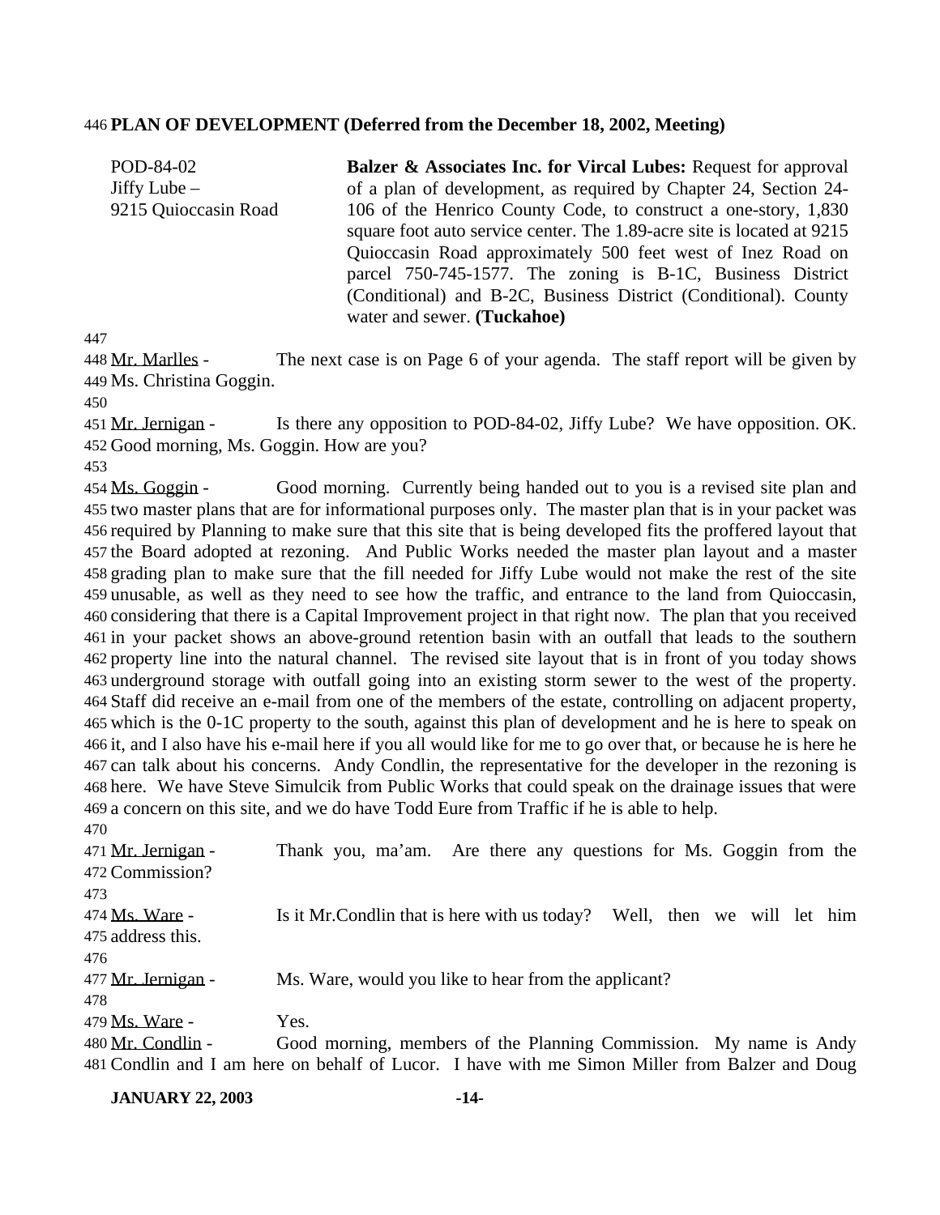**PLAN OF DEVELOPMENT (Deferred from the December 18, 2002, Meeting)**

| | |
|---|---|
| POD-84-02<br>Jiffy Lube –<br>9215 Quioccasin Road | **Balzer & Associates Inc. for Vircal Lubes:** Request for approval of a plan of development, as required by Chapter 24, Section 24-106 of the Henrico County Code, to construct a one-story, 1,830 square foot auto service center. The 1.89-acre site is located at 9215 Quioccasin Road approximately 500 feet west of Inez Road on parcel 750-745-1577. The zoning is B-1C, Business District (Conditional) and B-2C, Business District (Conditional). County water and sewer. **(Tuckahoe)** |

Mr. Marlles - The next case is on Page 6 of your agenda. The staff report will be given by Ms. Christina Goggin.

Mr. Jernigan - Is there any opposition to POD-84-02, Jiffy Lube? We have opposition. OK. Good morning, Ms. Goggin. How are you?

Ms. Goggin - Good morning. Currently being handed out to you is a revised site plan and two master plans that are for informational purposes only. The master plan that is in your packet was required by Planning to make sure that this site that is being developed fits the proffered layout that the Board adopted at rezoning. And Public Works needed the master plan layout and a master grading plan to make sure that the fill needed for Jiffy Lube would not make the rest of the site unusable, as well as they need to see how the traffic, and entrance to the land from Quioccasin, considering that there is a Capital Improvement project in that right now. The plan that you received in your packet shows an above-ground retention basin with an outfall that leads to the southern property line into the natural channel. The revised site layout that is in front of you today shows underground storage with outfall going into an existing storm sewer to the west of the property. Staff did receive an e-mail from one of the members of the estate, controlling on adjacent property, which is the 0-1C property to the south, against this plan of development and he is here to speak on it, and I also have his e-mail here if you all would like for me to go over that, or because he is here he can talk about his concerns. Andy Condlin, the representative for the developer in the rezoning is here. We have Steve Simulcik from Public Works that could speak on the drainage issues that were a concern on this site, and we do have Todd Eure from Traffic if he is able to help.

Mr. Jernigan - Thank you, ma'am. Are there any questions for Ms. Goggin from the Commission?

Ms. Ware - Is it Mr.Condlin that is here with us today? Well, then we will let him address this.

Mr. Jernigan - Ms. Ware, would you like to hear from the applicant?

Ms. Ware - Yes.

Mr. Condlin - Good morning, members of the Planning Commission. My name is Andy Condlin and I am here on behalf of Lucor. I have with me Simon Miller from Balzer and Doug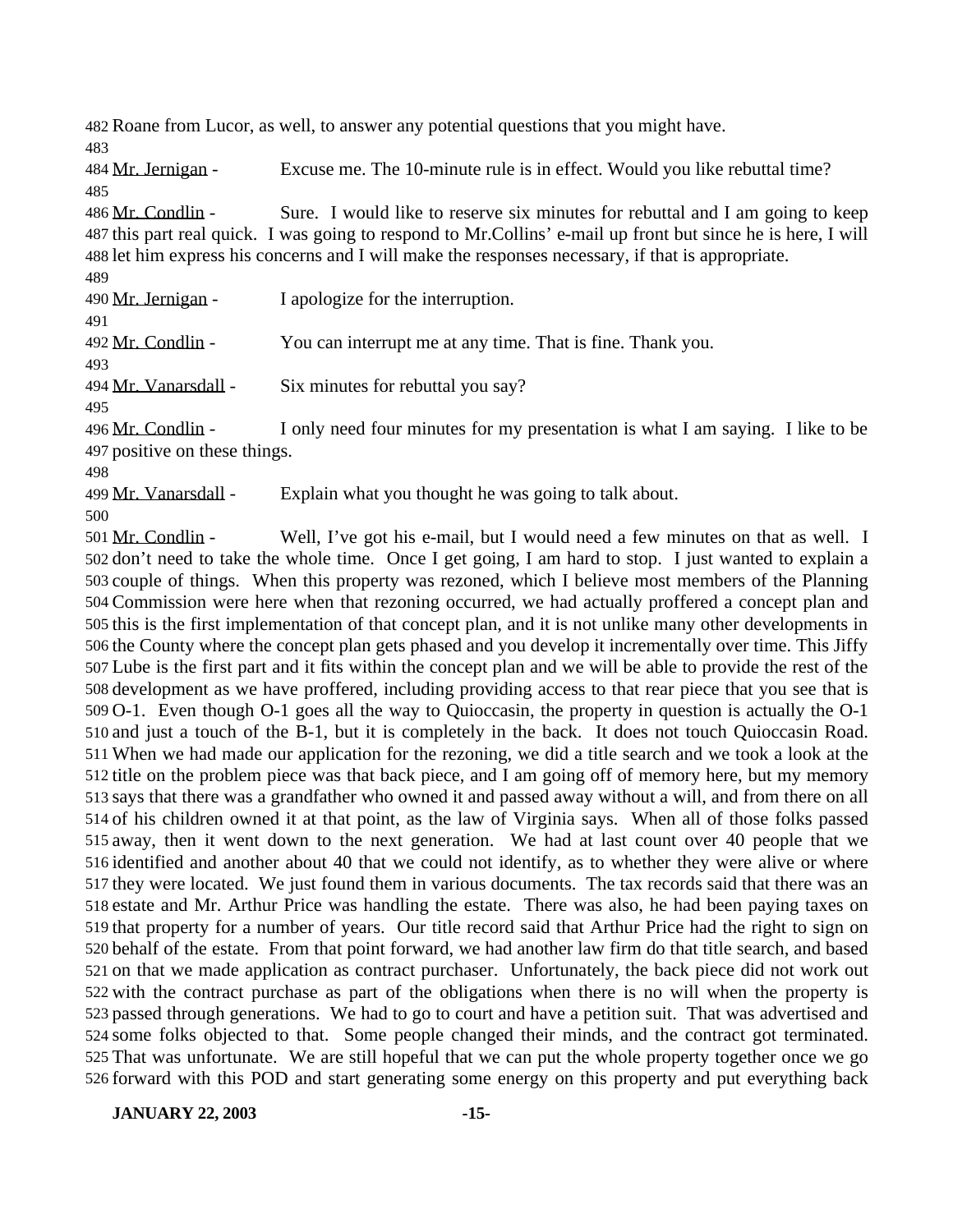Roane from Lucor, as well, to answer any potential questions that you might have.

Mr. Jernigan - Excuse me. The 10-minute rule is in effect. Would you like rebuttal time?

Mr. Condlin - Sure. I would like to reserve six minutes for rebuttal and I am going to keep this part real quick. I was going to respond to Mr.Collins' e-mail up front but since he is here, I will let him express his concerns and I will make the responses necessary, if that is appropriate.

Mr. Jernigan - I apologize for the interruption.

Mr. Condlin - You can interrupt me at any time. That is fine. Thank you.

Mr. Vanarsdall - Six minutes for rebuttal you say?

Mr. Condlin - I only need four minutes for my presentation is what I am saying. I like to be positive on these things.

Mr. Vanarsdall - Explain what you thought he was going to talk about.

Mr. Condlin - Well, I've got his e-mail, but I would need a few minutes on that as well. I don't need to take the whole time. Once I get going, I am hard to stop. I just wanted to explain a couple of things. When this property was rezoned, which I believe most members of the Planning Commission were here when that rezoning occurred, we had actually proffered a concept plan and this is the first implementation of that concept plan, and it is not unlike many other developments in the County where the concept plan gets phased and you develop it incrementally over time. This Jiffy Lube is the first part and it fits within the concept plan and we will be able to provide the rest of the development as we have proffered, including providing access to that rear piece that you see that is O-1. Even though O-1 goes all the way to Quioccasin, the property in question is actually the O-1 and just a touch of the B-1, but it is completely in the back. It does not touch Quioccasin Road. When we had made our application for the rezoning, we did a title search and we took a look at the title on the problem piece was that back piece, and I am going off of memory here, but my memory says that there was a grandfather who owned it and passed away without a will, and from there on all of his children owned it at that point, as the law of Virginia says. When all of those folks passed away, then it went down to the next generation. We had at last count over 40 people that we identified and another about 40 that we could not identify, as to whether they were alive or where they were located. We just found them in various documents. The tax records said that there was an estate and Mr. Arthur Price was handling the estate. There was also, he had been paying taxes on that property for a number of years. Our title record said that Arthur Price had the right to sign on behalf of the estate. From that point forward, we had another law firm do that title search, and based on that we made application as contract purchaser. Unfortunately, the back piece did not work out with the contract purchase as part of the obligations when there is no will when the property is passed through generations. We had to go to court and have a petition suit. That was advertised and some folks objected to that. Some people changed their minds, and the contract got terminated. That was unfortunate. We are still hopeful that we can put the whole property together once we go forward with this POD and start generating some energy on this property and put everything back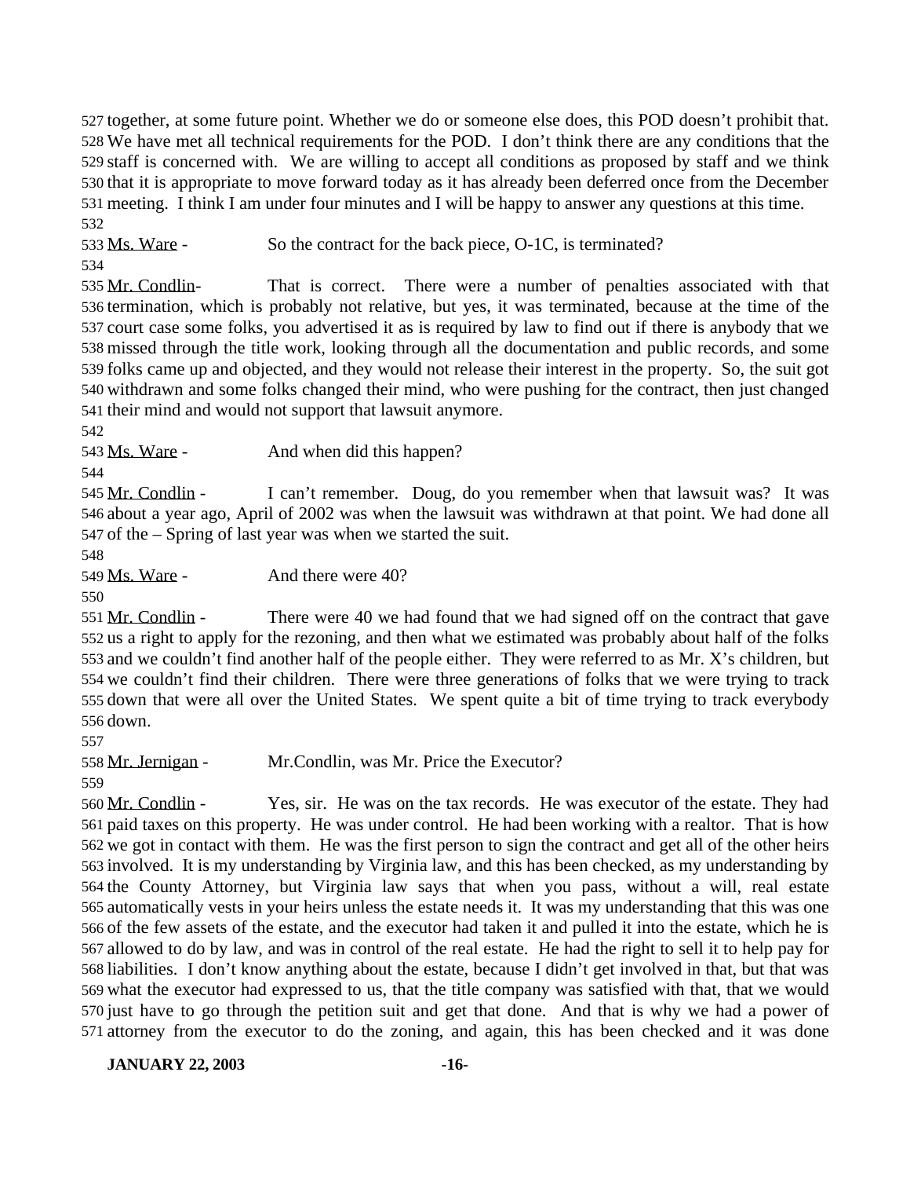together, at some future point. Whether we do or someone else does, this POD doesn't prohibit that. We have met all technical requirements for the POD. I don't think there are any conditions that the staff is concerned with. We are willing to accept all conditions as proposed by staff and we think that it is appropriate to move forward today as it has already been deferred once from the December meeting. I think I am under four minutes and I will be happy to answer any questions at this time.

Ms. Ware - So the contract for the back piece, O-1C, is terminated?

Mr. Condlin- That is correct. There were a number of penalties associated with that termination, which is probably not relative, but yes, it was terminated, because at the time of the court case some folks, you advertised it as is required by law to find out if there is anybody that we missed through the title work, looking through all the documentation and public records, and some folks came up and objected, and they would not release their interest in the property. So, the suit got withdrawn and some folks changed their mind, who were pushing for the contract, then just changed their mind and would not support that lawsuit anymore.

Ms. Ware - And when did this happen?

Mr. Condlin - I can't remember. Doug, do you remember when that lawsuit was? It was about a year ago, April of 2002 was when the lawsuit was withdrawn at that point. We had done all of the – Spring of last year was when we started the suit.

Ms. Ware - And there were 40?

Mr. Condlin - There were 40 we had found that we had signed off on the contract that gave us a right to apply for the rezoning, and then what we estimated was probably about half of the folks and we couldn't find another half of the people either. They were referred to as Mr. X's children, but we couldn't find their children. There were three generations of folks that we were trying to track down that were all over the United States. We spent quite a bit of time trying to track everybody down.

Mr. Jernigan - Mr.Condlin, was Mr. Price the Executor?

Mr. Condlin - Yes, sir. He was on the tax records. He was executor of the estate. They had paid taxes on this property. He was under control. He had been working with a realtor. That is how we got in contact with them. He was the first person to sign the contract and get all of the other heirs involved. It is my understanding by Virginia law, and this has been checked, as my understanding by the County Attorney, but Virginia law says that when you pass, without a will, real estate automatically vests in your heirs unless the estate needs it. It was my understanding that this was one of the few assets of the estate, and the executor had taken it and pulled it into the estate, which he is allowed to do by law, and was in control of the real estate. He had the right to sell it to help pay for liabilities. I don't know anything about the estate, because I didn't get involved in that, but that was what the executor had expressed to us, that the title company was satisfied with that, that we would just have to go through the petition suit and get that done. And that is why we had a power of attorney from the executor to do the zoning, and again, this has been checked and it was done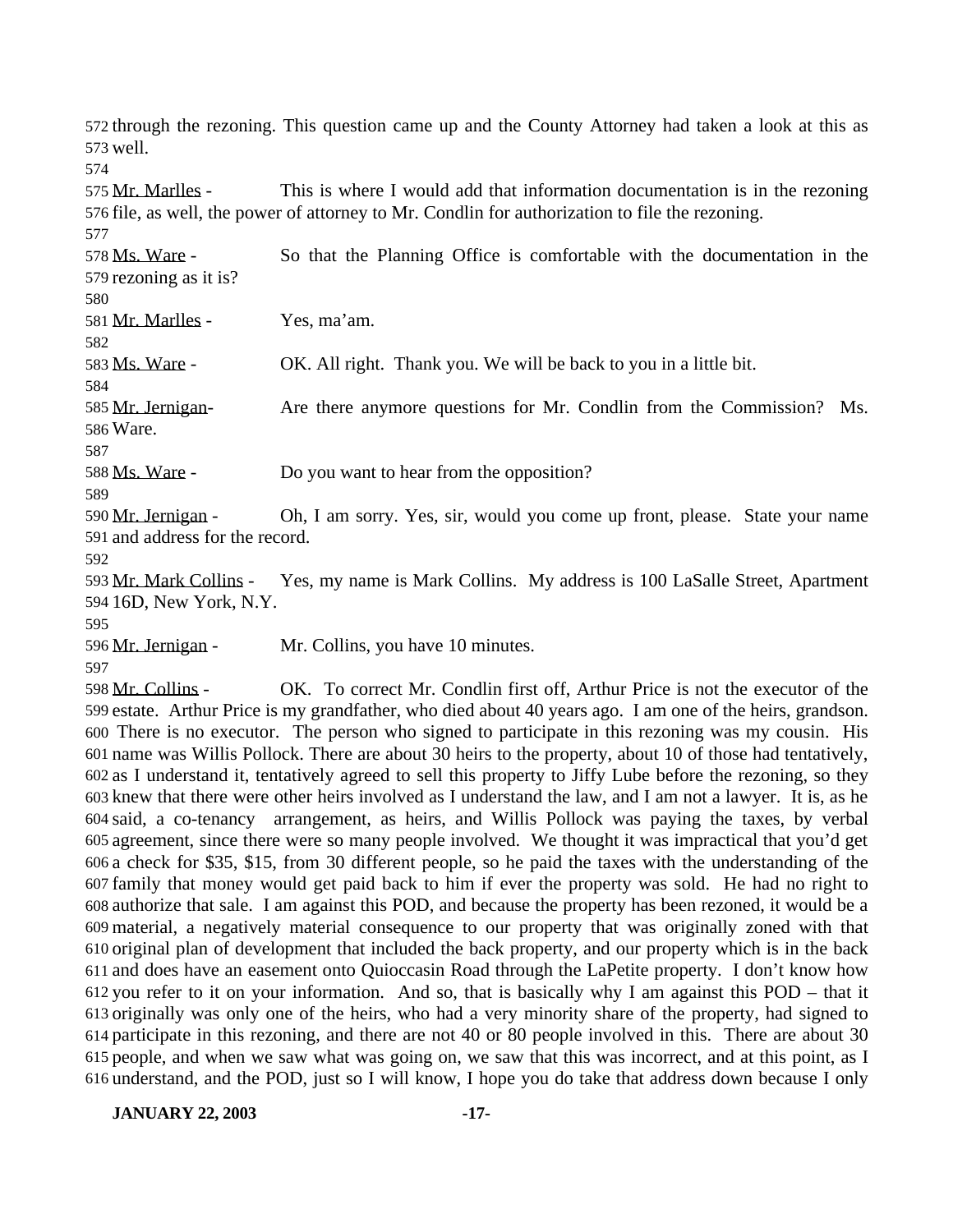through the rezoning. This question came up and the County Attorney had taken a look at this as well.

Mr. Marlles - This is where I would add that information documentation is in the rezoning file, as well, the power of attorney to Mr. Condlin for authorization to file the rezoning.

Ms. Ware - So that the Planning Office is comfortable with the documentation in the rezoning as it is?

Mr. Marlles - Yes, ma'am.

Ms. Ware - OK. All right. Thank you. We will be back to you in a little bit.

Mr. Jernigan- Are there anymore questions for Mr. Condlin from the Commission? Ms. Ware.

Ms. Ware - Do you want to hear from the opposition?

Mr. Jernigan - Oh, I am sorry. Yes, sir, would you come up front, please. State your name and address for the record.

Mr. Mark Collins - Yes, my name is Mark Collins. My address is 100 LaSalle Street, Apartment 16D, New York, N.Y.

Mr. Jernigan - Mr. Collins, you have 10 minutes.

Mr. Collins - OK. To correct Mr. Condlin first off, Arthur Price is not the executor of the estate. Arthur Price is my grandfather, who died about 40 years ago. I am one of the heirs, grandson. There is no executor. The person who signed to participate in this rezoning was my cousin. His name was Willis Pollock. There are about 30 heirs to the property, about 10 of those had tentatively, as I understand it, tentatively agreed to sell this property to Jiffy Lube before the rezoning, so they knew that there were other heirs involved as I understand the law, and I am not a lawyer. It is, as he said, a co-tenancy arrangement, as heirs, and Willis Pollock was paying the taxes, by verbal agreement, since there were so many people involved. We thought it was impractical that you'd get a check for $35, $15, from 30 different people, so he paid the taxes with the understanding of the family that money would get paid back to him if ever the property was sold. He had no right to authorize that sale. I am against this POD, and because the property has been rezoned, it would be a material, a negatively material consequence to our property that was originally zoned with that original plan of development that included the back property, and our property which is in the back and does have an easement onto Quioccasin Road through the LaPetite property. I don't know how you refer to it on your information. And so, that is basically why I am against this POD – that it originally was only one of the heirs, who had a very minority share of the property, had signed to participate in this rezoning, and there are not 40 or 80 people involved in this. There are about 30 people, and when we saw what was going on, we saw that this was incorrect, and at this point, as I understand, and the POD, just so I will know, I hope you do take that address down because I only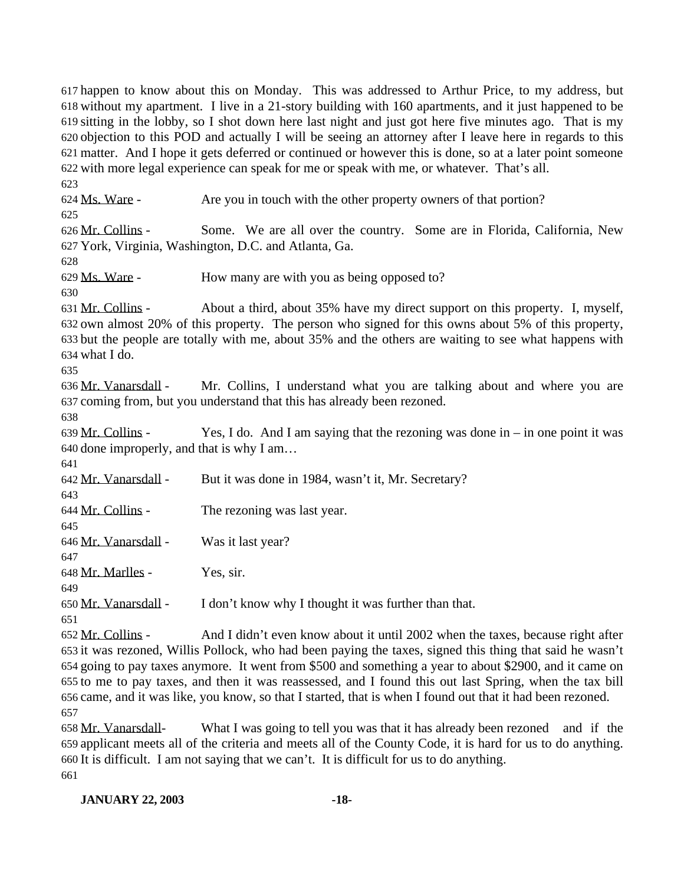happen to know about this on Monday. This was addressed to Arthur Price, to my address, but without my apartment. I live in a 21-story building with 160 apartments, and it just happened to be sitting in the lobby, so I shot down here last night and just got here five minutes ago. That is my objection to this POD and actually I will be seeing an attorney after I leave here in regards to this matter. And I hope it gets deferred or continued or however this is done, so at a later point someone with more legal experience can speak for me or speak with me, or whatever. That's all.

Ms. Ware - Are you in touch with the other property owners of that portion?

Mr. Collins - Some. We are all over the country. Some are in Florida, California, New York, Virginia, Washington, D.C. and Atlanta, Ga.

Ms. Ware - How many are with you as being opposed to?

Mr. Collins - About a third, about 35% have my direct support on this property. I, myself, own almost 20% of this property. The person who signed for this owns about 5% of this property, but the people are totally with me, about 35% and the others are waiting to see what happens with what I do.

Mr. Vanarsdall - Mr. Collins, I understand what you are talking about and where you are coming from, but you understand that this has already been rezoned.

Mr. Collins - Yes, I do. And I am saying that the rezoning was done in – in one point it was done improperly, and that is why I am…

Mr. Vanarsdall - But it was done in 1984, wasn't it, Mr. Secretary?

Mr. Collins - The rezoning was last year.

Mr. Vanarsdall - Was it last year?

Mr. Marlles - Yes, sir.

Mr. Vanarsdall - I don't know why I thought it was further than that.

Mr. Collins - And I didn't even know about it until 2002 when the taxes, because right after it was rezoned, Willis Pollock, who had been paying the taxes, signed this thing that said he wasn't going to pay taxes anymore. It went from $500 and something a year to about $2900, and it came on to me to pay taxes, and then it was reassessed, and I found this out last Spring, when the tax bill came, and it was like, you know, so that I started, that is when I found out that it had been rezoned.

Mr. Vanarsdall- What I was going to tell you was that it has already been rezoned and if the applicant meets all of the criteria and meets all of the County Code, it is hard for us to do anything. It is difficult. I am not saying that we can't. It is difficult for us to do anything.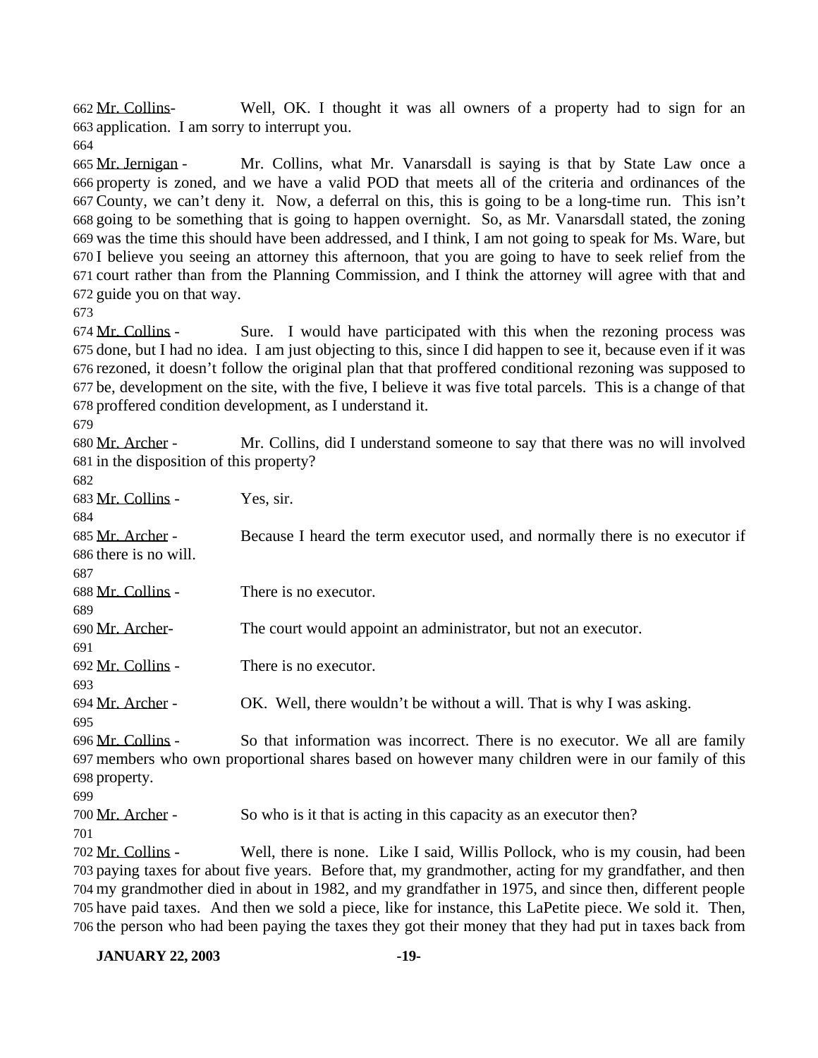662 Mr. Collins- Well, OK. I thought it was all owners of a property had to sign for an
663 application. I am sorry to interrupt you.
664
665 Mr. Jernigan - Mr. Collins, what Mr. Vanarsdall is saying is that by State Law once a
666 property is zoned, and we have a valid POD that meets all of the criteria and ordinances of the
667 County, we can't deny it. Now, a deferral on this, this is going to be a long-time run. This isn't
668 going to be something that is going to happen overnight. So, as Mr. Vanarsdall stated, the zoning
669 was the time this should have been addressed, and I think, I am not going to speak for Ms. Ware, but
670 I believe you seeing an attorney this afternoon, that you are going to have to seek relief from the
671 court rather than from the Planning Commission, and I think the attorney will agree with that and
672 guide you on that way.
673
674 Mr. Collins - Sure. I would have participated with this when the rezoning process was
675 done, but I had no idea. I am just objecting to this, since I did happen to see it, because even if it was
676 rezoned, it doesn't follow the original plan that that proffered conditional rezoning was supposed to
677 be, development on the site, with the five, I believe it was five total parcels. This is a change of that
678 proffered condition development, as I understand it.
679
680 Mr. Archer - Mr. Collins, did I understand someone to say that there was no will involved
681 in the disposition of this property?
682
683 Mr. Collins - Yes, sir.
684
685 Mr. Archer - Because I heard the term executor used, and normally there is no executor if
686 there is no will.
687
688 Mr. Collins - There is no executor.
689
690 Mr. Archer- The court would appoint an administrator, but not an executor.
691
692 Mr. Collins - There is no executor.
693
694 Mr. Archer - OK. Well, there wouldn't be without a will. That is why I was asking.
695
696 Mr. Collins - So that information was incorrect. There is no executor. We all are family
697 members who own proportional shares based on however many children were in our family of this
698 property.
699
700 Mr. Archer - So who is it that is acting in this capacity as an executor then?
701
702 Mr. Collins - Well, there is none. Like I said, Willis Pollock, who is my cousin, had been
703 paying taxes for about five years. Before that, my grandmother, acting for my grandfather, and then
704 my grandmother died in about in 1982, and my grandfather in 1975, and since then, different people
705 have paid taxes. And then we sold a piece, like for instance, this LaPetite piece. We sold it. Then,
706 the person who had been paying the taxes they got their money that they had put in taxes back from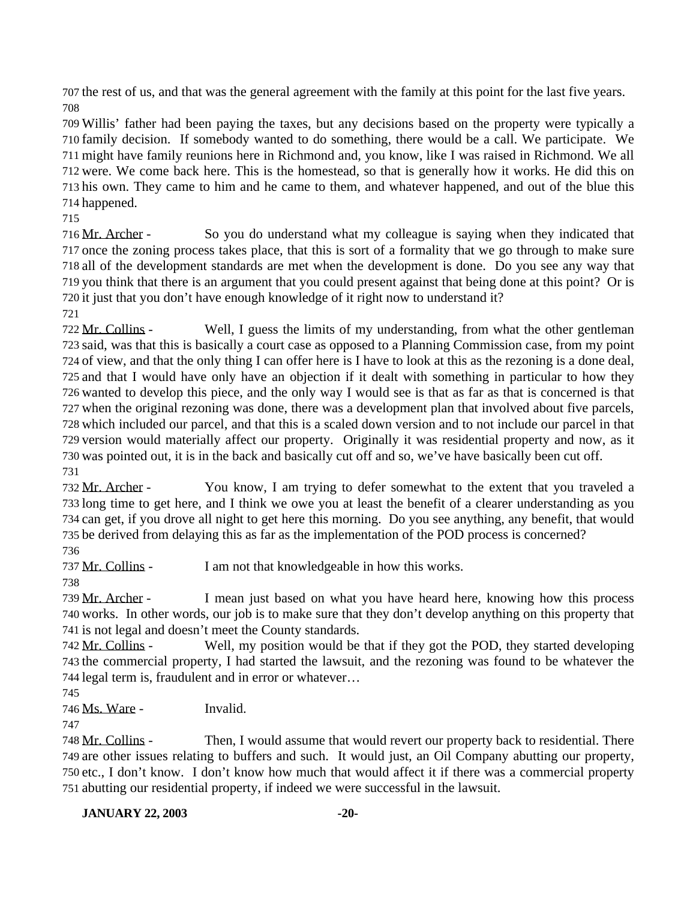the rest of us, and that was the general agreement with the family at this point for the last five years.

Willis' father had been paying the taxes, but any decisions based on the property were typically a family decision. If somebody wanted to do something, there would be a call. We participate. We might have family reunions here in Richmond and, you know, like I was raised in Richmond. We all were. We come back here. This is the homestead, so that is generally how it works. He did this on his own. They came to him and he came to them, and whatever happened, and out of the blue this happened.

Mr. Archer - So you do understand what my colleague is saying when they indicated that once the zoning process takes place, that this is sort of a formality that we go through to make sure all of the development standards are met when the development is done. Do you see any way that you think that there is an argument that you could present against that being done at this point? Or is it just that you don't have enough knowledge of it right now to understand it?

Mr. Collins - Well, I guess the limits of my understanding, from what the other gentleman said, was that this is basically a court case as opposed to a Planning Commission case, from my point of view, and that the only thing I can offer here is I have to look at this as the rezoning is a done deal, and that I would have only have an objection if it dealt with something in particular to how they wanted to develop this piece, and the only way I would see is that as far as that is concerned is that when the original rezoning was done, there was a development plan that involved about five parcels, which included our parcel, and that this is a scaled down version and to not include our parcel in that version would materially affect our property. Originally it was residential property and now, as it was pointed out, it is in the back and basically cut off and so, we've have basically been cut off.

Mr. Archer - You know, I am trying to defer somewhat to the extent that you traveled a long time to get here, and I think we owe you at least the benefit of a clearer understanding as you can get, if you drove all night to get here this morning. Do you see anything, any benefit, that would be derived from delaying this as far as the implementation of the POD process is concerned?

Mr. Collins - I am not that knowledgeable in how this works.

Mr. Archer - I mean just based on what you have heard here, knowing how this process works. In other words, our job is to make sure that they don't develop anything on this property that is not legal and doesn't meet the County standards.

Mr. Collins - Well, my position would be that if they got the POD, they started developing the commercial property, I had started the lawsuit, and the rezoning was found to be whatever the legal term is, fraudulent and in error or whatever…

Ms. Ware - Invalid.

Mr. Collins - Then, I would assume that would revert our property back to residential. There are other issues relating to buffers and such. It would just, an Oil Company abutting our property, etc., I don't know. I don't know how much that would affect it if there was a commercial property abutting our residential property, if indeed we were successful in the lawsuit.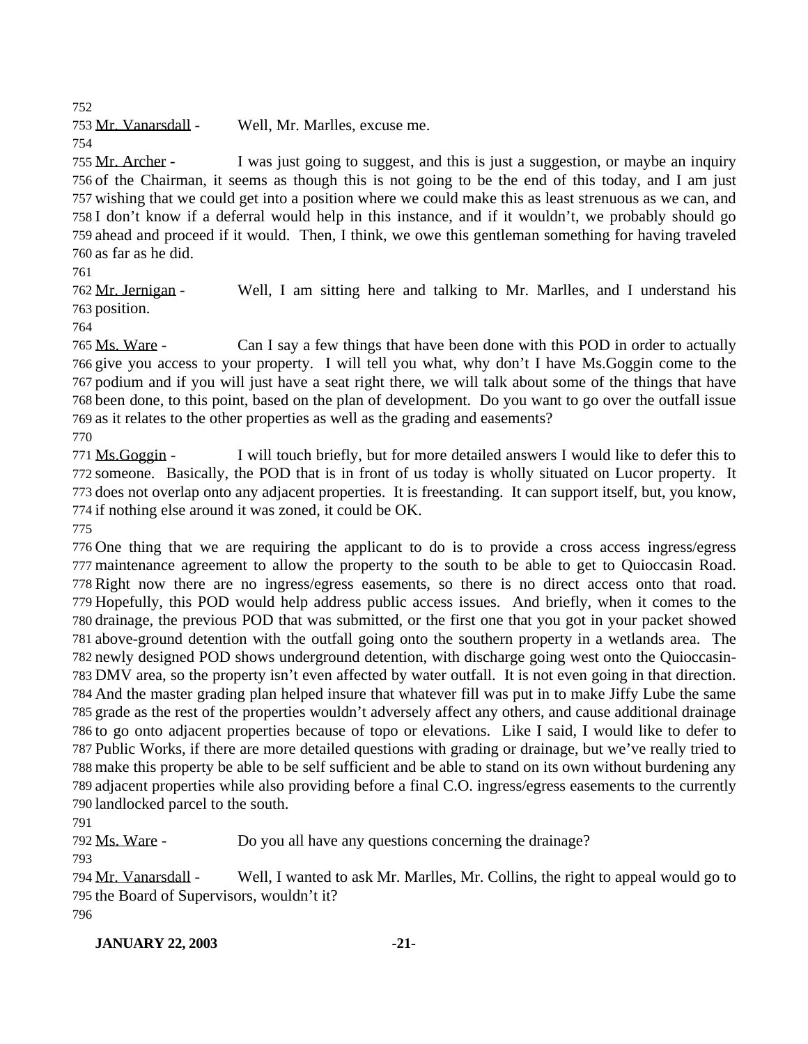Mr. Vanarsdall - Well, Mr. Marlles, excuse me.

Mr. Archer - I was just going to suggest, and this is just a suggestion, or maybe an inquiry of the Chairman, it seems as though this is not going to be the end of this today, and I am just wishing that we could get into a position where we could make this as least strenuous as we can, and I don't know if a deferral would help in this instance, and if it wouldn't, we probably should go ahead and proceed if it would. Then, I think, we owe this gentleman something for having traveled as far as he did.

Mr. Jernigan - Well, I am sitting here and talking to Mr. Marlles, and I understand his position.

Ms. Ware - Can I say a few things that have been done with this POD in order to actually give you access to your property. I will tell you what, why don't I have Ms.Goggin come to the podium and if you will just have a seat right there, we will talk about some of the things that have been done, to this point, based on the plan of development. Do you want to go over the outfall issue as it relates to the other properties as well as the grading and easements?

Ms.Goggin - I will touch briefly, but for more detailed answers I would like to defer this to someone. Basically, the POD that is in front of us today is wholly situated on Lucor property. It does not overlap onto any adjacent properties. It is freestanding. It can support itself, but, you know, if nothing else around it was zoned, it could be OK.

One thing that we are requiring the applicant to do is to provide a cross access ingress/egress maintenance agreement to allow the property to the south to be able to get to Quioccasin Road. Right now there are no ingress/egress easements, so there is no direct access onto that road. Hopefully, this POD would help address public access issues. And briefly, when it comes to the drainage, the previous POD that was submitted, or the first one that you got in your packet showed above-ground detention with the outfall going onto the southern property in a wetlands area. The newly designed POD shows underground detention, with discharge going west onto the Quioccasin-DMV area, so the property isn't even affected by water outfall. It is not even going in that direction. And the master grading plan helped insure that whatever fill was put in to make Jiffy Lube the same grade as the rest of the properties wouldn't adversely affect any others, and cause additional drainage to go onto adjacent properties because of topo or elevations. Like I said, I would like to defer to Public Works, if there are more detailed questions with grading or drainage, but we've really tried to make this property be able to be self sufficient and be able to stand on its own without burdening any adjacent properties while also providing before a final C.O. ingress/egress easements to the currently landlocked parcel to the south.

Ms. Ware - Do you all have any questions concerning the drainage?

Mr. Vanarsdall - Well, I wanted to ask Mr. Marlles, Mr. Collins, the right to appeal would go to the Board of Supervisors, wouldn't it?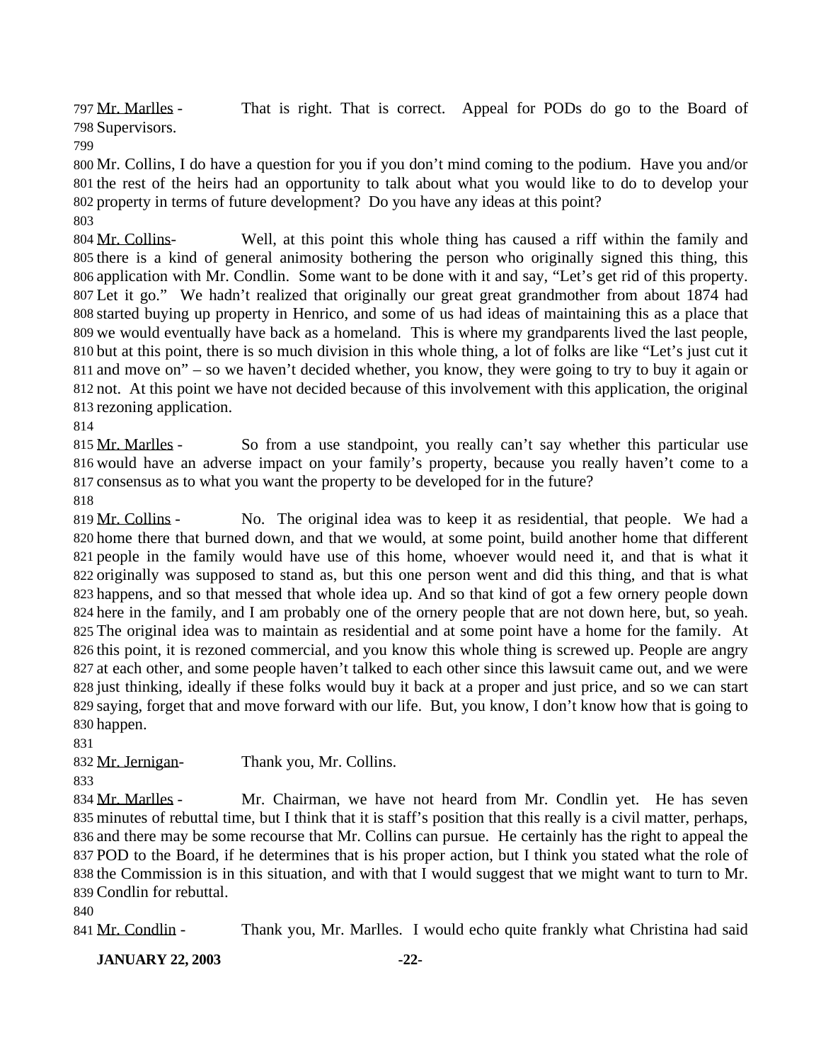797 Mr. Marlles - That is right. That is correct. Appeal for PODs do go to the Board of
798 Supervisors.
799
800 Mr. Collins, I do have a question for you if you don't mind coming to the podium. Have you and/or
801 the rest of the heirs had an opportunity to talk about what you would like to do to develop your
802 property in terms of future development? Do you have any ideas at this point?
803
804 Mr. Collins- Well, at this point this whole thing has caused a riff within the family and
805 there is a kind of general animosity bothering the person who originally signed this thing, this
806 application with Mr. Condlin. Some want to be done with it and say, "Let's get rid of this property.
807 Let it go." We hadn't realized that originally our great great grandmother from about 1874 had
808 started buying up property in Henrico, and some of us had ideas of maintaining this as a place that
809 we would eventually have back as a homeland. This is where my grandparents lived the last people,
810 but at this point, there is so much division in this whole thing, a lot of folks are like "Let's just cut it
811 and move on" – so we haven't decided whether, you know, they were going to try to buy it again or
812 not. At this point we have not decided because of this involvement with this application, the original
813 rezoning application.
814
815 Mr. Marlles - So from a use standpoint, you really can't say whether this particular use
816 would have an adverse impact on your family's property, because you really haven't come to a
817 consensus as to what you want the property to be developed for in the future?
818
819 Mr. Collins - No. The original idea was to keep it as residential, that people. We had a
820 home there that burned down, and that we would, at some point, build another home that different
821 people in the family would have use of this home, whoever would need it, and that is what it
822 originally was supposed to stand as, but this one person went and did this thing, and that is what
823 happens, and so that messed that whole idea up. And so that kind of got a few ornery people down
824 here in the family, and I am probably one of the ornery people that are not down here, but, so yeah.
825 The original idea was to maintain as residential and at some point have a home for the family. At
826 this point, it is rezoned commercial, and you know this whole thing is screwed up. People are angry
827 at each other, and some people haven't talked to each other since this lawsuit came out, and we were
828 just thinking, ideally if these folks would buy it back at a proper and just price, and so we can start
829 saying, forget that and move forward with our life. But, you know, I don't know how that is going to
830 happen.
831
832 Mr. Jernigan- Thank you, Mr. Collins.
833
834 Mr. Marlles - Mr. Chairman, we have not heard from Mr. Condlin yet. He has seven
835 minutes of rebuttal time, but I think that it is staff's position that this really is a civil matter, perhaps,
836 and there may be some recourse that Mr. Collins can pursue. He certainly has the right to appeal the
837 POD to the Board, if he determines that is his proper action, but I think you stated what the role of
838 the Commission is in this situation, and with that I would suggest that we might want to turn to Mr.
839 Condlin for rebuttal.
840
841 Mr. Condlin - Thank you, Mr. Marlles. I would echo quite frankly what Christina had said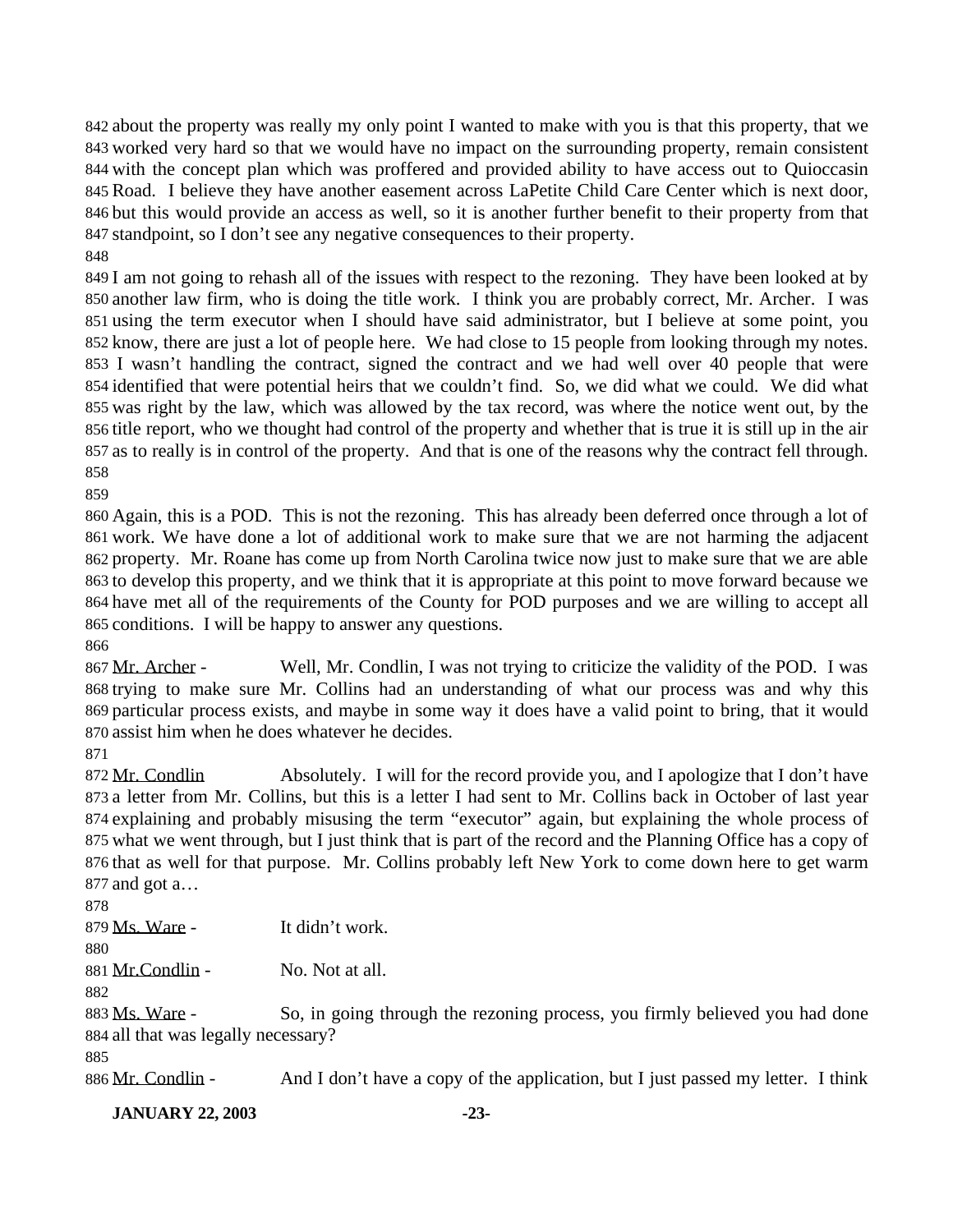about the property was really my only point I wanted to make with you is that this property, that we worked very hard so that we would have no impact on the surrounding property, remain consistent with the concept plan which was proffered and provided ability to have access out to Quioccasin Road. I believe they have another easement across LaPetite Child Care Center which is next door, but this would provide an access as well, so it is another further benefit to their property from that standpoint, so I don't see any negative consequences to their property.

I am not going to rehash all of the issues with respect to the rezoning. They have been looked at by another law firm, who is doing the title work. I think you are probably correct, Mr. Archer. I was using the term executor when I should have said administrator, but I believe at some point, you know, there are just a lot of people here. We had close to 15 people from looking through my notes. I wasn't handling the contract, signed the contract and we had well over 40 people that were identified that were potential heirs that we couldn't find. So, we did what we could. We did what was right by the law, which was allowed by the tax record, was where the notice went out, by the title report, who we thought had control of the property and whether that is true it is still up in the air as to really is in control of the property. And that is one of the reasons why the contract fell through.

Again, this is a POD. This is not the rezoning. This has already been deferred once through a lot of work. We have done a lot of additional work to make sure that we are not harming the adjacent property. Mr. Roane has come up from North Carolina twice now just to make sure that we are able to develop this property, and we think that it is appropriate at this point to move forward because we have met all of the requirements of the County for POD purposes and we are willing to accept all conditions. I will be happy to answer any questions.

<u>Mr. Archer</u> - Well, Mr. Condlin, I was not trying to criticize the validity of the POD. I was trying to make sure Mr. Collins had an understanding of what our process was and why this particular process exists, and maybe in some way it does have a valid point to bring, that it would assist him when he does whatever he decides.

<u>Mr. Condlin</u> Absolutely. I will for the record provide you, and I apologize that I don't have a letter from Mr. Collins, but this is a letter I had sent to Mr. Collins back in October of last year explaining and probably misusing the term "executor" again, but explaining the whole process of what we went through, but I just think that is part of the record and the Planning Office has a copy of that as well for that purpose. Mr. Collins probably left New York to come down here to get warm and got a…

<u>Ms. Ware</u> - It didn't work.

<u>Mr.Condlin</u> - No. Not at all.

<u>Ms. Ware</u> - So, in going through the rezoning process, you firmly believed you had done all that was legally necessary?

<u>Mr. Condlin</u> - And I don't have a copy of the application, but I just passed my letter. I think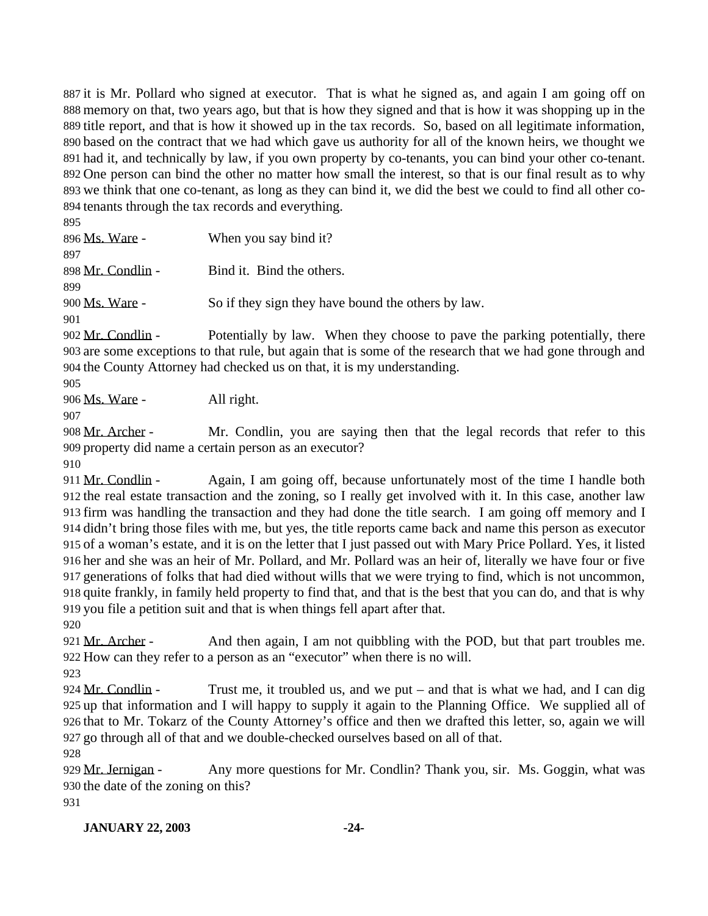it is Mr. Pollard who signed at executor. That is what he signed as, and again I am going off on memory on that, two years ago, but that is how they signed and that is how it was shopping up in the title report, and that is how it showed up in the tax records. So, based on all legitimate information, based on the contract that we had which gave us authority for all of the known heirs, we thought we had it, and technically by law, if you own property by co-tenants, you can bind your other co-tenant. One person can bind the other no matter how small the interest, so that is our final result as to why we think that one co-tenant, as long as they can bind it, we did the best we could to find all other co-tenants through the tax records and everything.

Ms. Ware - When you say bind it?

Mr. Condlin - Bind it. Bind the others.

Ms. Ware - So if they sign they have bound the others by law.

Mr. Condlin - Potentially by law. When they choose to pave the parking potentially, there are some exceptions to that rule, but again that is some of the research that we had gone through and the County Attorney had checked us on that, it is my understanding.

Ms. Ware - All right.

Mr. Archer - Mr. Condlin, you are saying then that the legal records that refer to this property did name a certain person as an executor?

Mr. Condlin - Again, I am going off, because unfortunately most of the time I handle both the real estate transaction and the zoning, so I really get involved with it. In this case, another law firm was handling the transaction and they had done the title search. I am going off memory and I didn't bring those files with me, but yes, the title reports came back and name this person as executor of a woman's estate, and it is on the letter that I just passed out with Mary Price Pollard. Yes, it listed her and she was an heir of Mr. Pollard, and Mr. Pollard was an heir of, literally we have four or five generations of folks that had died without wills that we were trying to find, which is not uncommon, quite frankly, in family held property to find that, and that is the best that you can do, and that is why you file a petition suit and that is when things fell apart after that.

Mr. Archer - And then again, I am not quibbling with the POD, but that part troubles me. How can they refer to a person as an "executor" when there is no will.

Mr. Condlin - Trust me, it troubled us, and we put – and that is what we had, and I can dig up that information and I will happy to supply it again to the Planning Office. We supplied all of that to Mr. Tokarz of the County Attorney's office and then we drafted this letter, so, again we will go through all of that and we double-checked ourselves based on all of that.

Mr. Jernigan - Any more questions for Mr. Condlin? Thank you, sir. Ms. Goggin, what was the date of the zoning on this?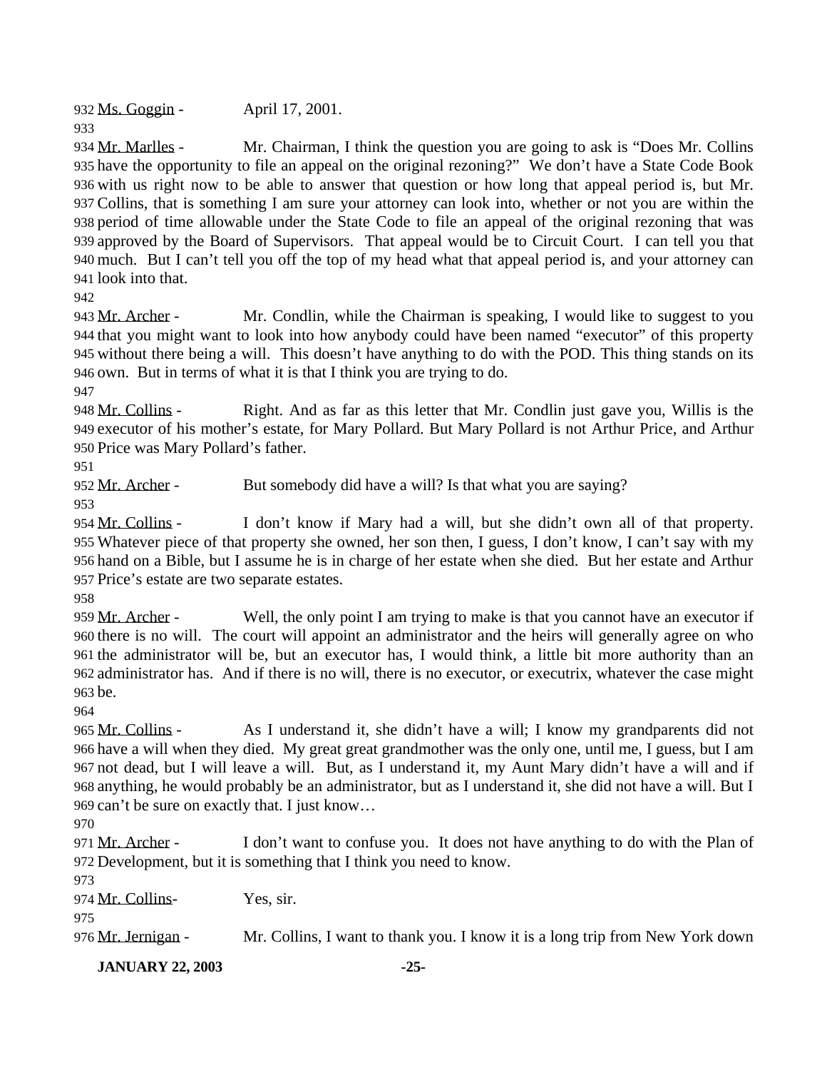Ms. Goggin - April 17, 2001.

Mr. Marlles - Mr. Chairman, I think the question you are going to ask is "Does Mr. Collins have the opportunity to file an appeal on the original rezoning?" We don't have a State Code Book with us right now to be able to answer that question or how long that appeal period is, but Mr. Collins, that is something I am sure your attorney can look into, whether or not you are within the period of time allowable under the State Code to file an appeal of the original rezoning that was approved by the Board of Supervisors. That appeal would be to Circuit Court. I can tell you that much. But I can't tell you off the top of my head what that appeal period is, and your attorney can look into that.

Mr. Archer - Mr. Condlin, while the Chairman is speaking, I would like to suggest to you that you might want to look into how anybody could have been named "executor" of this property without there being a will. This doesn't have anything to do with the POD. This thing stands on its own. But in terms of what it is that I think you are trying to do.

Mr. Collins - Right. And as far as this letter that Mr. Condlin just gave you, Willis is the executor of his mother's estate, for Mary Pollard. But Mary Pollard is not Arthur Price, and Arthur Price was Mary Pollard's father.

Mr. Archer - But somebody did have a will? Is that what you are saying?

Mr. Collins - I don't know if Mary had a will, but she didn't own all of that property. Whatever piece of that property she owned, her son then, I guess, I don't know, I can't say with my hand on a Bible, but I assume he is in charge of her estate when she died. But her estate and Arthur Price's estate are two separate estates.

Mr. Archer - Well, the only point I am trying to make is that you cannot have an executor if there is no will. The court will appoint an administrator and the heirs will generally agree on who the administrator will be, but an executor has, I would think, a little bit more authority than an administrator has. And if there is no will, there is no executor, or executrix, whatever the case might be.

Mr. Collins - As I understand it, she didn't have a will; I know my grandparents did not have a will when they died. My great great grandmother was the only one, until me, I guess, but I am not dead, but I will leave a will. But, as I understand it, my Aunt Mary didn't have a will and if anything, he would probably be an administrator, but as I understand it, she did not have a will. But I can't be sure on exactly that. I just know…

Mr. Archer - I don't want to confuse you. It does not have anything to do with the Plan of Development, but it is something that I think you need to know.

Mr. Collins- Yes, sir.

Mr. Jernigan - Mr. Collins, I want to thank you. I know it is a long trip from New York down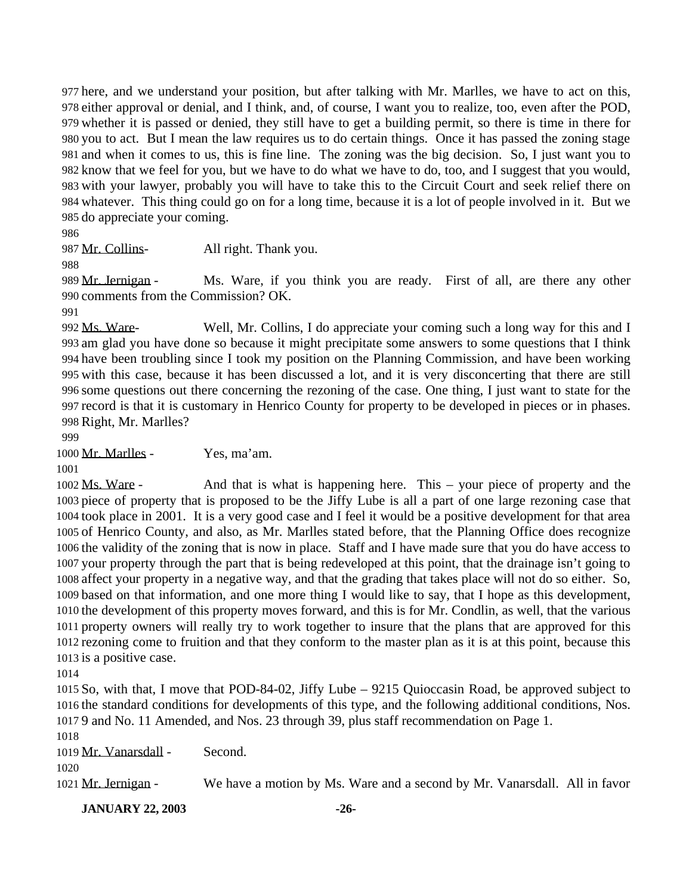977 here, and we understand your position, but after talking with Mr. Marlles, we have to act on this, 978 either approval or denial, and I think, and, of course, I want you to realize, too, even after the POD, 979 whether it is passed or denied, they still have to get a building permit, so there is time in there for 980 you to act. But I mean the law requires us to do certain things. Once it has passed the zoning stage 981 and when it comes to us, this is fine line. The zoning was the big decision. So, I just want you to 982 know that we feel for you, but we have to do what we have to do, too, and I suggest that you would, 983 with your lawyer, probably you will have to take this to the Circuit Court and seek relief there on 984 whatever. This thing could go on for a long time, because it is a lot of people involved in it. But we 985 do appreciate your coming.

986

987 Mr. Collins- All right. Thank you.

988

989 Mr. Jernigan - Ms. Ware, if you think you are ready. First of all, are there any other 990 comments from the Commission? OK.

991

992 Ms. Ware- Well, Mr. Collins, I do appreciate your coming such a long way for this and I 993 am glad you have done so because it might precipitate some answers to some questions that I think 994 have been troubling since I took my position on the Planning Commission, and have been working 995 with this case, because it has been discussed a lot, and it is very disconcerting that there are still 996 some questions out there concerning the rezoning of the case. One thing, I just want to state for the 997 record is that it is customary in Henrico County for property to be developed in pieces or in phases. 998 Right, Mr. Marlles?

999

1000 Mr. Marlles - Yes, ma'am.

1001

1002 Ms. Ware - And that is what is happening here. This – your piece of property and the 1003 piece of property that is proposed to be the Jiffy Lube is all a part of one large rezoning case that 1004 took place in 2001. It is a very good case and I feel it would be a positive development for that area 1005 of Henrico County, and also, as Mr. Marlles stated before, that the Planning Office does recognize 1006 the validity of the zoning that is now in place. Staff and I have made sure that you do have access to 1007 your property through the part that is being redeveloped at this point, that the drainage isn't going to 1008 affect your property in a negative way, and that the grading that takes place will not do so either. So, 1009 based on that information, and one more thing I would like to say, that I hope as this development, 1010 the development of this property moves forward, and this is for Mr. Condlin, as well, that the various 1011 property owners will really try to work together to insure that the plans that are approved for this 1012 rezoning come to fruition and that they conform to the master plan as it is at this point, because this 1013 is a positive case.

1014

1015 So, with that, I move that POD-84-02, Jiffy Lube – 9215 Quioccasin Road, be approved subject to 1016 the standard conditions for developments of this type, and the following additional conditions, Nos. 1017 9 and No. 11 Amended, and Nos. 23 through 39, plus staff recommendation on Page 1.

1018

1019 Mr. Vanarsdall - Second.

1020

1021 Mr. Jernigan - We have a motion by Ms. Ware and a second by Mr. Vanarsdall. All in favor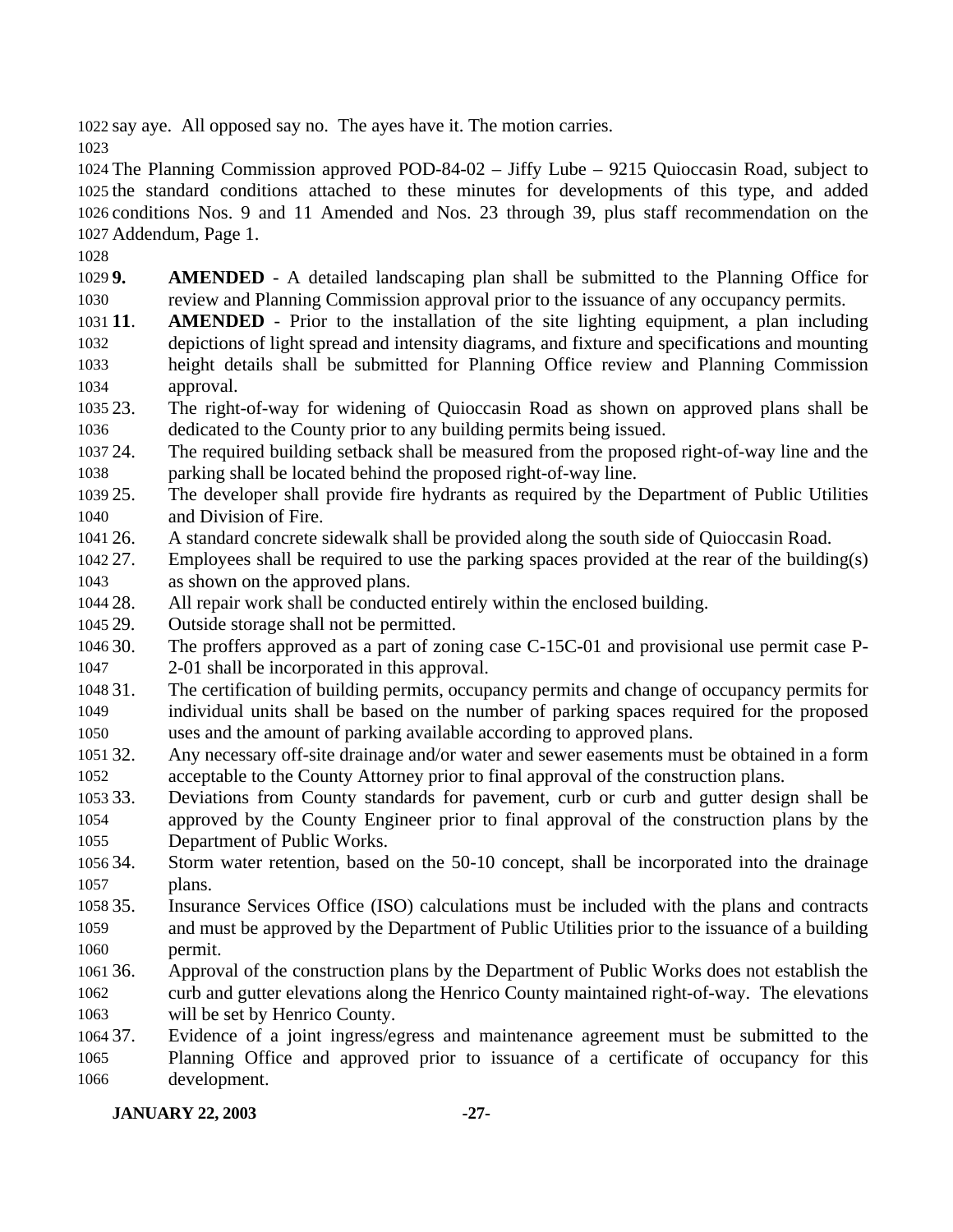say aye. All opposed say no. The ayes have it. The motion carries.

The Planning Commission approved POD-84-02 – Jiffy Lube – 9215 Quioccasin Road, subject to the standard conditions attached to these minutes for developments of this type, and added conditions Nos. 9 and 11 Amended and Nos. 23 through 39, plus staff recommendation on the Addendum, Page 1.

**9.** **AMENDED** - A detailed landscaping plan shall be submitted to the Planning Office for review and Planning Commission approval prior to the issuance of any occupancy permits.

**11**. **AMENDED** - Prior to the installation of the site lighting equipment, a plan including depictions of light spread and intensity diagrams, and fixture and specifications and mounting height details shall be submitted for Planning Office review and Planning Commission approval.

23. The right-of-way for widening of Quioccasin Road as shown on approved plans shall be dedicated to the County prior to any building permits being issued.

24. The required building setback shall be measured from the proposed right-of-way line and the parking shall be located behind the proposed right-of-way line.

25. The developer shall provide fire hydrants as required by the Department of Public Utilities and Division of Fire.

26. A standard concrete sidewalk shall be provided along the south side of Quioccasin Road.

27. Employees shall be required to use the parking spaces provided at the rear of the building(s) as shown on the approved plans.

28. All repair work shall be conducted entirely within the enclosed building.

29. Outside storage shall not be permitted.

30. The proffers approved as a part of zoning case C-15C-01 and provisional use permit case P-2-01 shall be incorporated in this approval.

31. The certification of building permits, occupancy permits and change of occupancy permits for individual units shall be based on the number of parking spaces required for the proposed uses and the amount of parking available according to approved plans.

32. Any necessary off-site drainage and/or water and sewer easements must be obtained in a form acceptable to the County Attorney prior to final approval of the construction plans.

33. Deviations from County standards for pavement, curb or curb and gutter design shall be approved by the County Engineer prior to final approval of the construction plans by the Department of Public Works.

34. Storm water retention, based on the 50-10 concept, shall be incorporated into the drainage plans.

35. Insurance Services Office (ISO) calculations must be included with the plans and contracts and must be approved by the Department of Public Utilities prior to the issuance of a building permit.

36. Approval of the construction plans by the Department of Public Works does not establish the curb and gutter elevations along the Henrico County maintained right-of-way. The elevations will be set by Henrico County.

37. Evidence of a joint ingress/egress and maintenance agreement must be submitted to the Planning Office and approved prior to issuance of a certificate of occupancy for this development.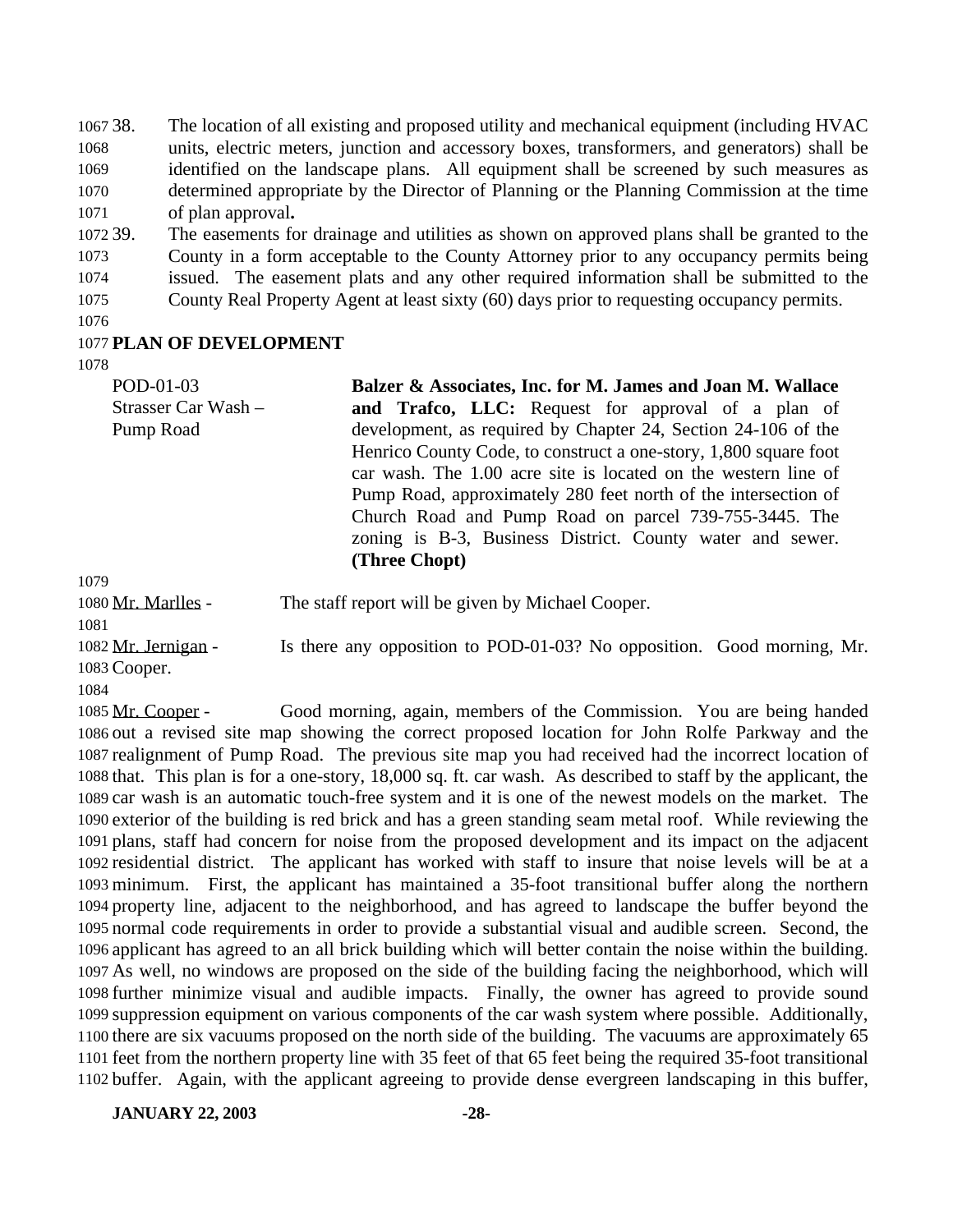38. The location of all existing and proposed utility and mechanical equipment (including HVAC units, electric meters, junction and accessory boxes, transformers, and generators) shall be identified on the landscape plans. All equipment shall be screened by such measures as determined appropriate by the Director of Planning or the Planning Commission at the time of plan approval**.**
39. The easements for drainage and utilities as shown on approved plans shall be granted to the County in a form acceptable to the County Attorney prior to any occupancy permits being issued. The easement plats and any other required information shall be submitted to the County Real Property Agent at least sixty (60) days prior to requesting occupancy permits.

**PLAN OF DEVELOPMENT**

POD-01-03
Strasser Car Wash –
Pump Road

**Balzer & Associates, Inc. for M. James and Joan M. Wallace and Trafco, LLC:** Request for approval of a plan of development, as required by Chapter 24, Section 24-106 of the Henrico County Code, to construct a one-story, 1,800 square foot car wash. The 1.00 acre site is located on the western line of Pump Road, approximately 280 feet north of the intersection of Church Road and Pump Road on parcel 739-755-3445. The zoning is B-3, Business District. County water and sewer. **(Three Chopt)**

Mr. Marlles - The staff report will be given by Michael Cooper.

Mr. Jernigan - Is there any opposition to POD-01-03? No opposition. Good morning, Mr. Cooper.

Mr. Cooper - Good morning, again, members of the Commission. You are being handed out a revised site map showing the correct proposed location for John Rolfe Parkway and the realignment of Pump Road. The previous site map you had received had the incorrect location of that. This plan is for a one-story, 18,000 sq. ft. car wash. As described to staff by the applicant, the car wash is an automatic touch-free system and it is one of the newest models on the market. The exterior of the building is red brick and has a green standing seam metal roof. While reviewing the plans, staff had concern for noise from the proposed development and its impact on the adjacent residential district. The applicant has worked with staff to insure that noise levels will be at a minimum. First, the applicant has maintained a 35-foot transitional buffer along the northern property line, adjacent to the neighborhood, and has agreed to landscape the buffer beyond the normal code requirements in order to provide a substantial visual and audible screen. Second, the applicant has agreed to an all brick building which will better contain the noise within the building. As well, no windows are proposed on the side of the building facing the neighborhood, which will further minimize visual and audible impacts. Finally, the owner has agreed to provide sound suppression equipment on various components of the car wash system where possible. Additionally, there are six vacuums proposed on the north side of the building. The vacuums are approximately 65 feet from the northern property line with 35 feet of that 65 feet being the required 35-foot transitional buffer. Again, with the applicant agreeing to provide dense evergreen landscaping in this buffer,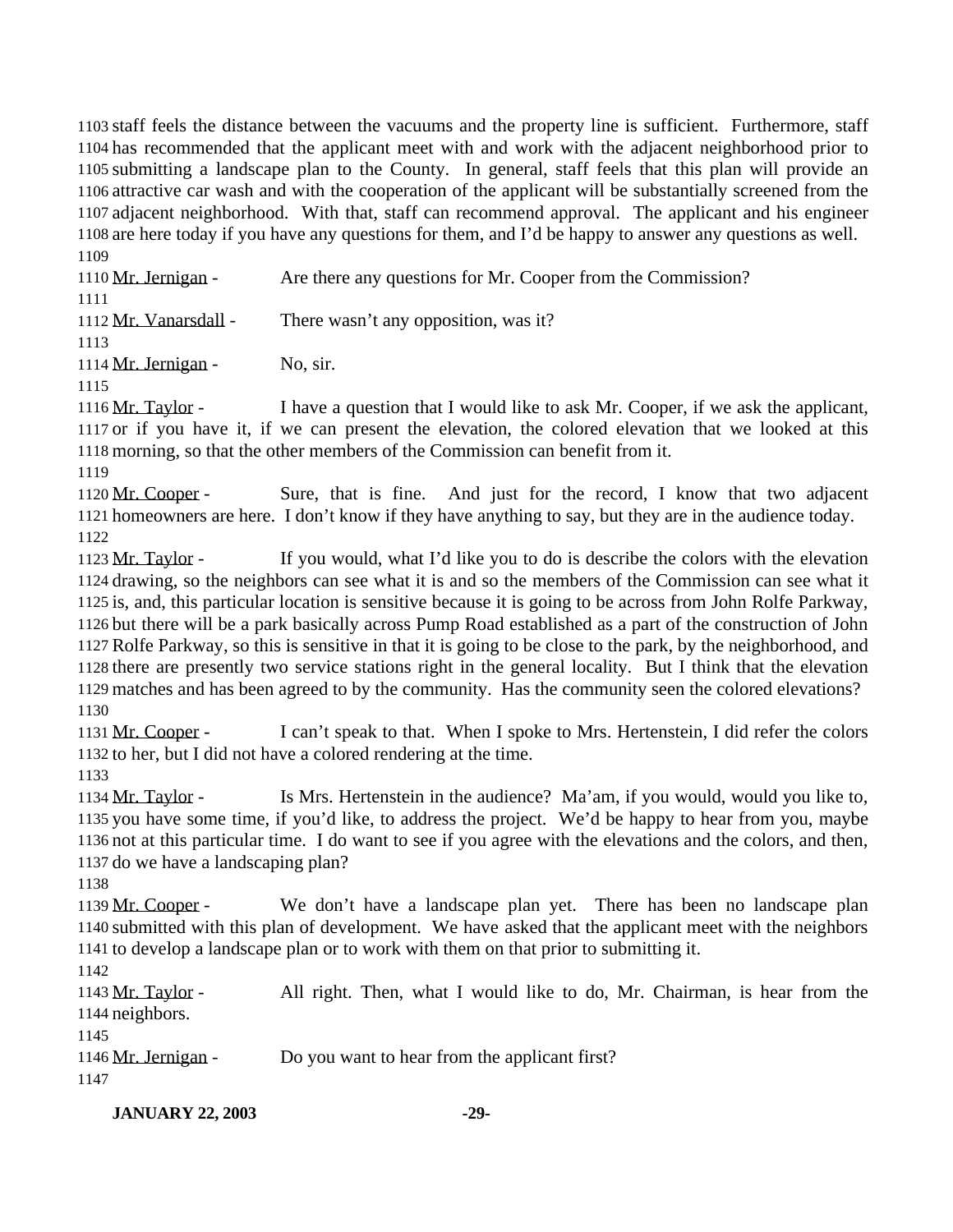staff feels the distance between the vacuums and the property line is sufficient. Furthermore, staff has recommended that the applicant meet with and work with the adjacent neighborhood prior to submitting a landscape plan to the County. In general, staff feels that this plan will provide an attractive car wash and with the cooperation of the applicant will be substantially screened from the adjacent neighborhood. With that, staff can recommend approval. The applicant and his engineer are here today if you have any questions for them, and I'd be happy to answer any questions as well.

Mr. Jernigan - Are there any questions for Mr. Cooper from the Commission?

Mr. Vanarsdall - There wasn't any opposition, was it?

Mr. Jernigan - No, sir.

Mr. Taylor - I have a question that I would like to ask Mr. Cooper, if we ask the applicant, or if you have it, if we can present the elevation, the colored elevation that we looked at this morning, so that the other members of the Commission can benefit from it.

Mr. Cooper - Sure, that is fine. And just for the record, I know that two adjacent homeowners are here. I don't know if they have anything to say, but they are in the audience today.

Mr. Taylor - If you would, what I'd like you to do is describe the colors with the elevation drawing, so the neighbors can see what it is and so the members of the Commission can see what it is, and, this particular location is sensitive because it is going to be across from John Rolfe Parkway, but there will be a park basically across Pump Road established as a part of the construction of John Rolfe Parkway, so this is sensitive in that it is going to be close to the park, by the neighborhood, and there are presently two service stations right in the general locality. But I think that the elevation matches and has been agreed to by the community. Has the community seen the colored elevations?

Mr. Cooper - I can't speak to that. When I spoke to Mrs. Hertenstein, I did refer the colors to her, but I did not have a colored rendering at the time.

Mr. Taylor - Is Mrs. Hertenstein in the audience? Ma'am, if you would, would you like to, you have some time, if you'd like, to address the project. We'd be happy to hear from you, maybe not at this particular time. I do want to see if you agree with the elevations and the colors, and then, do we have a landscaping plan?

Mr. Cooper - We don't have a landscape plan yet. There has been no landscape plan submitted with this plan of development. We have asked that the applicant meet with the neighbors to develop a landscape plan or to work with them on that prior to submitting it.

Mr. Taylor - All right. Then, what I would like to do, Mr. Chairman, is hear from the neighbors.

Mr. Jernigan - Do you want to hear from the applicant first?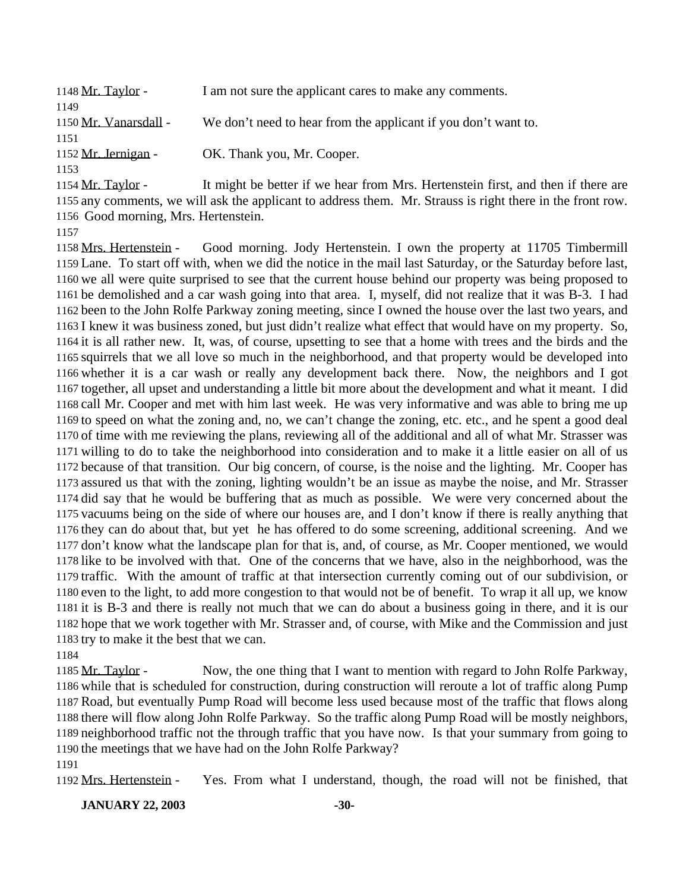1148 Mr. Taylor - I am not sure the applicant cares to make any comments.
1149
1150 Mr. Vanarsdall - We don't need to hear from the applicant if you don't want to.
1151
1152 Mr. Jernigan - OK. Thank you, Mr. Cooper.
1153
1154 Mr. Taylor - It might be better if we hear from Mrs. Hertenstein first, and then if there are
1155 any comments, we will ask the applicant to address them. Mr. Strauss is right there in the front row.
1156 Good morning, Mrs. Hertenstein.
1157
1158 Mrs. Hertenstein - Good morning. Jody Hertenstein. I own the property at 11705 Timbermill
1159 Lane. To start off with, when we did the notice in the mail last Saturday, or the Saturday before last,
1160 we all were quite surprised to see that the current house behind our property was being proposed to
1161 be demolished and a car wash going into that area. I, myself, did not realize that it was B-3. I had
1162 been to the John Rolfe Parkway zoning meeting, since I owned the house over the last two years, and
1163 I knew it was business zoned, but just didn't realize what effect that would have on my property. So,
1164 it is all rather new. It, was, of course, upsetting to see that a home with trees and the birds and the
1165 squirrels that we all love so much in the neighborhood, and that property would be developed into
1166 whether it is a car wash or really any development back there. Now, the neighbors and I got
1167 together, all upset and understanding a little bit more about the development and what it meant. I did
1168 call Mr. Cooper and met with him last week. He was very informative and was able to bring me up
1169 to speed on what the zoning and, no, we can't change the zoning, etc. etc., and he spent a good deal
1170 of time with me reviewing the plans, reviewing all of the additional and all of what Mr. Strasser was
1171 willing to do to take the neighborhood into consideration and to make it a little easier on all of us
1172 because of that transition. Our big concern, of course, is the noise and the lighting. Mr. Cooper has
1173 assured us that with the zoning, lighting wouldn't be an issue as maybe the noise, and Mr. Strasser
1174 did say that he would be buffering that as much as possible. We were very concerned about the
1175 vacuums being on the side of where our houses are, and I don't know if there is really anything that
1176 they can do about that, but yet he has offered to do some screening, additional screening. And we
1177 don't know what the landscape plan for that is, and, of course, as Mr. Cooper mentioned, we would
1178 like to be involved with that. One of the concerns that we have, also in the neighborhood, was the
1179 traffic. With the amount of traffic at that intersection currently coming out of our subdivision, or
1180 even to the light, to add more congestion to that would not be of benefit. To wrap it all up, we know
1181 it is B-3 and there is really not much that we can do about a business going in there, and it is our
1182 hope that we work together with Mr. Strasser and, of course, with Mike and the Commission and just
1183 try to make it the best that we can.
1184
1185 Mr. Taylor - Now, the one thing that I want to mention with regard to John Rolfe Parkway,
1186 while that is scheduled for construction, during construction will reroute a lot of traffic along Pump
1187 Road, but eventually Pump Road will become less used because most of the traffic that flows along
1188 there will flow along John Rolfe Parkway. So the traffic along Pump Road will be mostly neighbors,
1189 neighborhood traffic not the through traffic that you have now. Is that your summary from going to
1190 the meetings that we have had on the John Rolfe Parkway?
1191
1192 Mrs. Hertenstein - Yes. From what I understand, though, the road will not be finished, that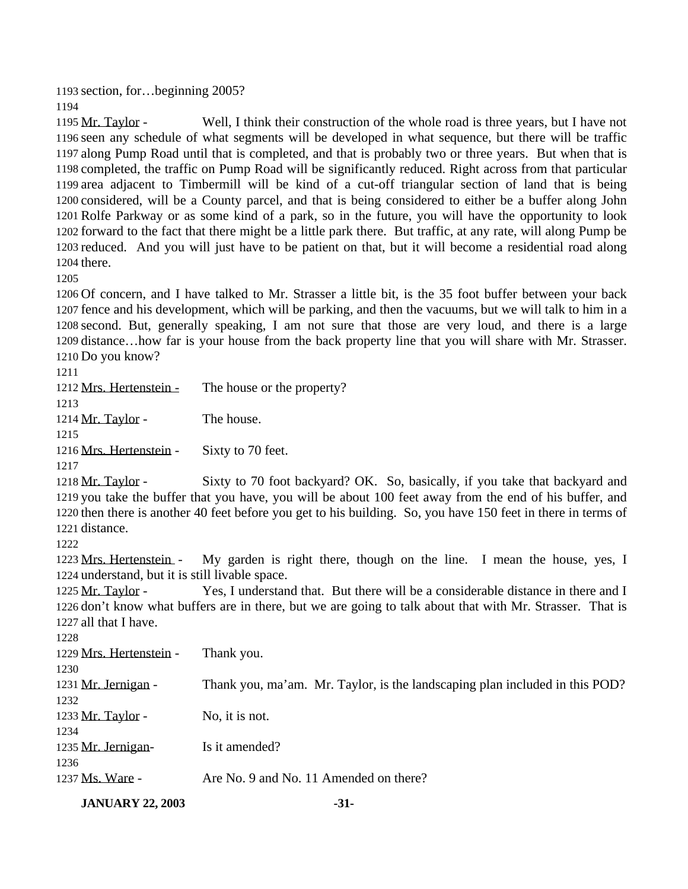section, for…beginning 2005?

Mr. Taylor - Well, I think their construction of the whole road is three years, but I have not seen any schedule of what segments will be developed in what sequence, but there will be traffic along Pump Road until that is completed, and that is probably two or three years. But when that is completed, the traffic on Pump Road will be significantly reduced. Right across from that particular area adjacent to Timbermill will be kind of a cut-off triangular section of land that is being considered, will be a County parcel, and that is being considered to either be a buffer along John Rolfe Parkway or as some kind of a park, so in the future, you will have the opportunity to look forward to the fact that there might be a little park there. But traffic, at any rate, will along Pump be reduced. And you will just have to be patient on that, but it will become a residential road along there.

Of concern, and I have talked to Mr. Strasser a little bit, is the 35 foot buffer between your back fence and his development, which will be parking, and then the vacuums, but we will talk to him in a second. But, generally speaking, I am not sure that those are very loud, and there is a large distance…how far is your house from the back property line that you will share with Mr. Strasser. Do you know?

Mrs. Hertenstein - The house or the property?

Mr. Taylor - The house.

Mrs. Hertenstein - Sixty to 70 feet.

Mr. Taylor - Sixty to 70 foot backyard? OK. So, basically, if you take that backyard and you take the buffer that you have, you will be about 100 feet away from the end of his buffer, and then there is another 40 feet before you get to his building. So, you have 150 feet in there in terms of distance.

Mrs. Hertenstein - My garden is right there, though on the line. I mean the house, yes, I understand, but it is still livable space.

Mr. Taylor - Yes, I understand that. But there will be a considerable distance in there and I don't know what buffers are in there, but we are going to talk about that with Mr. Strasser. That is all that I have.

Mrs. Hertenstein - Thank you.

Mr. Jernigan - Thank you, ma'am. Mr. Taylor, is the landscaping plan included in this POD?

Mr. Taylor - No, it is not.

Mr. Jernigan- Is it amended?

Ms. Ware - Are No. 9 and No. 11 Amended on there?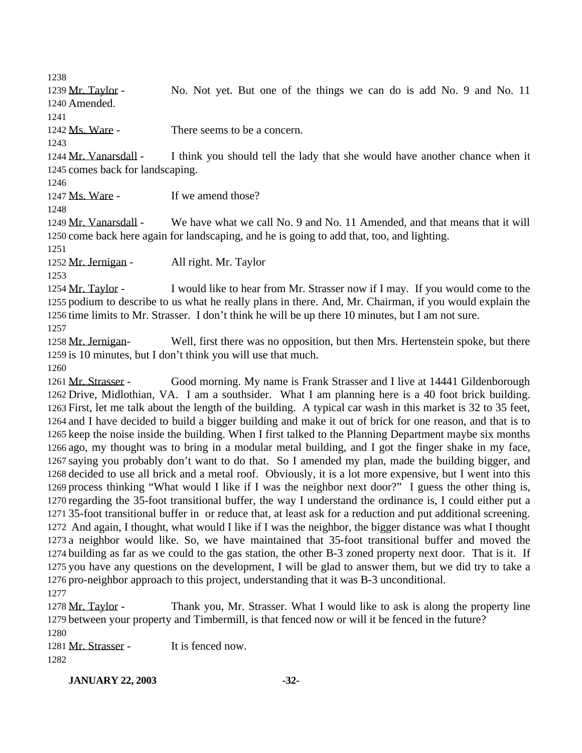Mr. Taylor - No. Not yet. But one of the things we can do is add No. 9 and No. 11 Amended.

Ms. Ware - There seems to be a concern.

Mr. Vanarsdall - I think you should tell the lady that she would have another chance when it comes back for landscaping.

Ms. Ware - If we amend those?

Mr. Vanarsdall - We have what we call No. 9 and No. 11 Amended, and that means that it will come back here again for landscaping, and he is going to add that, too, and lighting.

Mr. Jernigan - All right. Mr. Taylor

Mr. Taylor - I would like to hear from Mr. Strasser now if I may. If you would come to the podium to describe to us what he really plans in there. And, Mr. Chairman, if you would explain the time limits to Mr. Strasser. I don't think he will be up there 10 minutes, but I am not sure.

Mr. Jernigan- Well, first there was no opposition, but then Mrs. Hertenstein spoke, but there is 10 minutes, but I don't think you will use that much.

Mr. Strasser - Good morning. My name is Frank Strasser and I live at 14441 Gildenborough Drive, Midlothian, VA. I am a southsider. What I am planning here is a 40 foot brick building. First, let me talk about the length of the building. A typical car wash in this market is 32 to 35 feet, and I have decided to build a bigger building and make it out of brick for one reason, and that is to keep the noise inside the building. When I first talked to the Planning Department maybe six months ago, my thought was to bring in a modular metal building, and I got the finger shake in my face, saying you probably don't want to do that. So I amended my plan, made the building bigger, and decided to use all brick and a metal roof. Obviously, it is a lot more expensive, but I went into this process thinking "What would I like if I was the neighbor next door?" I guess the other thing is, regarding the 35-foot transitional buffer, the way I understand the ordinance is, I could either put a 35-foot transitional buffer in or reduce that, at least ask for a reduction and put additional screening. And again, I thought, what would I like if I was the neighbor, the bigger distance was what I thought a neighbor would like. So, we have maintained that 35-foot transitional buffer and moved the building as far as we could to the gas station, the other B-3 zoned property next door. That is it. If you have any questions on the development, I will be glad to answer them, but we did try to take a pro-neighbor approach to this project, understanding that it was B-3 unconditional.

Mr. Taylor - Thank you, Mr. Strasser. What I would like to ask is along the property line between your property and Timbermill, is that fenced now or will it be fenced in the future?

Mr. Strasser - It is fenced now.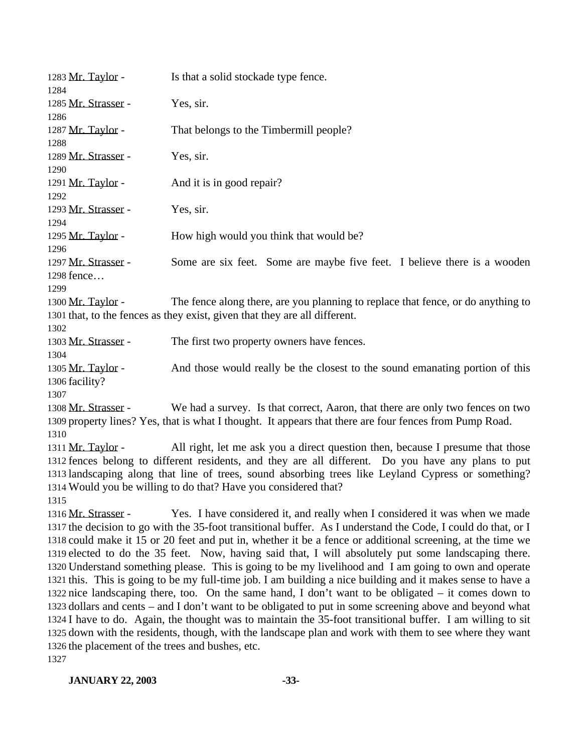Mr. Taylor - Is that a solid stockade type fence.

Mr. Strasser - Yes, sir.

Mr. Taylor - That belongs to the Timbermill people?

Mr. Strasser - Yes, sir.

Mr. Taylor - And it is in good repair?

Mr. Strasser - Yes, sir.

Mr. Taylor - How high would you think that would be?

Mr. Strasser - Some are six feet. Some are maybe five feet. I believe there is a wooden fence…

Mr. Taylor - The fence along there, are you planning to replace that fence, or do anything to that, to the fences as they exist, given that they are all different.

Mr. Strasser - The first two property owners have fences.

Mr. Taylor - And those would really be the closest to the sound emanating portion of this facility?

Mr. Strasser - We had a survey. Is that correct, Aaron, that there are only two fences on two property lines? Yes, that is what I thought. It appears that there are four fences from Pump Road.

Mr. Taylor - All right, let me ask you a direct question then, because I presume that those fences belong to different residents, and they are all different. Do you have any plans to put landscaping along that line of trees, sound absorbing trees like Leyland Cypress or something? Would you be willing to do that? Have you considered that?

Mr. Strasser - Yes. I have considered it, and really when I considered it was when we made the decision to go with the 35-foot transitional buffer. As I understand the Code, I could do that, or I could make it 15 or 20 feet and put in, whether it be a fence or additional screening, at the time we elected to do the 35 feet. Now, having said that, I will absolutely put some landscaping there. Understand something please. This is going to be my livelihood and I am going to own and operate this. This is going to be my full-time job. I am building a nice building and it makes sense to have a nice landscaping there, too. On the same hand, I don't want to be obligated – it comes down to dollars and cents – and I don't want to be obligated to put in some screening above and beyond what I have to do. Again, the thought was to maintain the 35-foot transitional buffer. I am willing to sit down with the residents, though, with the landscape plan and work with them to see where they want the placement of the trees and bushes, etc.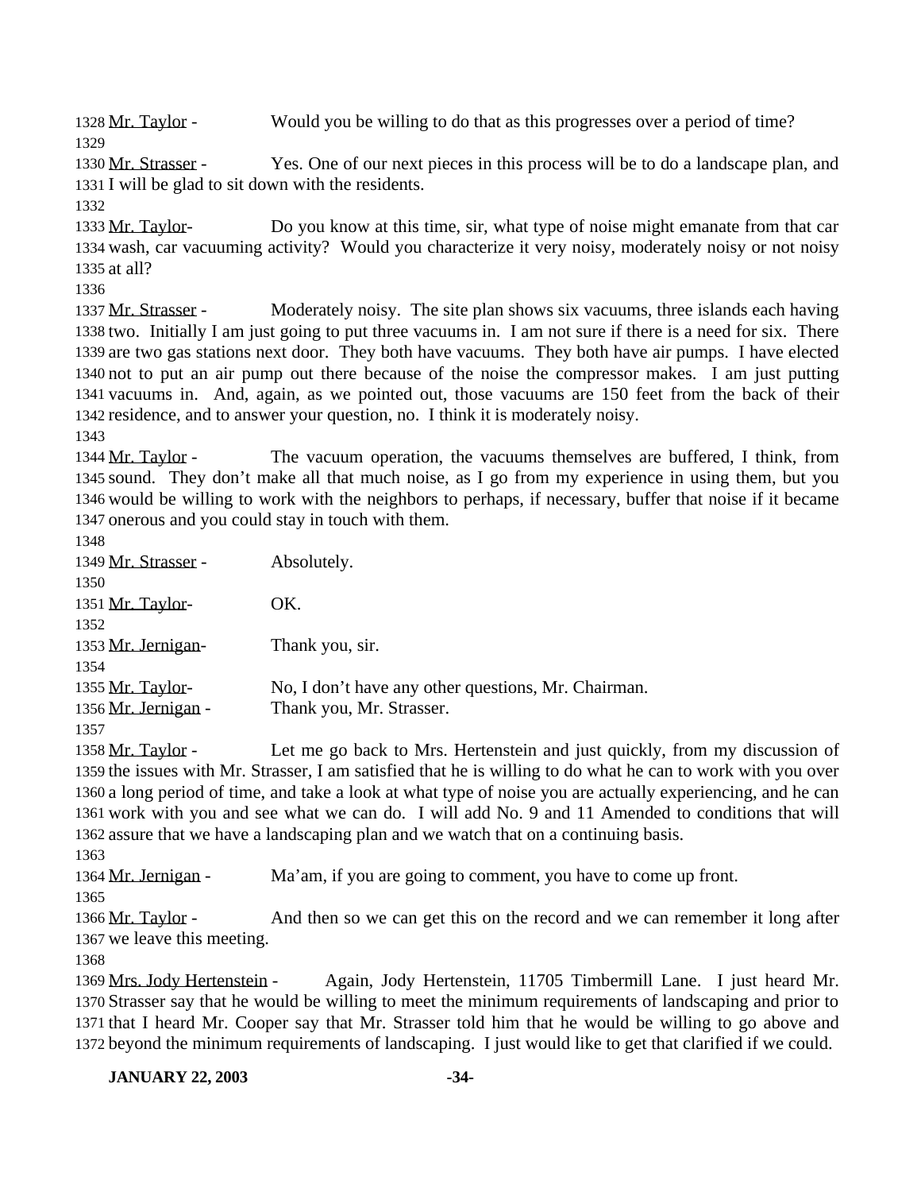1328 Mr. Taylor - Would you be willing to do that as this progresses over a period of time?
1329
1330 Mr. Strasser - Yes. One of our next pieces in this process will be to do a landscape plan, and 1331 I will be glad to sit down with the residents.
1332
1333 Mr. Taylor- Do you know at this time, sir, what type of noise might emanate from that car 1334 wash, car vacuuming activity? Would you characterize it very noisy, moderately noisy or not noisy 1335 at all?
1336
1337 Mr. Strasser - Moderately noisy. The site plan shows six vacuums, three islands each having 1338 two. Initially I am just going to put three vacuums in. I am not sure if there is a need for six. There 1339 are two gas stations next door. They both have vacuums. They both have air pumps. I have elected 1340 not to put an air pump out there because of the noise the compressor makes. I am just putting 1341 vacuums in. And, again, as we pointed out, those vacuums are 150 feet from the back of their 1342 residence, and to answer your question, no. I think it is moderately noisy.
1343
1344 Mr. Taylor - The vacuum operation, the vacuums themselves are buffered, I think, from 1345 sound. They don't make all that much noise, as I go from my experience in using them, but you 1346 would be willing to work with the neighbors to perhaps, if necessary, buffer that noise if it became 1347 onerous and you could stay in touch with them.
1348
1349 Mr. Strasser - Absolutely.
1350
1351 Mr. Taylor- OK.
1352
1353 Mr. Jernigan- Thank you, sir.
1354
1355 Mr. Taylor- No, I don't have any other questions, Mr. Chairman.
1356 Mr. Jernigan - Thank you, Mr. Strasser.
1357
1358 Mr. Taylor - Let me go back to Mrs. Hertenstein and just quickly, from my discussion of 1359 the issues with Mr. Strasser, I am satisfied that he is willing to do what he can to work with you over 1360 a long period of time, and take a look at what type of noise you are actually experiencing, and he can 1361 work with you and see what we can do. I will add No. 9 and 11 Amended to conditions that will 1362 assure that we have a landscaping plan and we watch that on a continuing basis.
1363
1364 Mr. Jernigan - Ma'am, if you are going to comment, you have to come up front.
1365
1366 Mr. Taylor - And then so we can get this on the record and we can remember it long after 1367 we leave this meeting.
1368
1369 Mrs. Jody Hertenstein - Again, Jody Hertenstein, 11705 Timbermill Lane. I just heard Mr. 1370 Strasser say that he would be willing to meet the minimum requirements of landscaping and prior to 1371 that I heard Mr. Cooper say that Mr. Strasser told him that he would be willing to go above and 1372 beyond the minimum requirements of landscaping. I just would like to get that clarified if we could.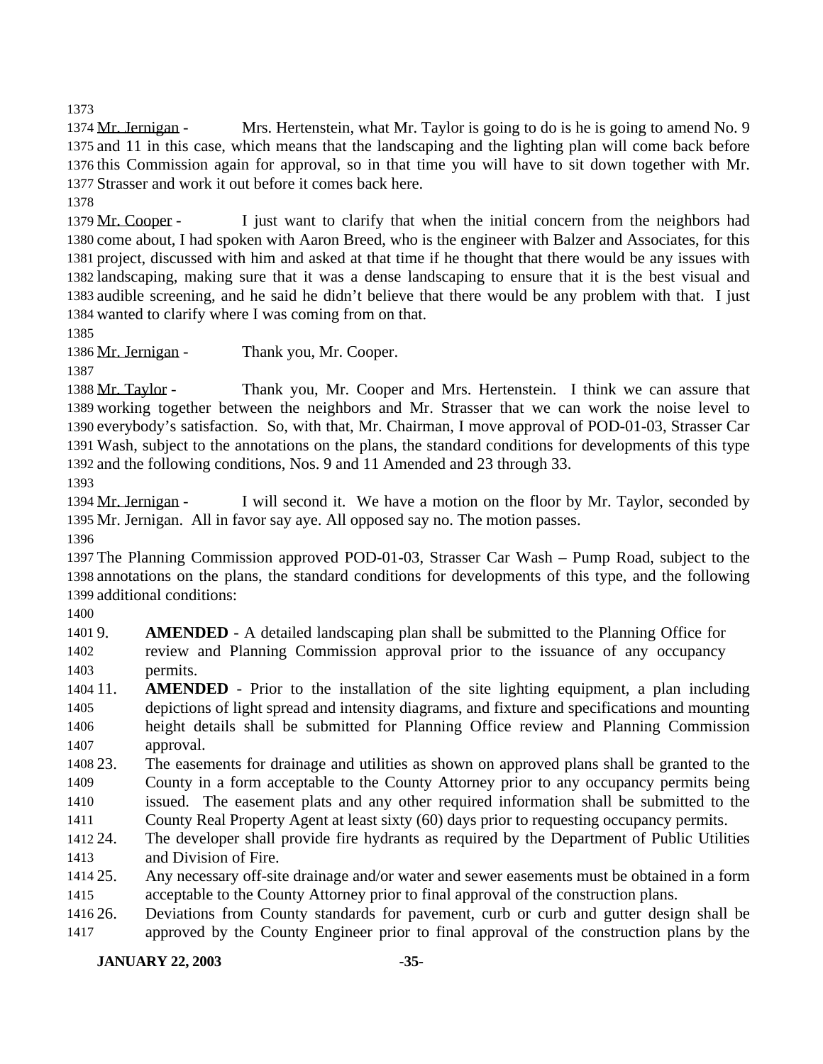Mr. Jernigan - Mrs. Hertenstein, what Mr. Taylor is going to do is he is going to amend No. 9 and 11 in this case, which means that the landscaping and the lighting plan will come back before this Commission again for approval, so in that time you will have to sit down together with Mr. Strasser and work it out before it comes back here.

Mr. Cooper - I just want to clarify that when the initial concern from the neighbors had come about, I had spoken with Aaron Breed, who is the engineer with Balzer and Associates, for this project, discussed with him and asked at that time if he thought that there would be any issues with landscaping, making sure that it was a dense landscaping to ensure that it is the best visual and audible screening, and he said he didn't believe that there would be any problem with that. I just wanted to clarify where I was coming from on that.

Mr. Jernigan - Thank you, Mr. Cooper.

Mr. Taylor - Thank you, Mr. Cooper and Mrs. Hertenstein. I think we can assure that working together between the neighbors and Mr. Strasser that we can work the noise level to everybody's satisfaction. So, with that, Mr. Chairman, I move approval of POD-01-03, Strasser Car Wash, subject to the annotations on the plans, the standard conditions for developments of this type and the following conditions, Nos. 9 and 11 Amended and 23 through 33.

Mr. Jernigan - I will second it. We have a motion on the floor by Mr. Taylor, seconded by Mr. Jernigan. All in favor say aye. All opposed say no. The motion passes.

The Planning Commission approved POD-01-03, Strasser Car Wash – Pump Road, subject to the annotations on the plans, the standard conditions for developments of this type, and the following additional conditions:

9. **AMENDED** - A detailed landscaping plan shall be submitted to the Planning Office for review and Planning Commission approval prior to the issuance of any occupancy permits.
11. **AMENDED** - Prior to the installation of the site lighting equipment, a plan including depictions of light spread and intensity diagrams, and fixture and specifications and mounting height details shall be submitted for Planning Office review and Planning Commission approval.
23. The easements for drainage and utilities as shown on approved plans shall be granted to the County in a form acceptable to the County Attorney prior to any occupancy permits being issued. The easement plats and any other required information shall be submitted to the County Real Property Agent at least sixty (60) days prior to requesting occupancy permits.
24. The developer shall provide fire hydrants as required by the Department of Public Utilities and Division of Fire.
25. Any necessary off-site drainage and/or water and sewer easements must be obtained in a form acceptable to the County Attorney prior to final approval of the construction plans.
26. Deviations from County standards for pavement, curb or curb and gutter design shall be approved by the County Engineer prior to final approval of the construction plans by the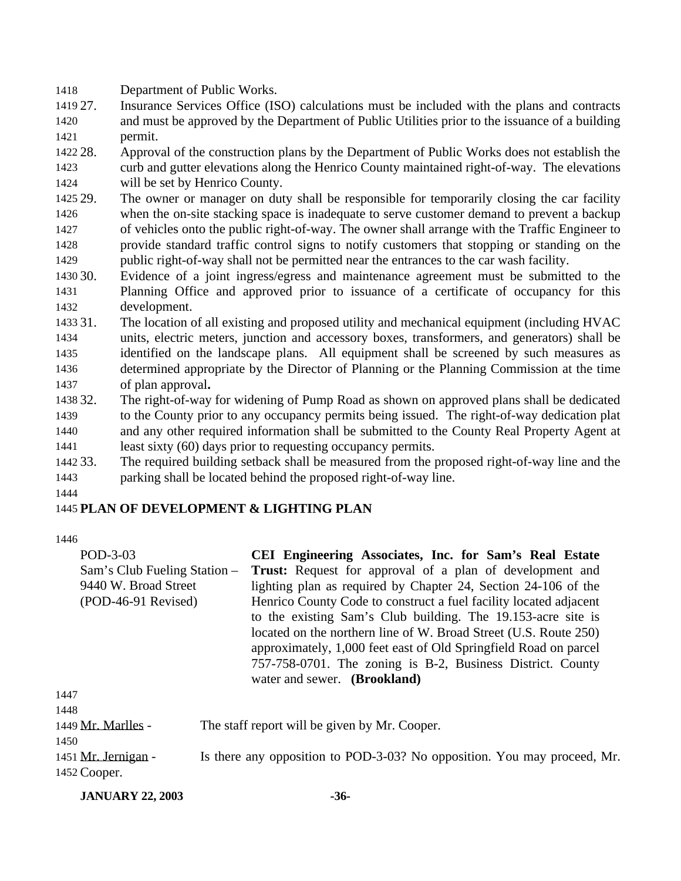Department of Public Works.

27. Insurance Services Office (ISO) calculations must be included with the plans and contracts and must be approved by the Department of Public Utilities prior to the issuance of a building permit.
28. Approval of the construction plans by the Department of Public Works does not establish the curb and gutter elevations along the Henrico County maintained right-of-way. The elevations will be set by Henrico County.
29. The owner or manager on duty shall be responsible for temporarily closing the car facility when the on-site stacking space is inadequate to serve customer demand to prevent a backup of vehicles onto the public right-of-way. The owner shall arrange with the Traffic Engineer to provide standard traffic control signs to notify customers that stopping or standing on the public right-of-way shall not be permitted near the entrances to the car wash facility.
30. Evidence of a joint ingress/egress and maintenance agreement must be submitted to the Planning Office and approved prior to issuance of a certificate of occupancy for this development.
31. The location of all existing and proposed utility and mechanical equipment (including HVAC units, electric meters, junction and accessory boxes, transformers, and generators) shall be identified on the landscape plans. All equipment shall be screened by such measures as determined appropriate by the Director of Planning or the Planning Commission at the time of plan approval**.**
32. The right-of-way for widening of Pump Road as shown on approved plans shall be dedicated to the County prior to any occupancy permits being issued. The right-of-way dedication plat and any other required information shall be submitted to the County Real Property Agent at least sixty (60) days prior to requesting occupancy permits.
33. The required building setback shall be measured from the proposed right-of-way line and the parking shall be located behind the proposed right-of-way line.

**PLAN OF DEVELOPMENT & LIGHTING PLAN**

POD-3-03
Sam's Club Fueling Station – 9440 W. Broad Street
(POD-46-91 Revised)

**CEI Engineering Associates, Inc. for Sam's Real Estate Trust:** Request for approval of a plan of development and lighting plan as required by Chapter 24, Section 24-106 of the Henrico County Code to construct a fuel facility located adjacent to the existing Sam's Club building. The 19.153-acre site is located on the northern line of W. Broad Street (U.S. Route 250) approximately, 1,000 feet east of Old Springfield Road on parcel 757-758-0701. The zoning is B-2, Business District. County water and sewer. **(Brookland)**

Mr. Marlles - The staff report will be given by Mr. Cooper.

Mr. Jernigan - Is there any opposition to POD-3-03? No opposition. You may proceed, Mr. Cooper.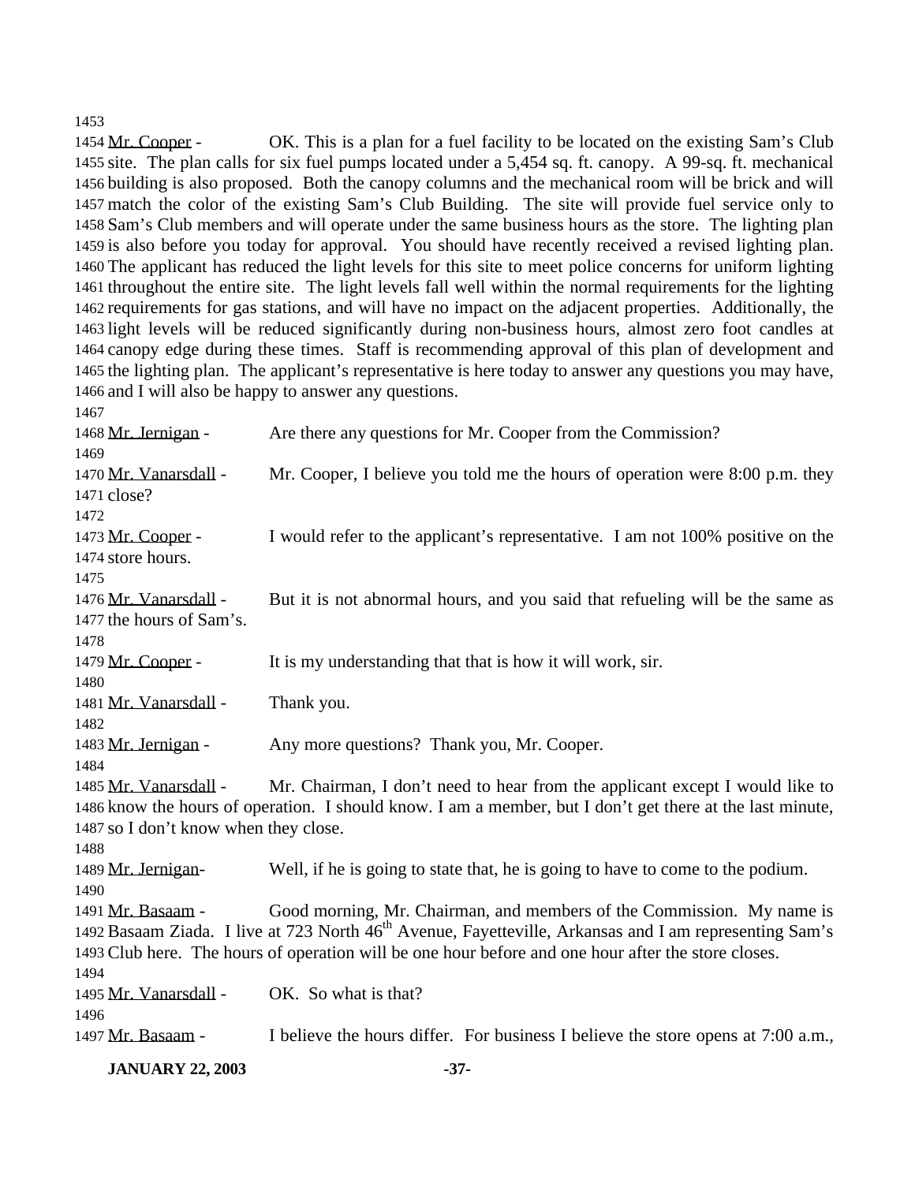Mr. Cooper - OK. This is a plan for a fuel facility to be located on the existing Sam's Club site. The plan calls for six fuel pumps located under a 5,454 sq. ft. canopy. A 99-sq. ft. mechanical building is also proposed. Both the canopy columns and the mechanical room will be brick and will match the color of the existing Sam's Club Building. The site will provide fuel service only to Sam's Club members and will operate under the same business hours as the store. The lighting plan is also before you today for approval. You should have recently received a revised lighting plan. The applicant has reduced the light levels for this site to meet police concerns for uniform lighting throughout the entire site. The light levels fall well within the normal requirements for the lighting requirements for gas stations, and will have no impact on the adjacent properties. Additionally, the light levels will be reduced significantly during non-business hours, almost zero foot candles at canopy edge during these times. Staff is recommending approval of this plan of development and the lighting plan. The applicant's representative is here today to answer any questions you may have, and I will also be happy to answer any questions.

Mr. Jernigan - Are there any questions for Mr. Cooper from the Commission?

Mr. Vanarsdall - Mr. Cooper, I believe you told me the hours of operation were 8:00 p.m. they close?

Mr. Cooper - I would refer to the applicant's representative. I am not 100% positive on the store hours.

Mr. Vanarsdall - But it is not abnormal hours, and you said that refueling will be the same as the hours of Sam's.

Mr. Cooper - It is my understanding that that is how it will work, sir.

Mr. Vanarsdall - Thank you.

Mr. Jernigan - Any more questions? Thank you, Mr. Cooper.

Mr. Vanarsdall - Mr. Chairman, I don't need to hear from the applicant except I would like to know the hours of operation. I should know. I am a member, but I don't get there at the last minute, so I don't know when they close.

Mr. Jernigan- Well, if he is going to state that, he is going to have to come to the podium.

Mr. Basaam - Good morning, Mr. Chairman, and members of the Commission. My name is Basaam Ziada. I live at 723 North 46th Avenue, Fayetteville, Arkansas and I am representing Sam's Club here. The hours of operation will be one hour before and one hour after the store closes.

Mr. Vanarsdall - OK. So what is that?

Mr. Basaam - I believe the hours differ. For business I believe the store opens at 7:00 a.m.,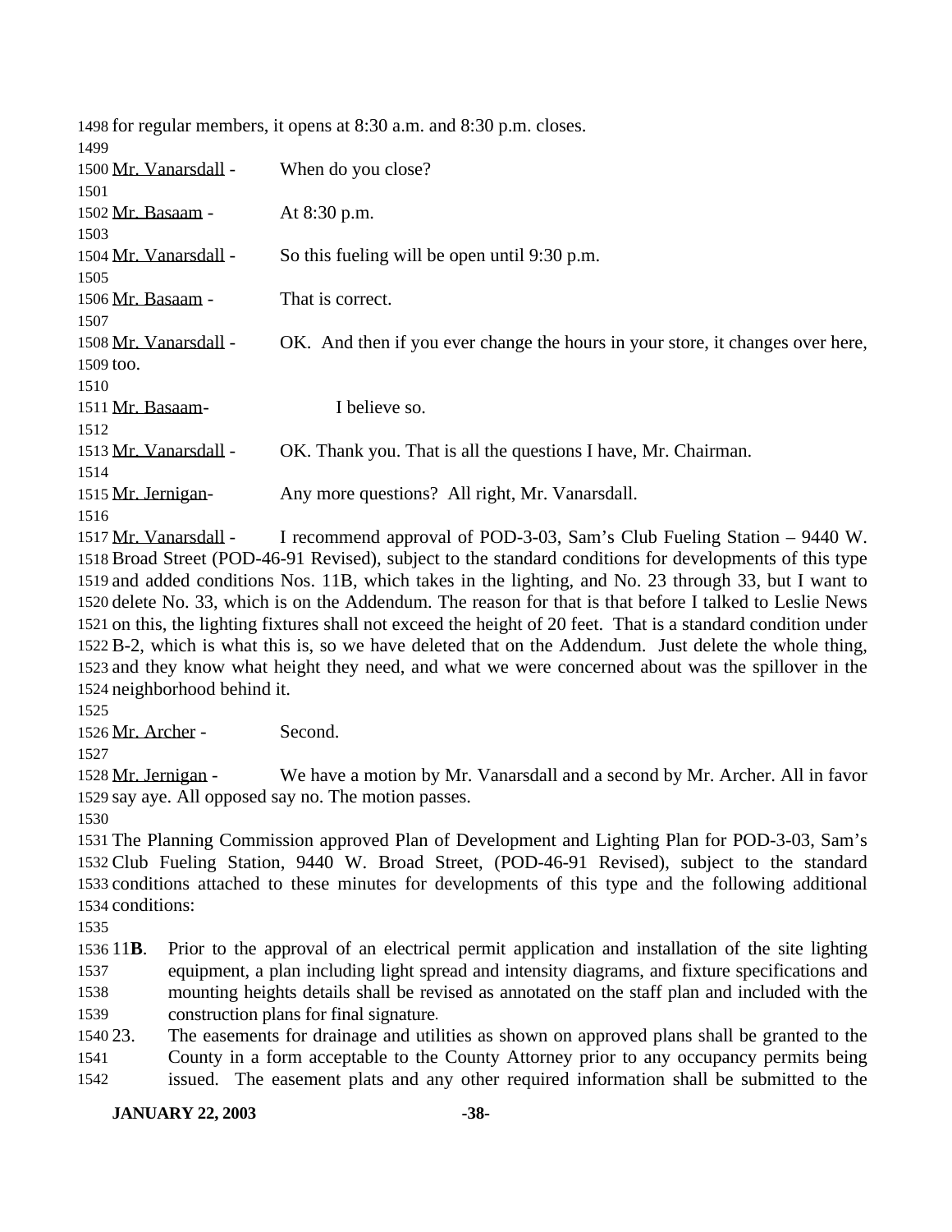for regular members, it opens at 8:30 a.m. and 8:30 p.m. closes.

Mr. Vanarsdall - When do you close?

Mr. Basaam - At 8:30 p.m.

Mr. Vanarsdall - So this fueling will be open until 9:30 p.m.

Mr. Basaam - That is correct.

Mr. Vanarsdall - OK. And then if you ever change the hours in your store, it changes over here, too.

Mr. Basaam- I believe so.

Mr. Vanarsdall - OK. Thank you. That is all the questions I have, Mr. Chairman.

Mr. Jernigan- Any more questions? All right, Mr. Vanarsdall.

Mr. Vanarsdall - I recommend approval of POD-3-03, Sam's Club Fueling Station – 9440 W. Broad Street (POD-46-91 Revised), subject to the standard conditions for developments of this type and added conditions Nos. 11B, which takes in the lighting, and No. 23 through 33, but I want to delete No. 33, which is on the Addendum. The reason for that is that before I talked to Leslie News on this, the lighting fixtures shall not exceed the height of 20 feet. That is a standard condition under B-2, which is what this is, so we have deleted that on the Addendum. Just delete the whole thing, and they know what height they need, and what we were concerned about was the spillover in the neighborhood behind it.

Mr. Archer - Second.

Mr. Jernigan - We have a motion by Mr. Vanarsdall and a second by Mr. Archer. All in favor say aye. All opposed say no. The motion passes.

The Planning Commission approved Plan of Development and Lighting Plan for POD-3-03, Sam's Club Fueling Station, 9440 W. Broad Street, (POD-46-91 Revised), subject to the standard conditions attached to these minutes for developments of this type and the following additional conditions:

11**B**. Prior to the approval of an electrical permit application and installation of the site lighting equipment, a plan including light spread and intensity diagrams, and fixture specifications and mounting heights details shall be revised as annotated on the staff plan and included with the construction plans for final signature.

23. The easements for drainage and utilities as shown on approved plans shall be granted to the County in a form acceptable to the County Attorney prior to any occupancy permits being issued. The easement plats and any other required information shall be submitted to the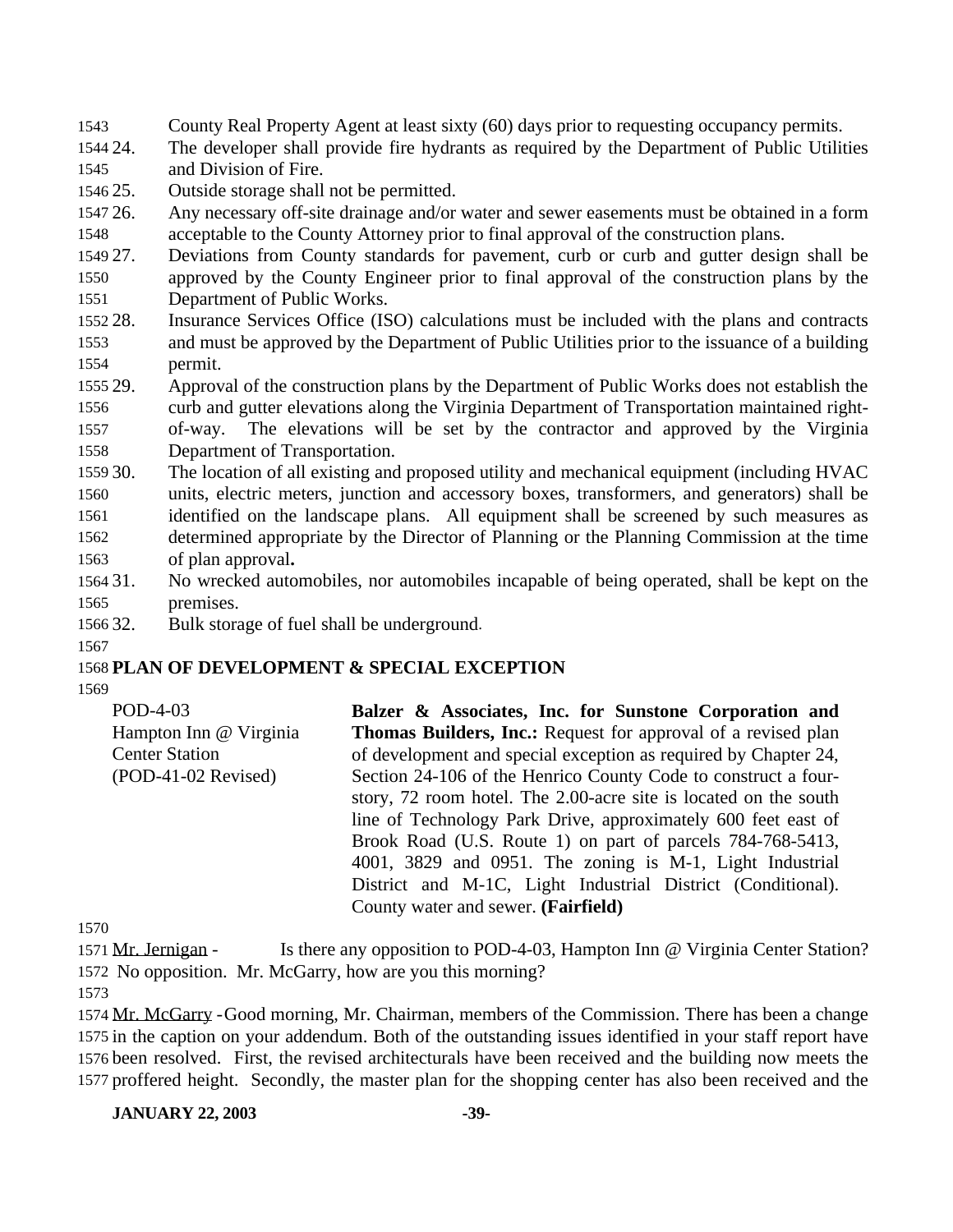County Real Property Agent at least sixty (60) days prior to requesting occupancy permits.

24. The developer shall provide fire hydrants as required by the Department of Public Utilities and Division of Fire.
25. Outside storage shall not be permitted.
26. Any necessary off-site drainage and/or water and sewer easements must be obtained in a form acceptable to the County Attorney prior to final approval of the construction plans.
27. Deviations from County standards for pavement, curb or curb and gutter design shall be approved by the County Engineer prior to final approval of the construction plans by the Department of Public Works.
28. Insurance Services Office (ISO) calculations must be included with the plans and contracts and must be approved by the Department of Public Utilities prior to the issuance of a building permit.
29. Approval of the construction plans by the Department of Public Works does not establish the curb and gutter elevations along the Virginia Department of Transportation maintained right-of-way. The elevations will be set by the contractor and approved by the Virginia Department of Transportation.
30. The location of all existing and proposed utility and mechanical equipment (including HVAC units, electric meters, junction and accessory boxes, transformers, and generators) shall be identified on the landscape plans. All equipment shall be screened by such measures as determined appropriate by the Director of Planning or the Planning Commission at the time of plan approval**.**
31. No wrecked automobiles, nor automobiles incapable of being operated, shall be kept on the premises.
32. Bulk storage of fuel shall be underground.

**PLAN OF DEVELOPMENT & SPECIAL EXCEPTION**

POD-4-03
Hampton Inn @ Virginia Center Station
(POD-41-02 Revised)

**Balzer & Associates, Inc. for Sunstone Corporation and Thomas Builders, Inc.:** Request for approval of a revised plan of development and special exception as required by Chapter 24, Section 24-106 of the Henrico County Code to construct a four-story, 72 room hotel. The 2.00-acre site is located on the south line of Technology Park Drive, approximately 600 feet east of Brook Road (U.S. Route 1) on part of parcels 784-768-5413, 4001, 3829 and 0951. The zoning is M-1, Light Industrial District and M-1C, Light Industrial District (Conditional). County water and sewer. **(Fairfield)**

Mr. Jernigan - Is there any opposition to POD-4-03, Hampton Inn @ Virginia Center Station? No opposition. Mr. McGarry, how are you this morning?

Mr. McGarry - Good morning, Mr. Chairman, members of the Commission. There has been a change in the caption on your addendum. Both of the outstanding issues identified in your staff report have been resolved. First, the revised architecturals have been received and the building now meets the proffered height. Secondly, the master plan for the shopping center has also been received and the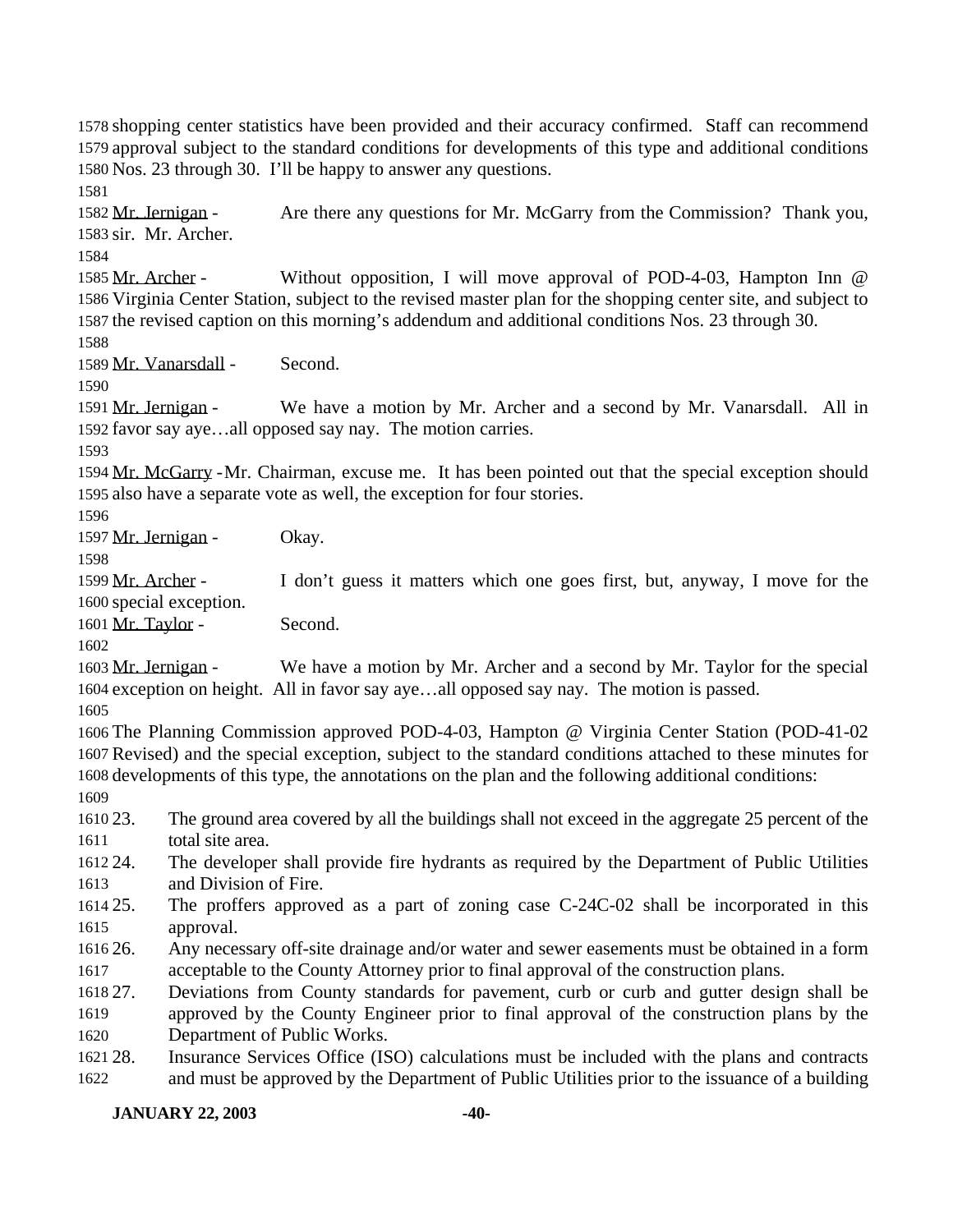shopping center statistics have been provided and their accuracy confirmed. Staff can recommend approval subject to the standard conditions for developments of this type and additional conditions Nos. 23 through 30. I'll be happy to answer any questions.

Mr. Jernigan - Are there any questions for Mr. McGarry from the Commission? Thank you, sir. Mr. Archer.

Mr. Archer - Without opposition, I will move approval of POD-4-03, Hampton Inn @ Virginia Center Station, subject to the revised master plan for the shopping center site, and subject to the revised caption on this morning's addendum and additional conditions Nos. 23 through 30.

Mr. Vanarsdall - Second.

Mr. Jernigan - We have a motion by Mr. Archer and a second by Mr. Vanarsdall. All in favor say aye…all opposed say nay. The motion carries.

Mr. McGarry - Mr. Chairman, excuse me. It has been pointed out that the special exception should also have a separate vote as well, the exception for four stories.

Mr. Jernigan - Okay.

Mr. Archer - I don't guess it matters which one goes first, but, anyway, I move for the special exception.

Mr. Taylor - Second.

Mr. Jernigan - We have a motion by Mr. Archer and a second by Mr. Taylor for the special exception on height. All in favor say aye…all opposed say nay. The motion is passed.

The Planning Commission approved POD-4-03, Hampton @ Virginia Center Station (POD-41-02 Revised) and the special exception, subject to the standard conditions attached to these minutes for developments of this type, the annotations on the plan and the following additional conditions:

23. The ground area covered by all the buildings shall not exceed in the aggregate 25 percent of the total site area.
24. The developer shall provide fire hydrants as required by the Department of Public Utilities and Division of Fire.
25. The proffers approved as a part of zoning case C-24C-02 shall be incorporated in this approval.
26. Any necessary off-site drainage and/or water and sewer easements must be obtained in a form acceptable to the County Attorney prior to final approval of the construction plans.
27. Deviations from County standards for pavement, curb or curb and gutter design shall be approved by the County Engineer prior to final approval of the construction plans by the Department of Public Works.
28. Insurance Services Office (ISO) calculations must be included with the plans and contracts and must be approved by the Department of Public Utilities prior to the issuance of a building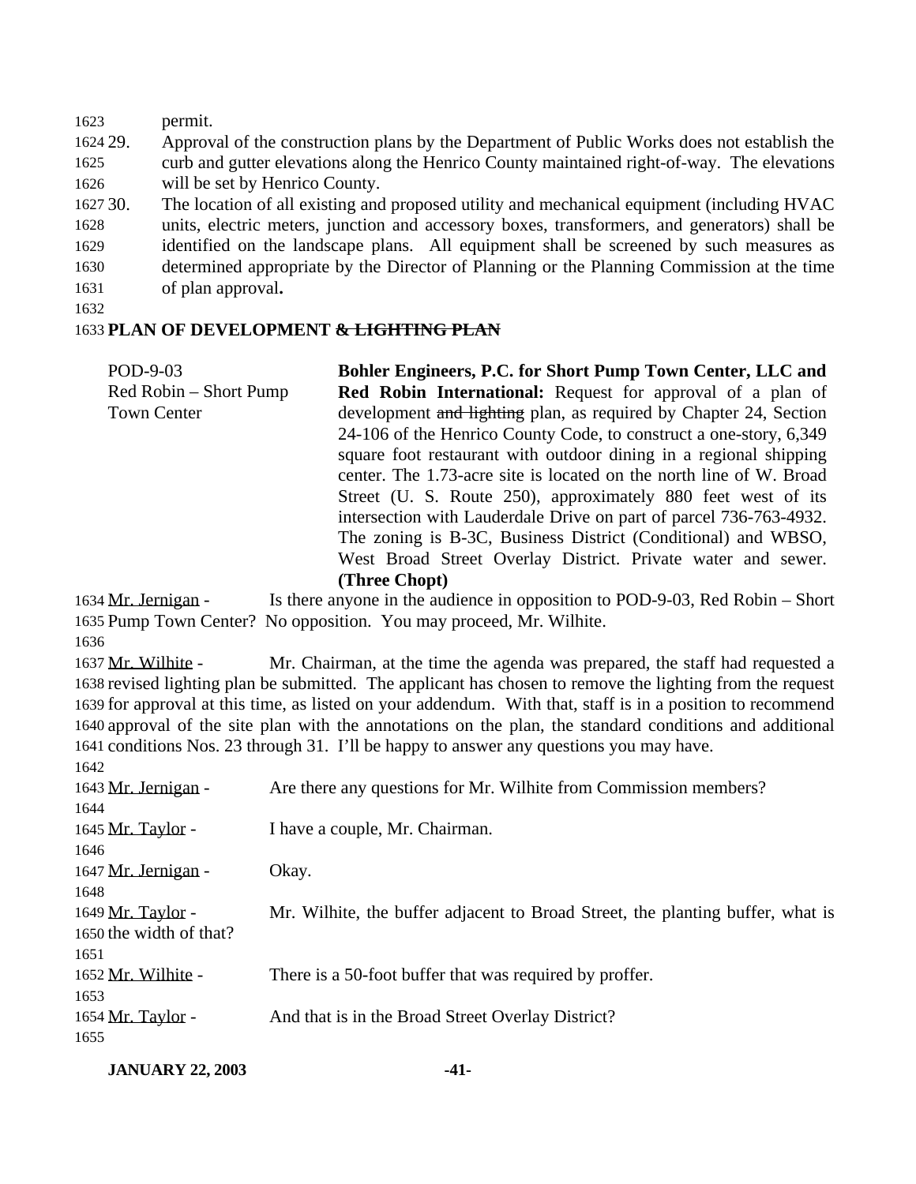permit.

29. Approval of the construction plans by the Department of Public Works does not establish the curb and gutter elevations along the Henrico County maintained right-of-way. The elevations will be set by Henrico County.

30. The location of all existing and proposed utility and mechanical equipment (including HVAC units, electric meters, junction and accessory boxes, transformers, and generators) shall be identified on the landscape plans. All equipment shall be screened by such measures as determined appropriate by the Director of Planning or the Planning Commission at the time of plan approval.

**PLAN OF DEVELOPMENT ~~& LIGHTING PLAN~~**

POD-9-03
Red Robin – Short Pump Town Center

**Bohler Engineers, P.C. for Short Pump Town Center, LLC and Red Robin International:** Request for approval of a plan of development ~~and lighting~~ plan, as required by Chapter 24, Section 24-106 of the Henrico County Code, to construct a one-story, 6,349 square foot restaurant with outdoor dining in a regional shipping center. The 1.73-acre site is located on the north line of W. Broad Street (U. S. Route 250), approximately 880 feet west of its intersection with Lauderdale Drive on part of parcel 736-763-4932. The zoning is B-3C, Business District (Conditional) and WBSO, West Broad Street Overlay District. Private water and sewer. **(Three Chopt)**

Mr. Jernigan - Is there anyone in the audience in opposition to POD-9-03, Red Robin – Short Pump Town Center? No opposition. You may proceed, Mr. Wilhite.

Mr. Wilhite - Mr. Chairman, at the time the agenda was prepared, the staff had requested a revised lighting plan be submitted. The applicant has chosen to remove the lighting from the request for approval at this time, as listed on your addendum. With that, staff is in a position to recommend approval of the site plan with the annotations on the plan, the standard conditions and additional conditions Nos. 23 through 31. I'll be happy to answer any questions you may have.

Mr. Jernigan - Are there any questions for Mr. Wilhite from Commission members?

Mr. Taylor - I have a couple, Mr. Chairman.

Mr. Jernigan - Okay.

Mr. Taylor - Mr. Wilhite, the buffer adjacent to Broad Street, the planting buffer, what is the width of that?

Mr. Wilhite - There is a 50-foot buffer that was required by proffer.

Mr. Taylor - And that is in the Broad Street Overlay District?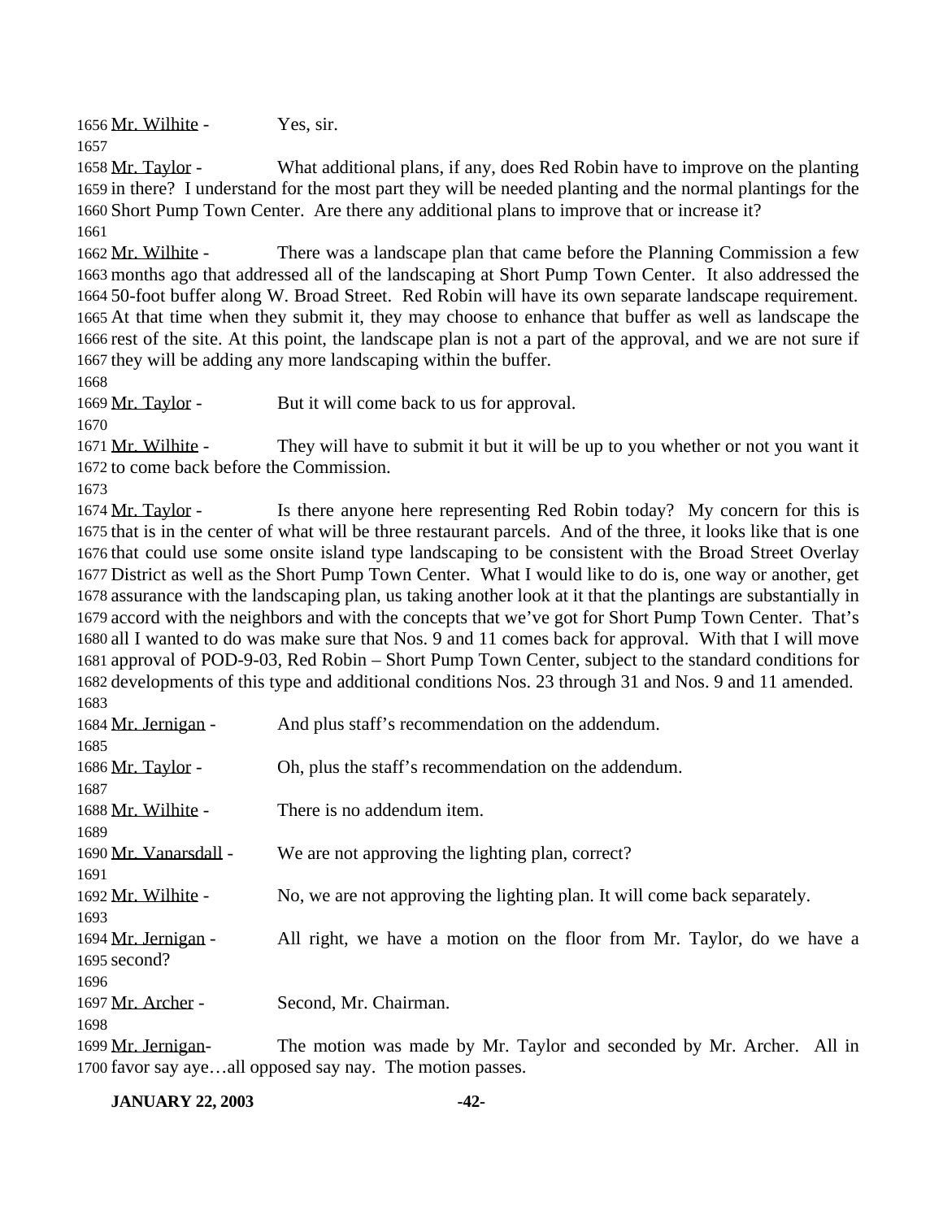1656 Mr. Wilhite - Yes, sir.

1657

1658 Mr. Taylor - What additional plans, if any, does Red Robin have to improve on the planting
1659 in there? I understand for the most part they will be needed planting and the normal plantings for the
1660 Short Pump Town Center. Are there any additional plans to improve that or increase it?

1661

1662 Mr. Wilhite - There was a landscape plan that came before the Planning Commission a few
1663 months ago that addressed all of the landscaping at Short Pump Town Center. It also addressed the
1664 50-foot buffer along W. Broad Street. Red Robin will have its own separate landscape requirement.
1665 At that time when they submit it, they may choose to enhance that buffer as well as landscape the
1666 rest of the site. At this point, the landscape plan is not a part of the approval, and we are not sure if
1667 they will be adding any more landscaping within the buffer.

1668

1669 Mr. Taylor - But it will come back to us for approval.

1670

1671 Mr. Wilhite - They will have to submit it but it will be up to you whether or not you want it
1672 to come back before the Commission.

1673

1674 Mr. Taylor - Is there anyone here representing Red Robin today? My concern for this is
1675 that is in the center of what will be three restaurant parcels. And of the three, it looks like that is one
1676 that could use some onsite island type landscaping to be consistent with the Broad Street Overlay
1677 District as well as the Short Pump Town Center. What I would like to do is, one way or another, get
1678 assurance with the landscaping plan, us taking another look at it that the plantings are substantially in
1679 accord with the neighbors and with the concepts that we've got for Short Pump Town Center. That's
1680 all I wanted to do was make sure that Nos. 9 and 11 comes back for approval. With that I will move
1681 approval of POD-9-03, Red Robin – Short Pump Town Center, subject to the standard conditions for
1682 developments of this type and additional conditions Nos. 23 through 31 and Nos. 9 and 11 amended.

1683

1684 Mr. Jernigan - And plus staff's recommendation on the addendum.

1685

1686 Mr. Taylor - Oh, plus the staff's recommendation on the addendum.

1687

1688 Mr. Wilhite - There is no addendum item.

1689

1690 Mr. Vanarsdall - We are not approving the lighting plan, correct?

1691

1692 Mr. Wilhite - No, we are not approving the lighting plan. It will come back separately.

1693

1694 Mr. Jernigan - All right, we have a motion on the floor from Mr. Taylor, do we have a
1695 second?

1696

1697 Mr. Archer - Second, Mr. Chairman.

1698

1699 Mr. Jernigan- The motion was made by Mr. Taylor and seconded by Mr. Archer. All in
1700 favor say aye…all opposed say nay. The motion passes.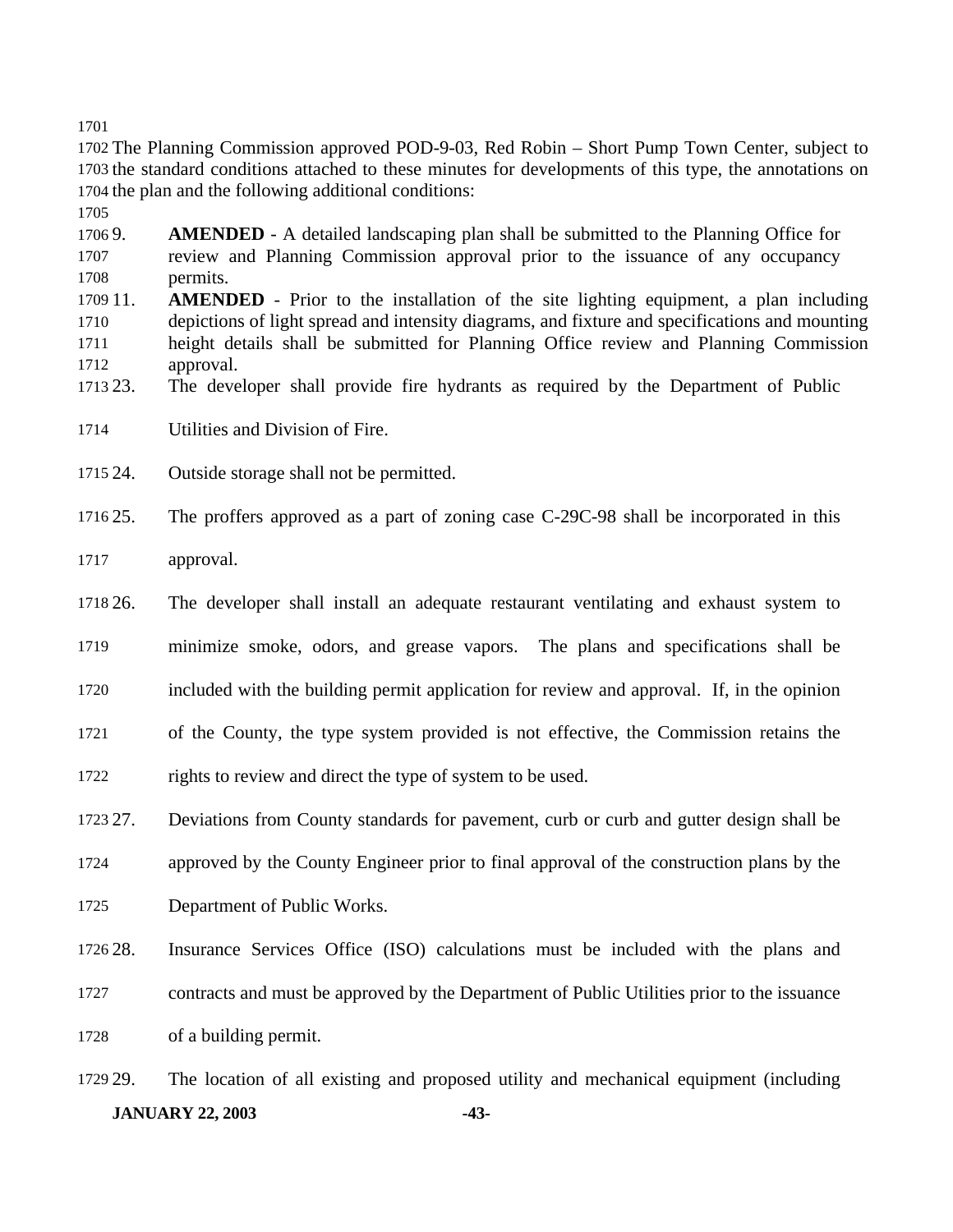The Planning Commission approved POD-9-03, Red Robin – Short Pump Town Center, subject to the standard conditions attached to these minutes for developments of this type, the annotations on the plan and the following additional conditions:

9. **AMENDED** - A detailed landscaping plan shall be submitted to the Planning Office for review and Planning Commission approval prior to the issuance of any occupancy permits.
11. **AMENDED** - Prior to the installation of the site lighting equipment, a plan including depictions of light spread and intensity diagrams, and fixture and specifications and mounting height details shall be submitted for Planning Office review and Planning Commission approval.
23. The developer shall provide fire hydrants as required by the Department of Public Utilities and Division of Fire.
24. Outside storage shall not be permitted.
25. The proffers approved as a part of zoning case C-29C-98 shall be incorporated in this approval.
26. The developer shall install an adequate restaurant ventilating and exhaust system to minimize smoke, odors, and grease vapors. The plans and specifications shall be included with the building permit application for review and approval. If, in the opinion of the County, the type system provided is not effective, the Commission retains the rights to review and direct the type of system to be used.
27. Deviations from County standards for pavement, curb or curb and gutter design shall be approved by the County Engineer prior to final approval of the construction plans by the Department of Public Works.
28. Insurance Services Office (ISO) calculations must be included with the plans and contracts and must be approved by the Department of Public Utilities prior to the issuance of a building permit.
29. The location of all existing and proposed utility and mechanical equipment (including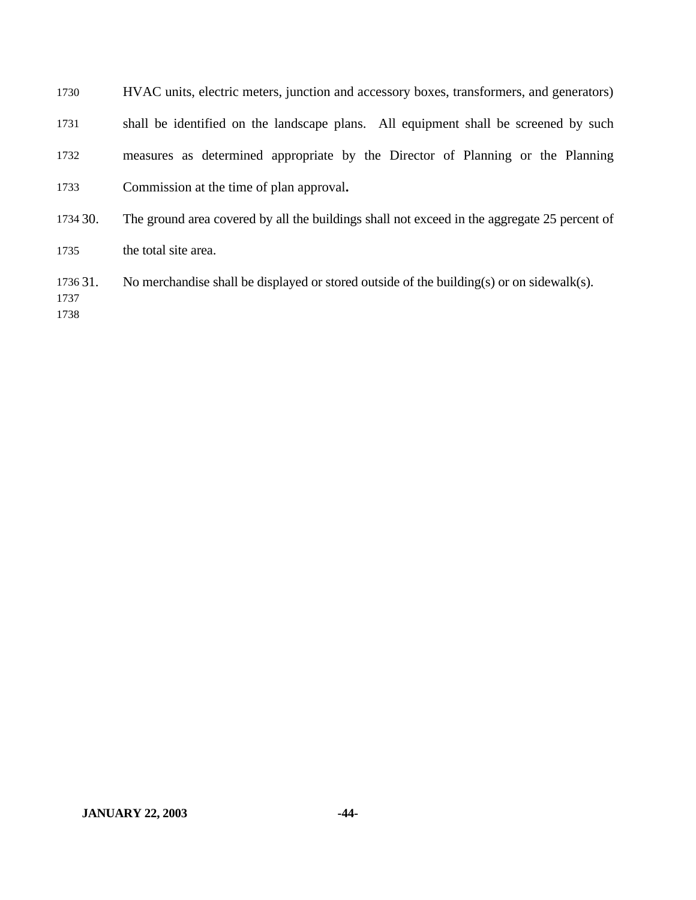HVAC units, electric meters, junction and accessory boxes, transformers, and generators) shall be identified on the landscape plans. All equipment shall be screened by such measures as determined appropriate by the Director of Planning or the Planning Commission at the time of plan approval**.**

30. The ground area covered by all the buildings shall not exceed in the aggregate 25 percent of the total site area.

31. No merchandise shall be displayed or stored outside of the building(s) or on sidewalk(s).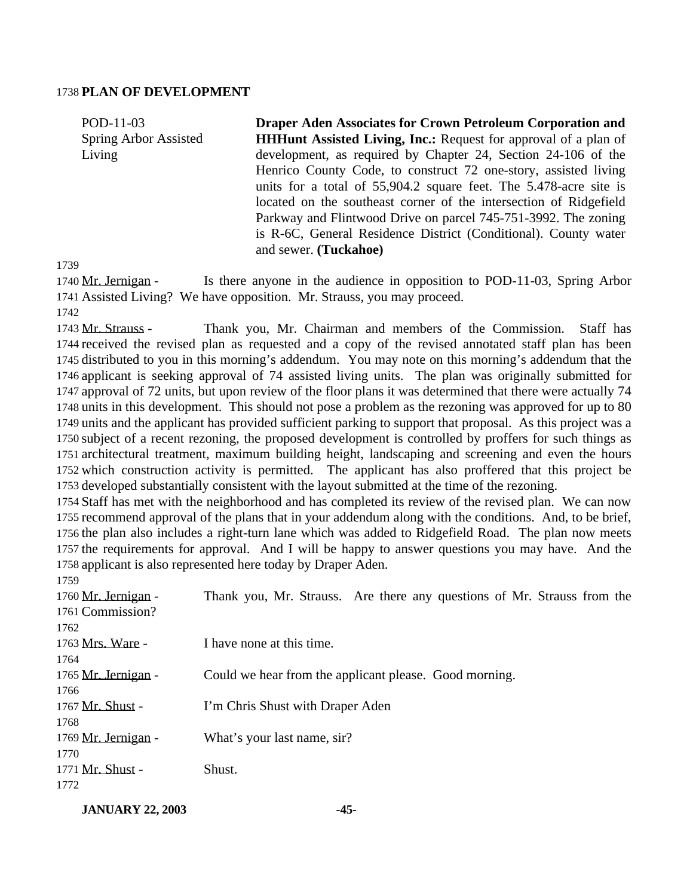## PLAN OF DEVELOPMENT

POD-11-03
Spring Arbor Assisted Living

**Draper Aden Associates for Crown Petroleum Corporation and HHHunt Assisted Living, Inc.:** Request for approval of a plan of development, as required by Chapter 24, Section 24-106 of the Henrico County Code, to construct 72 one-story, assisted living units for a total of 55,904.2 square feet. The 5.478-acre site is located on the southeast corner of the intersection of Ridgefield Parkway and Flintwood Drive on parcel 745-751-3992. The zoning is R-6C, General Residence District (Conditional). County water and sewer. **(Tuckahoe)**

Mr. Jernigan - Is there anyone in the audience in opposition to POD-11-03, Spring Arbor Assisted Living? We have opposition. Mr. Strauss, you may proceed.

Mr. Strauss - Thank you, Mr. Chairman and members of the Commission. Staff has received the revised plan as requested and a copy of the revised annotated staff plan has been distributed to you in this morning's addendum. You may note on this morning's addendum that the applicant is seeking approval of 74 assisted living units. The plan was originally submitted for approval of 72 units, but upon review of the floor plans it was determined that there were actually 74 units in this development. This should not pose a problem as the rezoning was approved for up to 80 units and the applicant has provided sufficient parking to support that proposal. As this project was a subject of a recent rezoning, the proposed development is controlled by proffers for such things as architectural treatment, maximum building height, landscaping and screening and even the hours which construction activity is permitted. The applicant has also proffered that this project be developed substantially consistent with the layout submitted at the time of the rezoning.
Staff has met with the neighborhood and has completed its review of the revised plan. We can now recommend approval of the plans that in your addendum along with the conditions. And, to be brief, the plan also includes a right-turn lane which was added to Ridgefield Road. The plan now meets the requirements for approval. And I will be happy to answer questions you may have. And the applicant is also represented here today by Draper Aden.

Mr. Jernigan - Thank you, Mr. Strauss. Are there any questions of Mr. Strauss from the Commission?

Mrs. Ware - I have none at this time.

Mr. Jernigan - Could we hear from the applicant please. Good morning.

Mr. Shust - I'm Chris Shust with Draper Aden

Mr. Jernigan - What's your last name, sir?

Mr. Shust - Shust.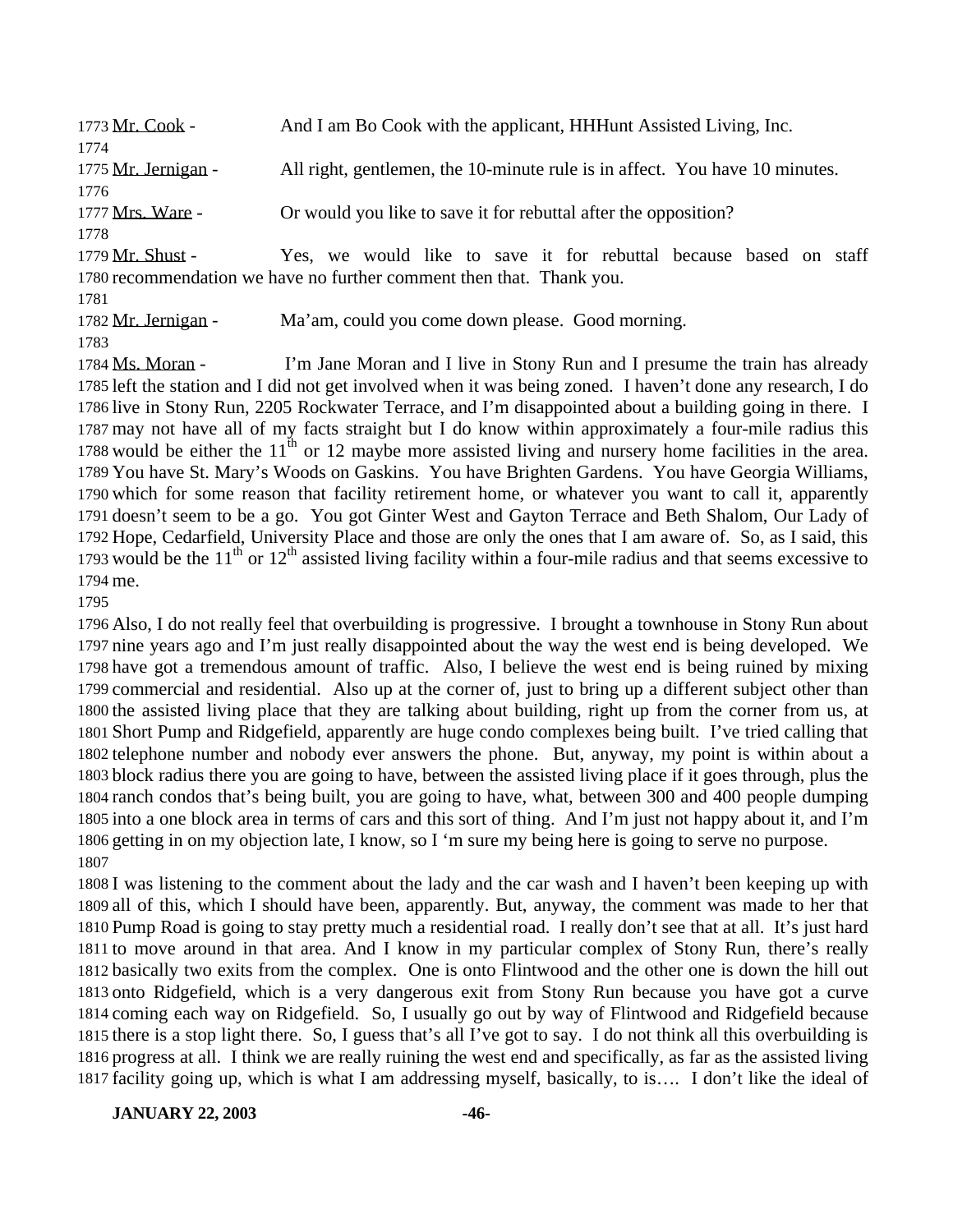1773 Mr. Cook - And I am Bo Cook with the applicant, HHHunt Assisted Living, Inc.

1774

1775 Mr. Jernigan - All right, gentlemen, the 10-minute rule is in affect. You have 10 minutes.

1776

1777 Mrs. Ware - Or would you like to save it for rebuttal after the opposition?

1778

1779 Mr. Shust - Yes, we would like to save it for rebuttal because based on staff
1780 recommendation we have no further comment then that. Thank you.

1781

1782 Mr. Jernigan - Ma'am, could you come down please. Good morning.

1783

1784 Ms. Moran - I'm Jane Moran and I live in Stony Run and I presume the train has already
1785 left the station and I did not get involved when it was being zoned. I haven't done any research, I do
1786 live in Stony Run, 2205 Rockwater Terrace, and I'm disappointed about a building going in there. I
1787 may not have all of my facts straight but I do know within approximately a four-mile radius this
1788 would be either the 11th or 12 maybe more assisted living and nursery home facilities in the area.
1789 You have St. Mary's Woods on Gaskins. You have Brighten Gardens. You have Georgia Williams,
1790 which for some reason that facility retirement home, or whatever you want to call it, apparently
1791 doesn't seem to be a go. You got Ginter West and Gayton Terrace and Beth Shalom, Our Lady of
1792 Hope, Cedarfield, University Place and those are only the ones that I am aware of. So, as I said, this
1793 would be the 11th or 12th assisted living facility within a four-mile radius and that seems excessive to
1794 me.

1795

1796 Also, I do not really feel that overbuilding is progressive. I brought a townhouse in Stony Run about
1797 nine years ago and I'm just really disappointed about the way the west end is being developed. We
1798 have got a tremendous amount of traffic. Also, I believe the west end is being ruined by mixing
1799 commercial and residential. Also up at the corner of, just to bring up a different subject other than
1800 the assisted living place that they are talking about building, right up from the corner from us, at
1801 Short Pump and Ridgefield, apparently are huge condo complexes being built. I've tried calling that
1802 telephone number and nobody ever answers the phone. But, anyway, my point is within about a
1803 block radius there you are going to have, between the assisted living place if it goes through, plus the
1804 ranch condos that's being built, you are going to have, what, between 300 and 400 people dumping
1805 into a one block area in terms of cars and this sort of thing. And I'm just not happy about it, and I'm
1806 getting in on my objection late, I know, so I 'm sure my being here is going to serve no purpose.

1807

1808 I was listening to the comment about the lady and the car wash and I haven't been keeping up with
1809 all of this, which I should have been, apparently. But, anyway, the comment was made to her that
1810 Pump Road is going to stay pretty much a residential road. I really don't see that at all. It's just hard
1811 to move around in that area. And I know in my particular complex of Stony Run, there's really
1812 basically two exits from the complex. One is onto Flintwood and the other one is down the hill out
1813 onto Ridgefield, which is a very dangerous exit from Stony Run because you have got a curve
1814 coming each way on Ridgefield. So, I usually go out by way of Flintwood and Ridgefield because
1815 there is a stop light there. So, I guess that's all I've got to say. I do not think all this overbuilding is
1816 progress at all. I think we are really ruining the west end and specifically, as far as the assisted living
1817 facility going up, which is what I am addressing myself, basically, to is…. I don't like the ideal of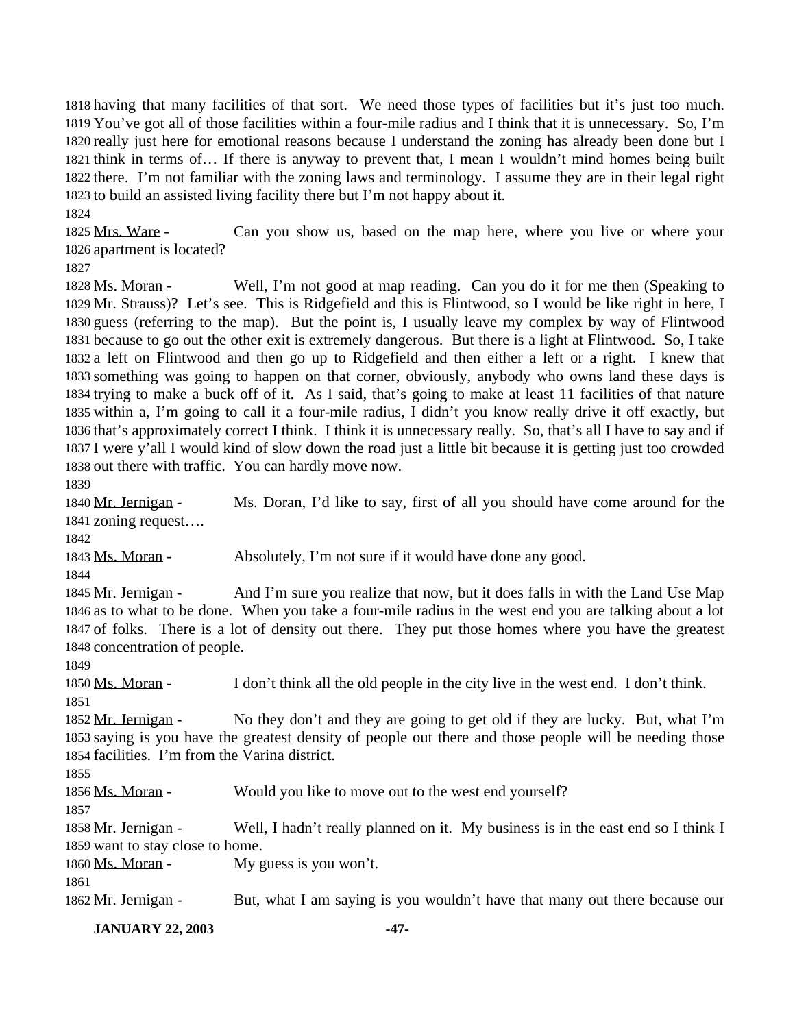having that many facilities of that sort. We need those types of facilities but it's just too much. You've got all of those facilities within a four-mile radius and I think that it is unnecessary. So, I'm really just here for emotional reasons because I understand the zoning has already been done but I think in terms of… If there is anyway to prevent that, I mean I wouldn't mind homes being built there. I'm not familiar with the zoning laws and terminology. I assume they are in their legal right to build an assisted living facility there but I'm not happy about it.

Mrs. Ware - Can you show us, based on the map here, where you live or where your apartment is located?

Ms. Moran - Well, I'm not good at map reading. Can you do it for me then (Speaking to Mr. Strauss)? Let's see. This is Ridgefield and this is Flintwood, so I would be like right in here, I guess (referring to the map). But the point is, I usually leave my complex by way of Flintwood because to go out the other exit is extremely dangerous. But there is a light at Flintwood. So, I take a left on Flintwood and then go up to Ridgefield and then either a left or a right. I knew that something was going to happen on that corner, obviously, anybody who owns land these days is trying to make a buck off of it. As I said, that's going to make at least 11 facilities of that nature within a, I'm going to call it a four-mile radius, I didn't you know really drive it off exactly, but that's approximately correct I think. I think it is unnecessary really. So, that's all I have to say and if I were y'all I would kind of slow down the road just a little bit because it is getting just too crowded out there with traffic. You can hardly move now.

Mr. Jernigan - Ms. Doran, I'd like to say, first of all you should have come around for the zoning request….

Ms. Moran - Absolutely, I'm not sure if it would have done any good.

Mr. Jernigan - And I'm sure you realize that now, but it does falls in with the Land Use Map as to what to be done. When you take a four-mile radius in the west end you are talking about a lot of folks. There is a lot of density out there. They put those homes where you have the greatest concentration of people.

Ms. Moran - I don't think all the old people in the city live in the west end. I don't think.

Mr. Jernigan - No they don't and they are going to get old if they are lucky. But, what I'm saying is you have the greatest density of people out there and those people will be needing those facilities. I'm from the Varina district.

Ms. Moran - Would you like to move out to the west end yourself?

Mr. Jernigan - Well, I hadn't really planned on it. My business is in the east end so I think I want to stay close to home.

Ms. Moran - My guess is you won't.

Mr. Jernigan - But, what I am saying is you wouldn't have that many out there because our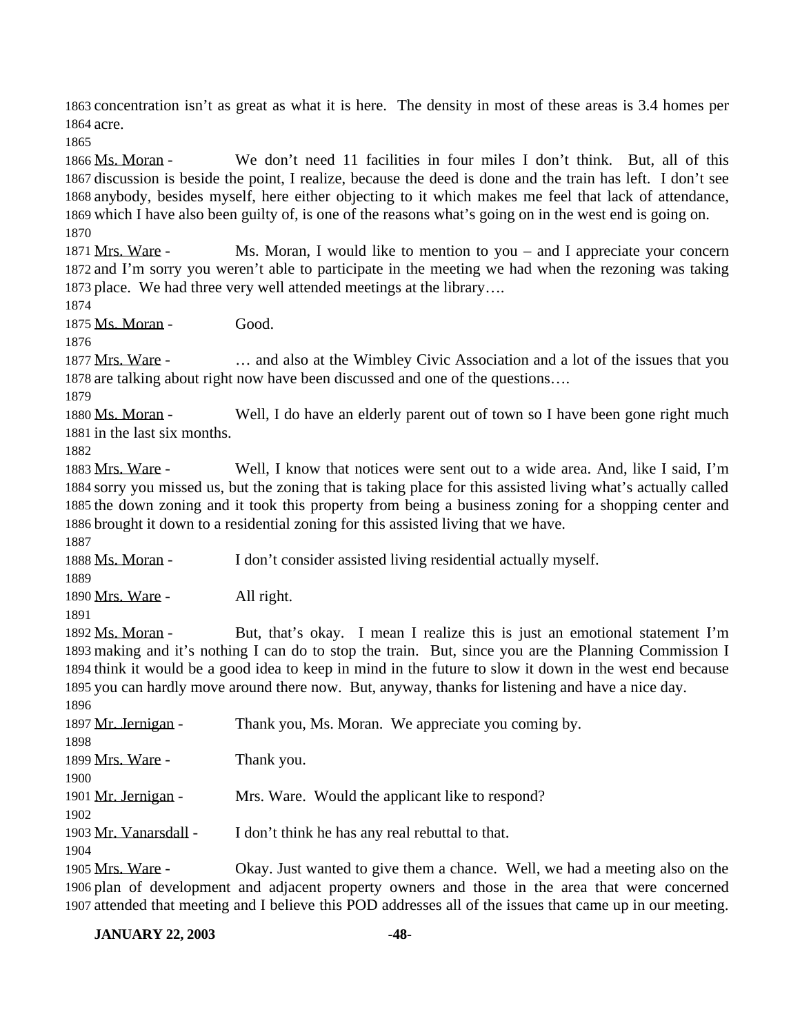concentration isn't as great as what it is here. The density in most of these areas is 3.4 homes per acre.

Ms. Moran - We don't need 11 facilities in four miles I don't think. But, all of this discussion is beside the point, I realize, because the deed is done and the train has left. I don't see anybody, besides myself, here either objecting to it which makes me feel that lack of attendance, which I have also been guilty of, is one of the reasons what's going on in the west end is going on.

Mrs. Ware - Ms. Moran, I would like to mention to you – and I appreciate your concern and I'm sorry you weren't able to participate in the meeting we had when the rezoning was taking place. We had three very well attended meetings at the library….

Ms. Moran - Good.

Mrs. Ware - … and also at the Wimbley Civic Association and a lot of the issues that you are talking about right now have been discussed and one of the questions….

Ms. Moran - Well, I do have an elderly parent out of town so I have been gone right much in the last six months.

Mrs. Ware - Well, I know that notices were sent out to a wide area. And, like I said, I'm sorry you missed us, but the zoning that is taking place for this assisted living what's actually called the down zoning and it took this property from being a business zoning for a shopping center and brought it down to a residential zoning for this assisted living that we have.

Ms. Moran - I don't consider assisted living residential actually myself.

Mrs. Ware - All right.

Ms. Moran - But, that's okay. I mean I realize this is just an emotional statement I'm making and it's nothing I can do to stop the train. But, since you are the Planning Commission I think it would be a good idea to keep in mind in the future to slow it down in the west end because you can hardly move around there now. But, anyway, thanks for listening and have a nice day.

Mr. Jernigan - Thank you, Ms. Moran. We appreciate you coming by.

Mrs. Ware - Thank you.

Mr. Jernigan - Mrs. Ware. Would the applicant like to respond?

Mr. Vanarsdall - I don't think he has any real rebuttal to that.

Mrs. Ware - Okay. Just wanted to give them a chance. Well, we had a meeting also on the plan of development and adjacent property owners and those in the area that were concerned attended that meeting and I believe this POD addresses all of the issues that came up in our meeting.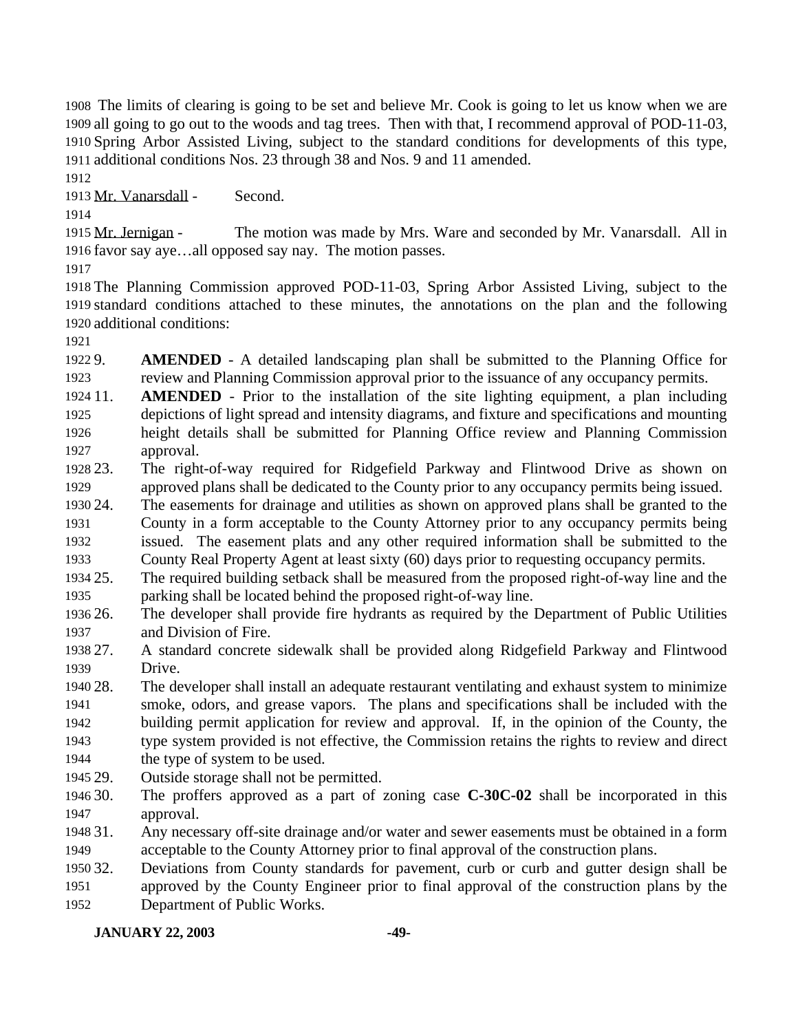The limits of clearing is going to be set and believe Mr. Cook is going to let us know when we are all going to go out to the woods and tag trees. Then with that, I recommend approval of POD-11-03, Spring Arbor Assisted Living, subject to the standard conditions for developments of this type, additional conditions Nos. 23 through 38 and Nos. 9 and 11 amended.

Mr. Vanarsdall - Second.

Mr. Jernigan - The motion was made by Mrs. Ware and seconded by Mr. Vanarsdall. All in favor say aye…all opposed say nay. The motion passes.

The Planning Commission approved POD-11-03, Spring Arbor Assisted Living, subject to the standard conditions attached to these minutes, the annotations on the plan and the following additional conditions:

9. **AMENDED** - A detailed landscaping plan shall be submitted to the Planning Office for review and Planning Commission approval prior to the issuance of any occupancy permits.
11. **AMENDED** - Prior to the installation of the site lighting equipment, a plan including depictions of light spread and intensity diagrams, and fixture and specifications and mounting height details shall be submitted for Planning Office review and Planning Commission approval.
23. The right-of-way required for Ridgefield Parkway and Flintwood Drive as shown on approved plans shall be dedicated to the County prior to any occupancy permits being issued.
24. The easements for drainage and utilities as shown on approved plans shall be granted to the County in a form acceptable to the County Attorney prior to any occupancy permits being issued. The easement plats and any other required information shall be submitted to the County Real Property Agent at least sixty (60) days prior to requesting occupancy permits.
25. The required building setback shall be measured from the proposed right-of-way line and the parking shall be located behind the proposed right-of-way line.
26. The developer shall provide fire hydrants as required by the Department of Public Utilities and Division of Fire.
27. A standard concrete sidewalk shall be provided along Ridgefield Parkway and Flintwood Drive.
28. The developer shall install an adequate restaurant ventilating and exhaust system to minimize smoke, odors, and grease vapors. The plans and specifications shall be included with the building permit application for review and approval. If, in the opinion of the County, the type system provided is not effective, the Commission retains the rights to review and direct the type of system to be used.
29. Outside storage shall not be permitted.
30. The proffers approved as a part of zoning case **C-30C-02** shall be incorporated in this approval.
31. Any necessary off-site drainage and/or water and sewer easements must be obtained in a form acceptable to the County Attorney prior to final approval of the construction plans.
32. Deviations from County standards for pavement, curb or curb and gutter design shall be approved by the County Engineer prior to final approval of the construction plans by the Department of Public Works.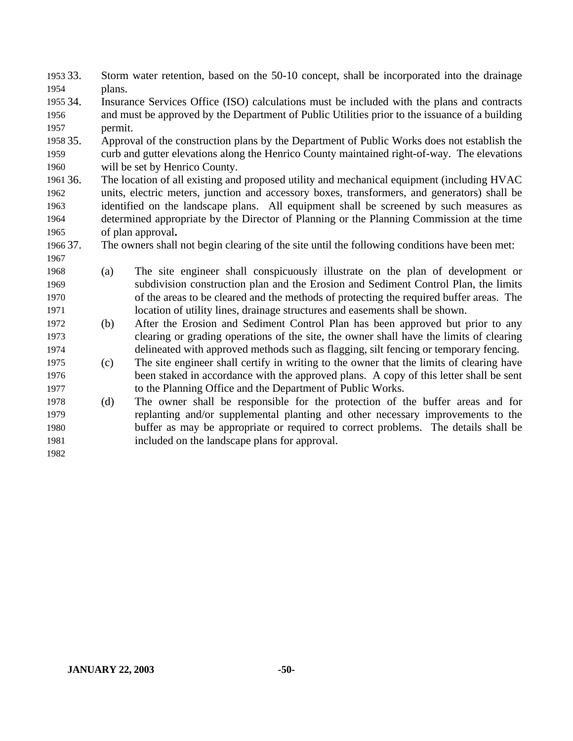33. Storm water retention, based on the 50-10 concept, shall be incorporated into the drainage plans.
34. Insurance Services Office (ISO) calculations must be included with the plans and contracts and must be approved by the Department of Public Utilities prior to the issuance of a building permit.
35. Approval of the construction plans by the Department of Public Works does not establish the curb and gutter elevations along the Henrico County maintained right-of-way. The elevations will be set by Henrico County.
36. The location of all existing and proposed utility and mechanical equipment (including HVAC units, electric meters, junction and accessory boxes, transformers, and generators) shall be identified on the landscape plans. All equipment shall be screened by such measures as determined appropriate by the Director of Planning or the Planning Commission at the time of plan approval**.**
37. The owners shall not begin clearing of the site until the following conditions have been met:

    (a) The site engineer shall conspicuously illustrate on the plan of development or subdivision construction plan and the Erosion and Sediment Control Plan, the limits of the areas to be cleared and the methods of protecting the required buffer areas. The location of utility lines, drainage structures and easements shall be shown.

    (b) After the Erosion and Sediment Control Plan has been approved but prior to any clearing or grading operations of the site, the owner shall have the limits of clearing delineated with approved methods such as flagging, silt fencing or temporary fencing.

    (c) The site engineer shall certify in writing to the owner that the limits of clearing have been staked in accordance with the approved plans. A copy of this letter shall be sent to the Planning Office and the Department of Public Works.

    (d) The owner shall be responsible for the protection of the buffer areas and for replanting and/or supplemental planting and other necessary improvements to the buffer as may be appropriate or required to correct problems. The details shall be included on the landscape plans for approval.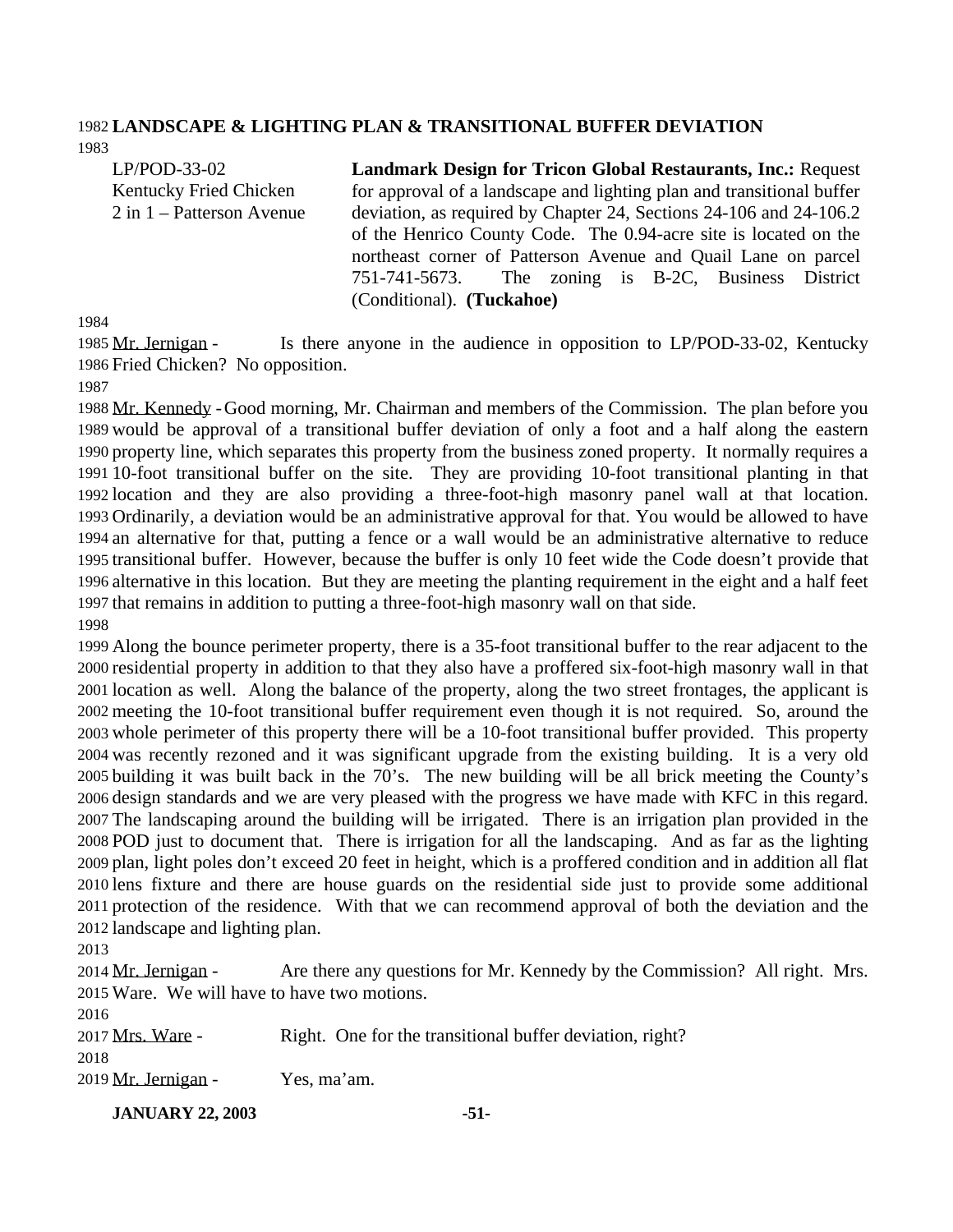**LANDSCAPE & LIGHTING PLAN & TRANSITIONAL BUFFER DEVIATION**

LP/POD-33-02
Kentucky Fried Chicken
2 in 1 – Patterson Avenue

**Landmark Design for Tricon Global Restaurants, Inc.:** Request for approval of a landscape and lighting plan and transitional buffer deviation, as required by Chapter 24, Sections 24-106 and 24-106.2 of the Henrico County Code. The 0.94-acre site is located on the northeast corner of Patterson Avenue and Quail Lane on parcel 751-741-5673. The zoning is B-2C, Business District (Conditional). **(Tuckahoe)**

Mr. Jernigan - Is there anyone in the audience in opposition to LP/POD-33-02, Kentucky Fried Chicken? No opposition.

Mr. Kennedy - Good morning, Mr. Chairman and members of the Commission. The plan before you would be approval of a transitional buffer deviation of only a foot and a half along the eastern property line, which separates this property from the business zoned property. It normally requires a 10-foot transitional buffer on the site. They are providing 10-foot transitional planting in that location and they are also providing a three-foot-high masonry panel wall at that location. Ordinarily, a deviation would be an administrative approval for that. You would be allowed to have an alternative for that, putting a fence or a wall would be an administrative alternative to reduce transitional buffer. However, because the buffer is only 10 feet wide the Code doesn't provide that alternative in this location. But they are meeting the planting requirement in the eight and a half feet that remains in addition to putting a three-foot-high masonry wall on that side.

Along the bounce perimeter property, there is a 35-foot transitional buffer to the rear adjacent to the residential property in addition to that they also have a proffered six-foot-high masonry wall in that location as well. Along the balance of the property, along the two street frontages, the applicant is meeting the 10-foot transitional buffer requirement even though it is not required. So, around the whole perimeter of this property there will be a 10-foot transitional buffer provided. This property was recently rezoned and it was significant upgrade from the existing building. It is a very old building it was built back in the 70's. The new building will be all brick meeting the County's design standards and we are very pleased with the progress we have made with KFC in this regard. The landscaping around the building will be irrigated. There is an irrigation plan provided in the POD just to document that. There is irrigation for all the landscaping. And as far as the lighting plan, light poles don't exceed 20 feet in height, which is a proffered condition and in addition all flat lens fixture and there are house guards on the residential side just to provide some additional protection of the residence. With that we can recommend approval of both the deviation and the landscape and lighting plan.

Mr. Jernigan - Are there any questions for Mr. Kennedy by the Commission? All right. Mrs. Ware. We will have to have two motions.

Mrs. Ware - Right. One for the transitional buffer deviation, right?

Mr. Jernigan - Yes, ma'am.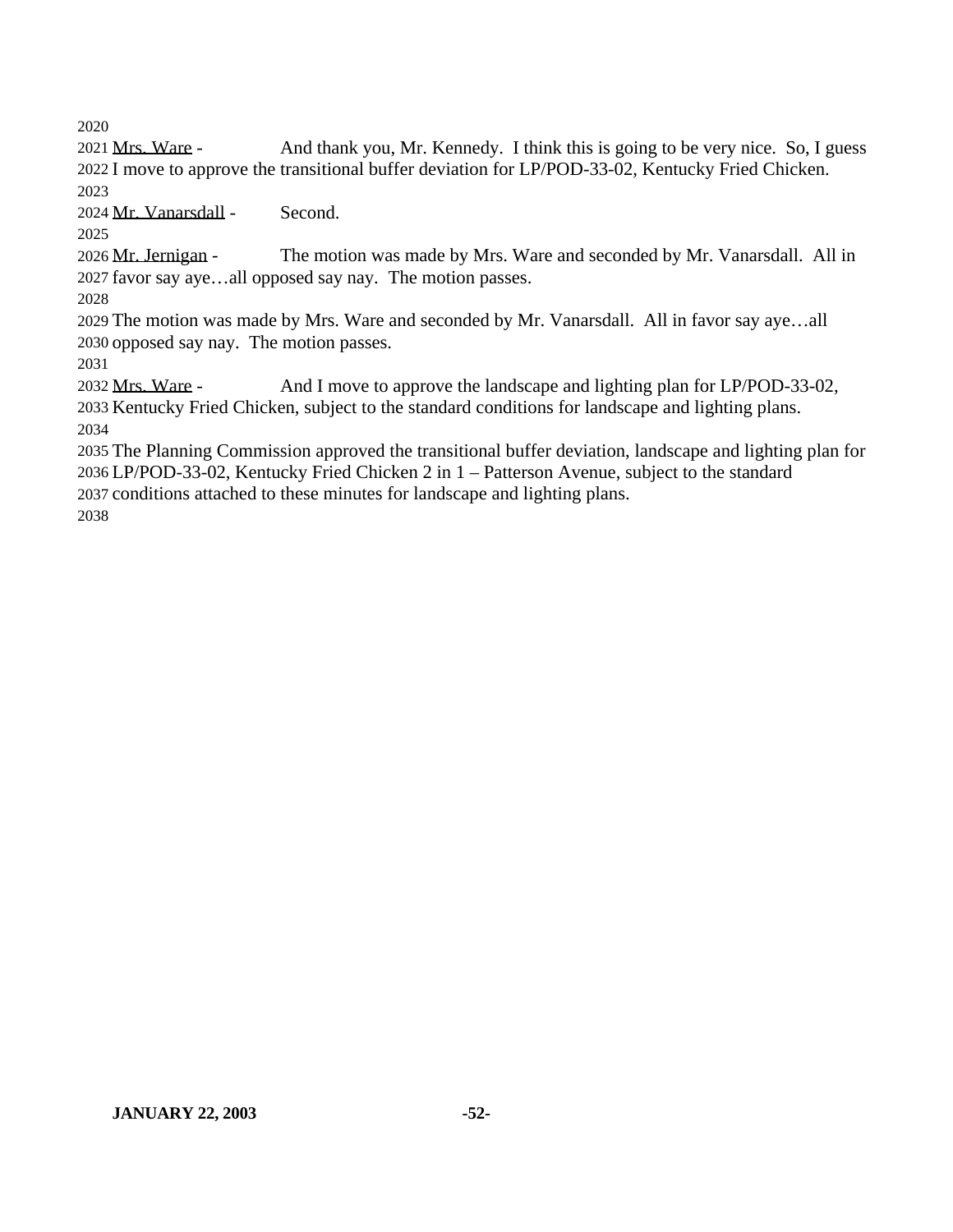Mrs. Ware - And thank you, Mr. Kennedy. I think this is going to be very nice. So, I guess I move to approve the transitional buffer deviation for LP/POD-33-02, Kentucky Fried Chicken.

Mr. Vanarsdall - Second.

Mr. Jernigan - The motion was made by Mrs. Ware and seconded by Mr. Vanarsdall. All in favor say aye…all opposed say nay. The motion passes.

The motion was made by Mrs. Ware and seconded by Mr. Vanarsdall. All in favor say aye…all opposed say nay. The motion passes.

Mrs. Ware - And I move to approve the landscape and lighting plan for LP/POD-33-02, Kentucky Fried Chicken, subject to the standard conditions for landscape and lighting plans.

The Planning Commission approved the transitional buffer deviation, landscape and lighting plan for LP/POD-33-02, Kentucky Fried Chicken 2 in 1 – Patterson Avenue, subject to the standard conditions attached to these minutes for landscape and lighting plans.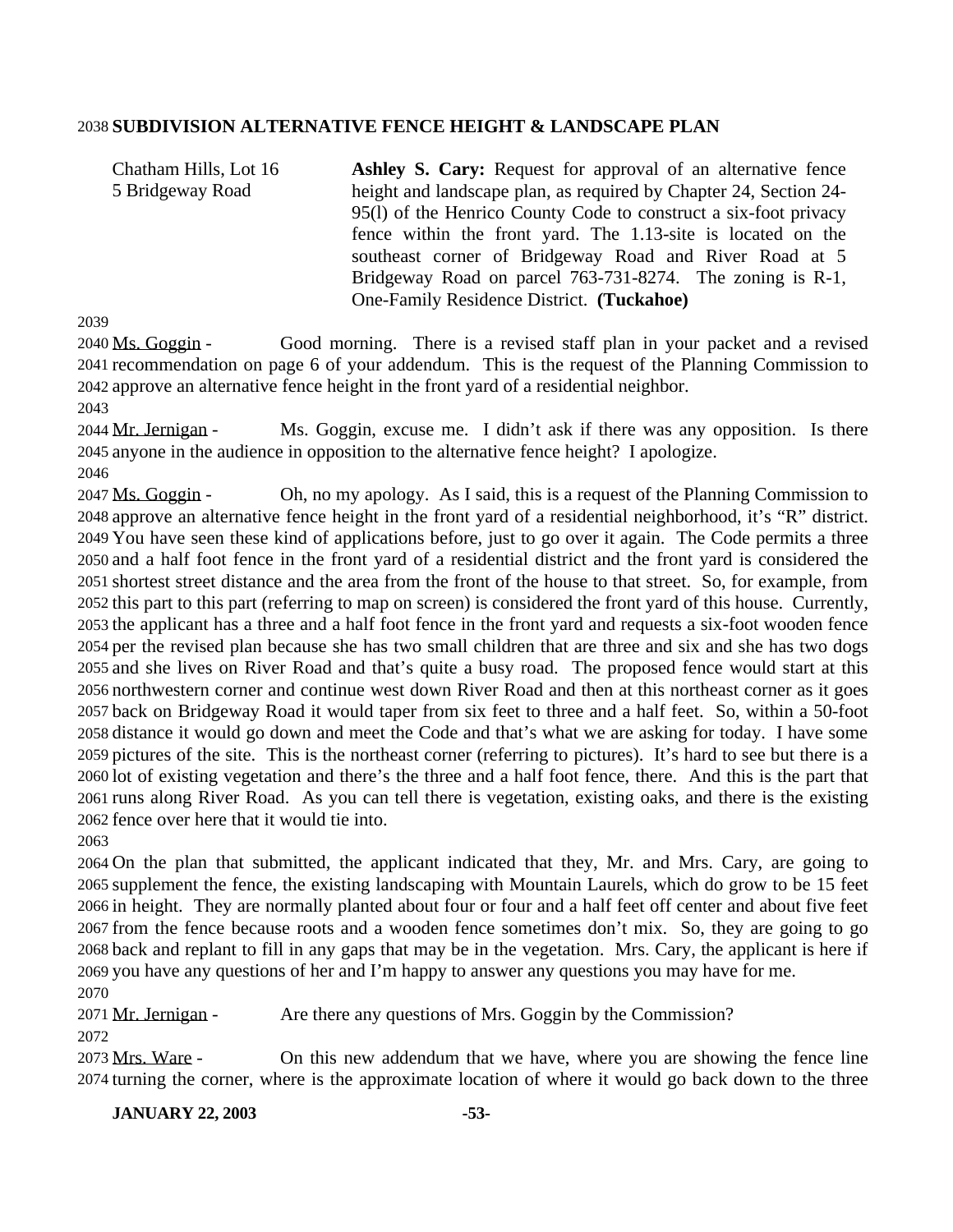**SUBDIVISION ALTERNATIVE FENCE HEIGHT & LANDSCAPE PLAN**

Chatham Hills, Lot 16
5 Bridgeway Road

**Ashley S. Cary:** Request for approval of an alternative fence height and landscape plan, as required by Chapter 24, Section 24-95(l) of the Henrico County Code to construct a six-foot privacy fence within the front yard. The 1.13-site is located on the southeast corner of Bridgeway Road and River Road at 5 Bridgeway Road on parcel 763-731-8274. The zoning is R-1, One-Family Residence District. **(Tuckahoe)**

Ms. Goggin - Good morning. There is a revised staff plan in your packet and a revised recommendation on page 6 of your addendum. This is the request of the Planning Commission to approve an alternative fence height in the front yard of a residential neighbor.

Mr. Jernigan - Ms. Goggin, excuse me. I didn't ask if there was any opposition. Is there anyone in the audience in opposition to the alternative fence height? I apologize.

Ms. Goggin - Oh, no my apology. As I said, this is a request of the Planning Commission to approve an alternative fence height in the front yard of a residential neighborhood, it's "R" district. You have seen these kind of applications before, just to go over it again. The Code permits a three and a half foot fence in the front yard of a residential district and the front yard is considered the shortest street distance and the area from the front of the house to that street. So, for example, from this part to this part (referring to map on screen) is considered the front yard of this house. Currently, the applicant has a three and a half foot fence in the front yard and requests a six-foot wooden fence per the revised plan because she has two small children that are three and six and she has two dogs and she lives on River Road and that's quite a busy road. The proposed fence would start at this northwestern corner and continue west down River Road and then at this northeast corner as it goes back on Bridgeway Road it would taper from six feet to three and a half feet. So, within a 50-foot distance it would go down and meet the Code and that's what we are asking for today. I have some pictures of the site. This is the northeast corner (referring to pictures). It's hard to see but there is a lot of existing vegetation and there's the three and a half foot fence, there. And this is the part that runs along River Road. As you can tell there is vegetation, existing oaks, and there is the existing fence over here that it would tie into.

On the plan that submitted, the applicant indicated that they, Mr. and Mrs. Cary, are going to supplement the fence, the existing landscaping with Mountain Laurels, which do grow to be 15 feet in height. They are normally planted about four or four and a half feet off center and about five feet from the fence because roots and a wooden fence sometimes don't mix. So, they are going to go back and replant to fill in any gaps that may be in the vegetation. Mrs. Cary, the applicant is here if you have any questions of her and I'm happy to answer any questions you may have for me.

Mr. Jernigan - Are there any questions of Mrs. Goggin by the Commission?

Mrs. Ware - On this new addendum that we have, where you are showing the fence line turning the corner, where is the approximate location of where it would go back down to the three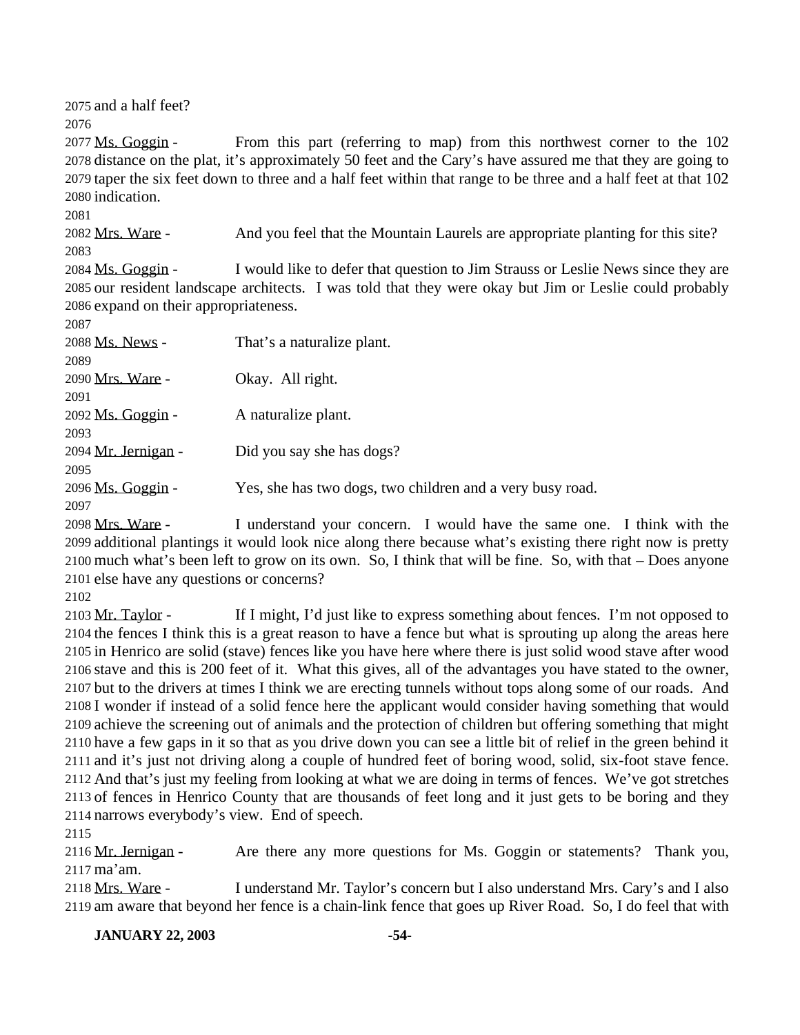2075 and a half feet?

2076

2077 Ms. Goggin - From this part (referring to map) from this northwest corner to the 102
2078 distance on the plat, it's approximately 50 feet and the Cary's have assured me that they are going to
2079 taper the six feet down to three and a half feet within that range to be three and a half feet at that 102
2080 indication.

2081

2082 Mrs. Ware - And you feel that the Mountain Laurels are appropriate planting for this site?

2083

2084 Ms. Goggin - I would like to defer that question to Jim Strauss or Leslie News since they are
2085 our resident landscape architects. I was told that they were okay but Jim or Leslie could probably
2086 expand on their appropriateness.

2087

2088 Ms. News - That's a naturalize plant.

2089

2090 Mrs. Ware - Okay. All right.

2091

2092 Ms. Goggin - A naturalize plant.

2093

2094 Mr. Jernigan - Did you say she has dogs?

2095

2096 Ms. Goggin - Yes, she has two dogs, two children and a very busy road.

2097

2098 Mrs. Ware - I understand your concern. I would have the same one. I think with the
2099 additional plantings it would look nice along there because what's existing there right now is pretty
2100 much what's been left to grow on its own. So, I think that will be fine. So, with that – Does anyone
2101 else have any questions or concerns?

2102

2103 Mr. Taylor - If I might, I'd just like to express something about fences. I'm not opposed to
2104 the fences I think this is a great reason to have a fence but what is sprouting up along the areas here
2105 in Henrico are solid (stave) fences like you have here where there is just solid wood stave after wood
2106 stave and this is 200 feet of it. What this gives, all of the advantages you have stated to the owner,
2107 but to the drivers at times I think we are erecting tunnels without tops along some of our roads. And
2108 I wonder if instead of a solid fence here the applicant would consider having something that would
2109 achieve the screening out of animals and the protection of children but offering something that might
2110 have a few gaps in it so that as you drive down you can see a little bit of relief in the green behind it
2111 and it's just not driving along a couple of hundred feet of boring wood, solid, six-foot stave fence.
2112 And that's just my feeling from looking at what we are doing in terms of fences. We've got stretches
2113 of fences in Henrico County that are thousands of feet long and it just gets to be boring and they
2114 narrows everybody's view. End of speech.

2115

2116 Mr. Jernigan - Are there any more questions for Ms. Goggin or statements? Thank you,
2117 ma'am.

2118 Mrs. Ware - I understand Mr. Taylor's concern but I also understand Mrs. Cary's and I also
2119 am aware that beyond her fence is a chain-link fence that goes up River Road. So, I do feel that with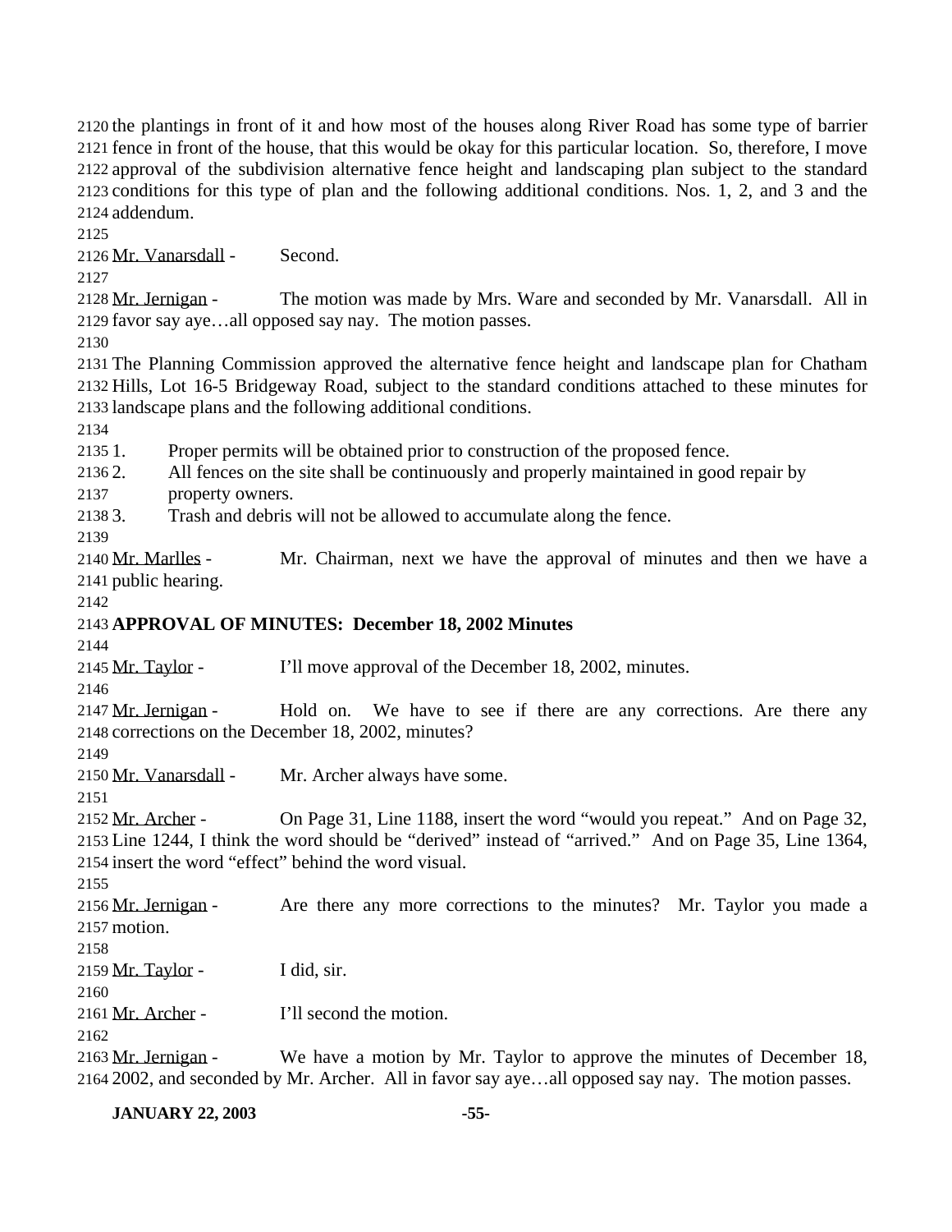the plantings in front of it and how most of the houses along River Road has some type of barrier fence in front of the house, that this would be okay for this particular location. So, therefore, I move approval of the subdivision alternative fence height and landscaping plan subject to the standard conditions for this type of plan and the following additional conditions. Nos. 1, 2, and 3 and the addendum.

Mr. Vanarsdall - Second.

Mr. Jernigan - The motion was made by Mrs. Ware and seconded by Mr. Vanarsdall. All in favor say aye…all opposed say nay. The motion passes.

The Planning Commission approved the alternative fence height and landscape plan for Chatham Hills, Lot 16-5 Bridgeway Road, subject to the standard conditions attached to these minutes for landscape plans and the following additional conditions.

1. Proper permits will be obtained prior to construction of the proposed fence.
2. All fences on the site shall be continuously and properly maintained in good repair by property owners.
3. Trash and debris will not be allowed to accumulate along the fence.

Mr. Marlles - Mr. Chairman, next we have the approval of minutes and then we have a public hearing.

**APPROVAL OF MINUTES: December 18, 2002 Minutes**

Mr. Taylor - I'll move approval of the December 18, 2002, minutes.

Mr. Jernigan - Hold on. We have to see if there are any corrections. Are there any corrections on the December 18, 2002, minutes?

Mr. Vanarsdall - Mr. Archer always have some.

Mr. Archer - On Page 31, Line 1188, insert the word "would you repeat." And on Page 32, Line 1244, I think the word should be "derived" instead of "arrived." And on Page 35, Line 1364, insert the word "effect" behind the word visual.

Mr. Jernigan - Are there any more corrections to the minutes? Mr. Taylor you made a motion.

Mr. Taylor - I did, sir.

Mr. Archer - I'll second the motion.

Mr. Jernigan - We have a motion by Mr. Taylor to approve the minutes of December 18, 2002, and seconded by Mr. Archer. All in favor say aye…all opposed say nay. The motion passes.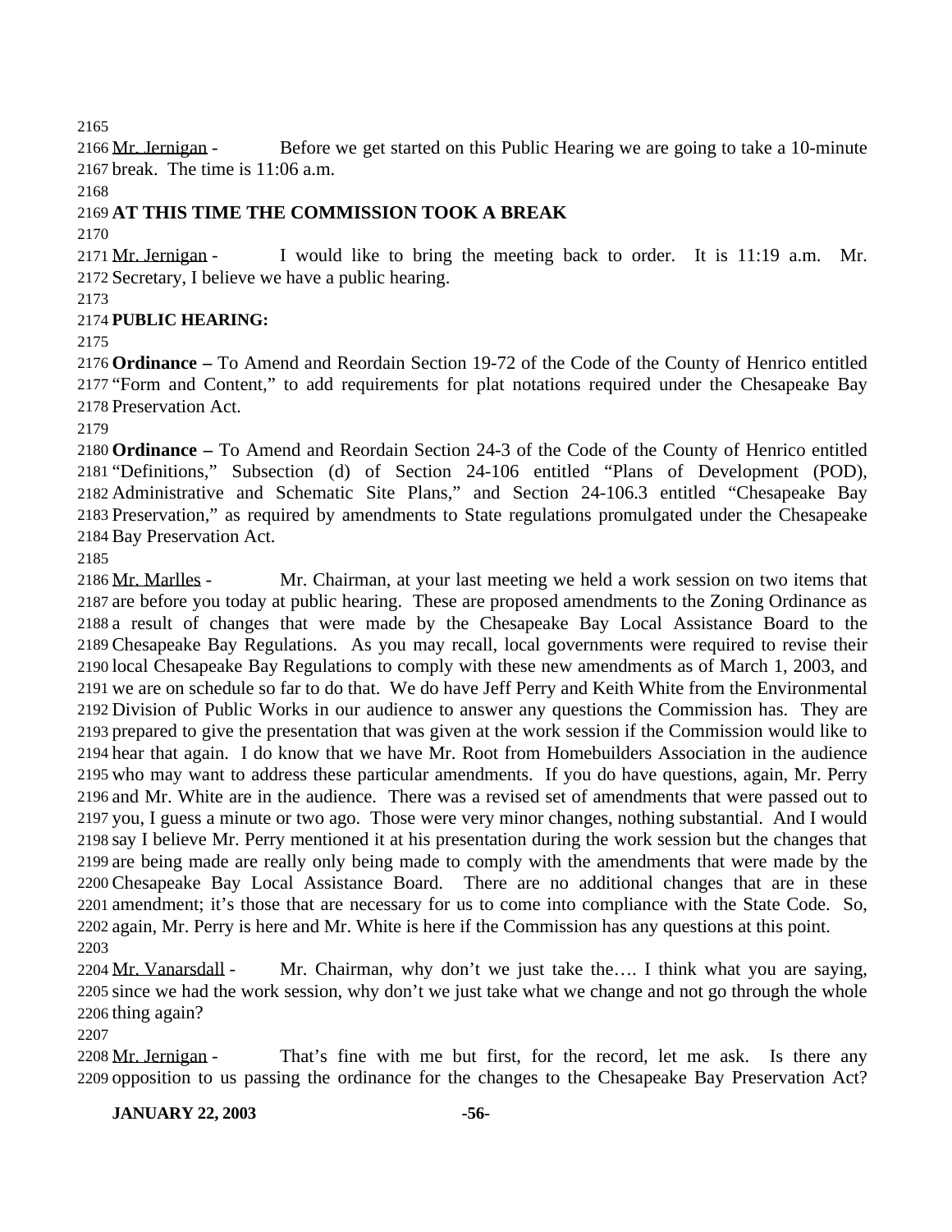Mr. Jernigan - Before we get started on this Public Hearing we are going to take a 10-minute break. The time is 11:06 a.m.

**AT THIS TIME THE COMMISSION TOOK A BREAK**

Mr. Jernigan - I would like to bring the meeting back to order. It is 11:19 a.m. Mr. Secretary, I believe we have a public hearing.

**PUBLIC HEARING:**

**Ordinance –** To Amend and Reordain Section 19-72 of the Code of the County of Henrico entitled "Form and Content," to add requirements for plat notations required under the Chesapeake Bay Preservation Act.

**Ordinance –** To Amend and Reordain Section 24-3 of the Code of the County of Henrico entitled "Definitions," Subsection (d) of Section 24-106 entitled "Plans of Development (POD), Administrative and Schematic Site Plans," and Section 24-106.3 entitled "Chesapeake Bay Preservation," as required by amendments to State regulations promulgated under the Chesapeake Bay Preservation Act.

Mr. Marlles - Mr. Chairman, at your last meeting we held a work session on two items that are before you today at public hearing. These are proposed amendments to the Zoning Ordinance as a result of changes that were made by the Chesapeake Bay Local Assistance Board to the Chesapeake Bay Regulations. As you may recall, local governments were required to revise their local Chesapeake Bay Regulations to comply with these new amendments as of March 1, 2003, and we are on schedule so far to do that. We do have Jeff Perry and Keith White from the Environmental Division of Public Works in our audience to answer any questions the Commission has. They are prepared to give the presentation that was given at the work session if the Commission would like to hear that again. I do know that we have Mr. Root from Homebuilders Association in the audience who may want to address these particular amendments. If you do have questions, again, Mr. Perry and Mr. White are in the audience. There was a revised set of amendments that were passed out to you, I guess a minute or two ago. Those were very minor changes, nothing substantial. And I would say I believe Mr. Perry mentioned it at his presentation during the work session but the changes that are being made are really only being made to comply with the amendments that were made by the Chesapeake Bay Local Assistance Board. There are no additional changes that are in these amendment; it's those that are necessary for us to come into compliance with the State Code. So, again, Mr. Perry is here and Mr. White is here if the Commission has any questions at this point.

Mr. Vanarsdall - Mr. Chairman, why don't we just take the…. I think what you are saying, since we had the work session, why don't we just take what we change and not go through the whole thing again?

Mr. Jernigan - That's fine with me but first, for the record, let me ask. Is there any opposition to us passing the ordinance for the changes to the Chesapeake Bay Preservation Act?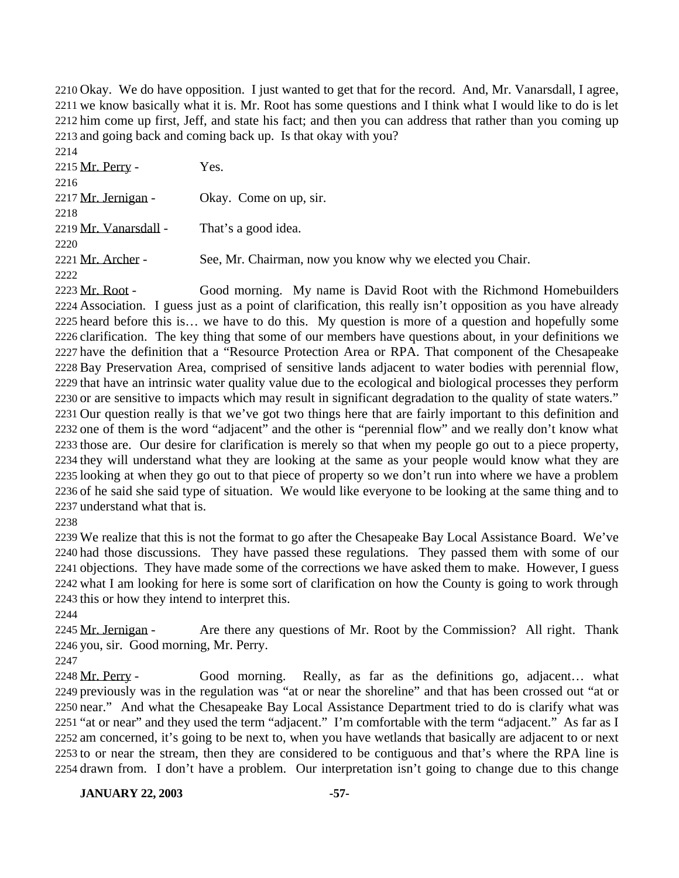Okay. We do have opposition. I just wanted to get that for the record. And, Mr. Vanarsdall, I agree, we know basically what it is. Mr. Root has some questions and I think what I would like to do is let him come up first, Jeff, and state his fact; and then you can address that rather than you coming up and going back and coming back up. Is that okay with you?

Mr. Perry - Yes.

Mr. Jernigan - Okay. Come on up, sir.

Mr. Vanarsdall - That's a good idea.

Mr. Archer - See, Mr. Chairman, now you know why we elected you Chair.

Mr. Root - Good morning. My name is David Root with the Richmond Homebuilders Association. I guess just as a point of clarification, this really isn't opposition as you have already heard before this is… we have to do this. My question is more of a question and hopefully some clarification. The key thing that some of our members have questions about, in your definitions we have the definition that a "Resource Protection Area or RPA. That component of the Chesapeake Bay Preservation Area, comprised of sensitive lands adjacent to water bodies with perennial flow, that have an intrinsic water quality value due to the ecological and biological processes they perform or are sensitive to impacts which may result in significant degradation to the quality of state waters." Our question really is that we've got two things here that are fairly important to this definition and one of them is the word "adjacent" and the other is "perennial flow" and we really don't know what those are. Our desire for clarification is merely so that when my people go out to a piece property, they will understand what they are looking at the same as your people would know what they are looking at when they go out to that piece of property so we don't run into where we have a problem of he said she said type of situation. We would like everyone to be looking at the same thing and to understand what that is.

We realize that this is not the format to go after the Chesapeake Bay Local Assistance Board. We've had those discussions. They have passed these regulations. They passed them with some of our objections. They have made some of the corrections we have asked them to make. However, I guess what I am looking for here is some sort of clarification on how the County is going to work through this or how they intend to interpret this.

Mr. Jernigan - Are there any questions of Mr. Root by the Commission? All right. Thank you, sir. Good morning, Mr. Perry.

Mr. Perry - Good morning. Really, as far as the definitions go, adjacent… what previously was in the regulation was "at or near the shoreline" and that has been crossed out "at or near." And what the Chesapeake Bay Local Assistance Department tried to do is clarify what was "at or near" and they used the term "adjacent." I'm comfortable with the term "adjacent." As far as I am concerned, it's going to be next to, when you have wetlands that basically are adjacent to or next to or near the stream, then they are considered to be contiguous and that's where the RPA line is drawn from. I don't have a problem. Our interpretation isn't going to change due to this change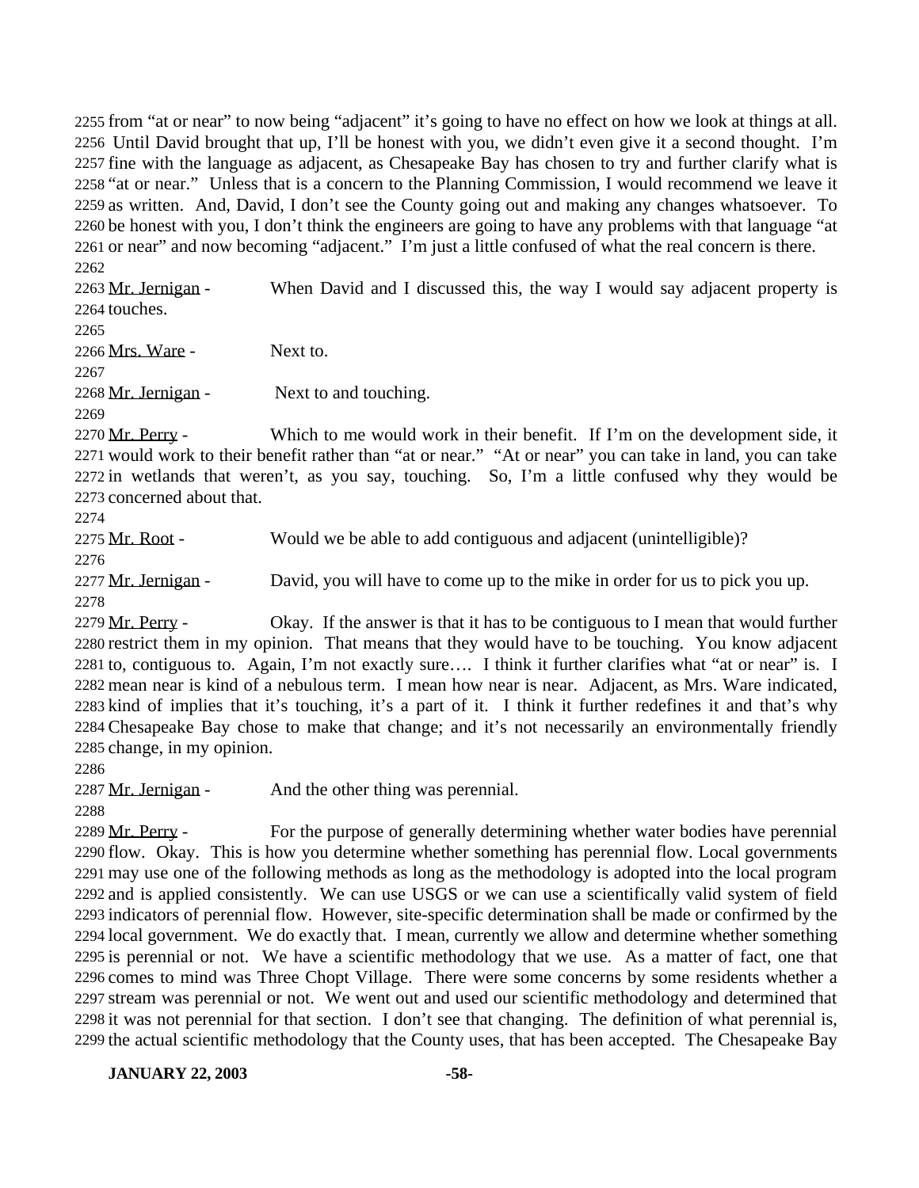from "at or near" to now being "adjacent" it's going to have no effect on how we look at things at all. Until David brought that up, I'll be honest with you, we didn't even give it a second thought. I'm fine with the language as adjacent, as Chesapeake Bay has chosen to try and further clarify what is "at or near." Unless that is a concern to the Planning Commission, I would recommend we leave it as written. And, David, I don't see the County going out and making any changes whatsoever. To be honest with you, I don't think the engineers are going to have any problems with that language "at or near" and now becoming "adjacent." I'm just a little confused of what the real concern is there.

Mr. Jernigan - When David and I discussed this, the way I would say adjacent property is touches.

Mrs. Ware - Next to.

Mr. Jernigan - Next to and touching.

Mr. Perry - Which to me would work in their benefit. If I'm on the development side, it would work to their benefit rather than "at or near." "At or near" you can take in land, you can take in wetlands that weren't, as you say, touching. So, I'm a little confused why they would be concerned about that.

Mr. Root - Would we be able to add contiguous and adjacent (unintelligible)?

Mr. Jernigan - David, you will have to come up to the mike in order for us to pick you up.

Mr. Perry - Okay. If the answer is that it has to be contiguous to I mean that would further restrict them in my opinion. That means that they would have to be touching. You know adjacent to, contiguous to. Again, I'm not exactly sure…. I think it further clarifies what "at or near" is. I mean near is kind of a nebulous term. I mean how near is near. Adjacent, as Mrs. Ware indicated, kind of implies that it's touching, it's a part of it. I think it further redefines it and that's why Chesapeake Bay chose to make that change; and it's not necessarily an environmentally friendly change, in my opinion.

Mr. Jernigan - And the other thing was perennial.

Mr. Perry - For the purpose of generally determining whether water bodies have perennial flow. Okay. This is how you determine whether something has perennial flow. Local governments may use one of the following methods as long as the methodology is adopted into the local program and is applied consistently. We can use USGS or we can use a scientifically valid system of field indicators of perennial flow. However, site-specific determination shall be made or confirmed by the local government. We do exactly that. I mean, currently we allow and determine whether something is perennial or not. We have a scientific methodology that we use. As a matter of fact, one that comes to mind was Three Chopt Village. There were some concerns by some residents whether a stream was perennial or not. We went out and used our scientific methodology and determined that it was not perennial for that section. I don't see that changing. The definition of what perennial is, the actual scientific methodology that the County uses, that has been accepted. The Chesapeake Bay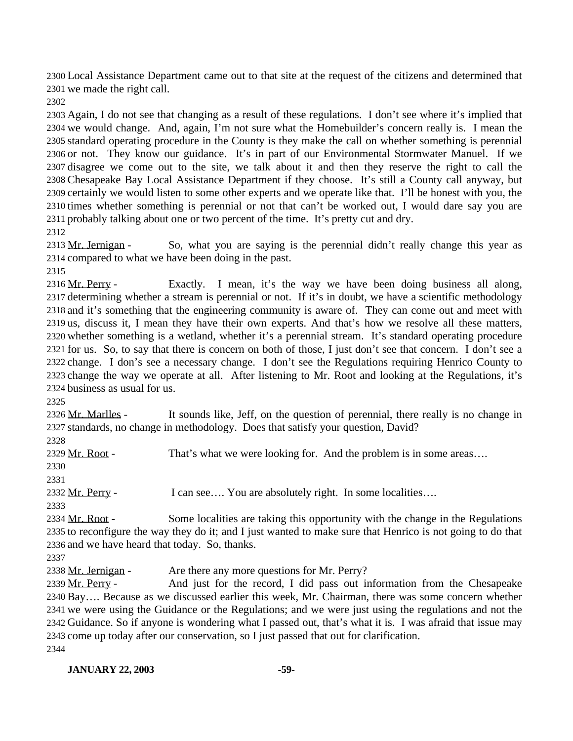Local Assistance Department came out to that site at the request of the citizens and determined that we made the right call.

Again, I do not see that changing as a result of these regulations. I don't see where it's implied that we would change. And, again, I'm not sure what the Homebuilder's concern really is. I mean the standard operating procedure in the County is they make the call on whether something is perennial or not. They know our guidance. It's in part of our Environmental Stormwater Manuel. If we disagree we come out to the site, we talk about it and then they reserve the right to call the Chesapeake Bay Local Assistance Department if they choose. It's still a County call anyway, but certainly we would listen to some other experts and we operate like that. I'll be honest with you, the times whether something is perennial or not that can't be worked out, I would dare say you are probably talking about one or two percent of the time. It's pretty cut and dry.

Mr. Jernigan - So, what you are saying is the perennial didn't really change this year as compared to what we have been doing in the past.

Mr. Perry - Exactly. I mean, it's the way we have been doing business all along, determining whether a stream is perennial or not. If it's in doubt, we have a scientific methodology and it's something that the engineering community is aware of. They can come out and meet with us, discuss it, I mean they have their own experts. And that's how we resolve all these matters, whether something is a wetland, whether it's a perennial stream. It's standard operating procedure for us. So, to say that there is concern on both of those, I just don't see that concern. I don't see a change. I don't see a necessary change. I don't see the Regulations requiring Henrico County to change the way we operate at all. After listening to Mr. Root and looking at the Regulations, it's business as usual for us.

Mr. Marlles - It sounds like, Jeff, on the question of perennial, there really is no change in standards, no change in methodology. Does that satisfy your question, David?

Mr. Root - That's what we were looking for. And the problem is in some areas….

Mr. Perry - I can see…. You are absolutely right. In some localities….

Mr. Root - Some localities are taking this opportunity with the change in the Regulations to reconfigure the way they do it; and I just wanted to make sure that Henrico is not going to do that and we have heard that today. So, thanks.

Mr. Jernigan - Are there any more questions for Mr. Perry?

Mr. Perry - And just for the record, I did pass out information from the Chesapeake Bay…. Because as we discussed earlier this week, Mr. Chairman, there was some concern whether we were using the Guidance or the Regulations; and we were just using the regulations and not the Guidance. So if anyone is wondering what I passed out, that's what it is. I was afraid that issue may come up today after our conservation, so I just passed that out for clarification.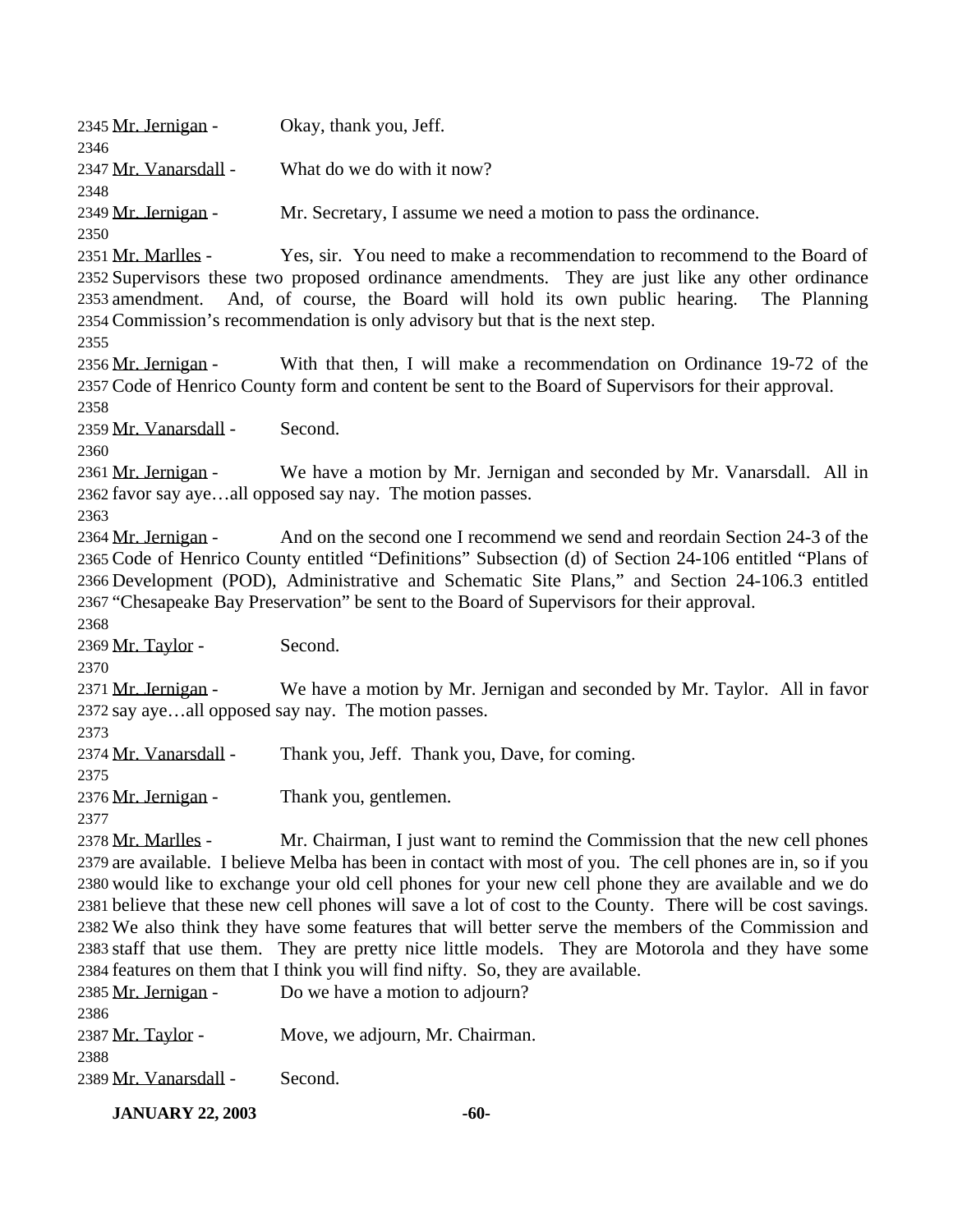Mr. Jernigan - Okay, thank you, Jeff.

Mr. Vanarsdall - What do we do with it now?

Mr. Jernigan - Mr. Secretary, I assume we need a motion to pass the ordinance.

Mr. Marlles - Yes, sir. You need to make a recommendation to recommend to the Board of Supervisors these two proposed ordinance amendments. They are just like any other ordinance amendment. And, of course, the Board will hold its own public hearing. The Planning Commission's recommendation is only advisory but that is the next step.

Mr. Jernigan - With that then, I will make a recommendation on Ordinance 19-72 of the Code of Henrico County form and content be sent to the Board of Supervisors for their approval.

Mr. Vanarsdall - Second.

Mr. Jernigan - We have a motion by Mr. Jernigan and seconded by Mr. Vanarsdall. All in favor say aye…all opposed say nay. The motion passes.

Mr. Jernigan - And on the second one I recommend we send and reordain Section 24-3 of the Code of Henrico County entitled "Definitions" Subsection (d) of Section 24-106 entitled "Plans of Development (POD), Administrative and Schematic Site Plans," and Section 24-106.3 entitled "Chesapeake Bay Preservation" be sent to the Board of Supervisors for their approval.

Mr. Taylor - Second.

Mr. Jernigan - We have a motion by Mr. Jernigan and seconded by Mr. Taylor. All in favor say aye…all opposed say nay. The motion passes.

Mr. Vanarsdall - Thank you, Jeff. Thank you, Dave, for coming.

Mr. Jernigan - Thank you, gentlemen.

Mr. Marlles - Mr. Chairman, I just want to remind the Commission that the new cell phones are available. I believe Melba has been in contact with most of you. The cell phones are in, so if you would like to exchange your old cell phones for your new cell phone they are available and we do believe that these new cell phones will save a lot of cost to the County. There will be cost savings. We also think they have some features that will better serve the members of the Commission and staff that use them. They are pretty nice little models. They are Motorola and they have some features on them that I think you will find nifty. So, they are available.

Mr. Jernigan - Do we have a motion to adjourn?

Mr. Taylor - Move, we adjourn, Mr. Chairman.

Mr. Vanarsdall - Second.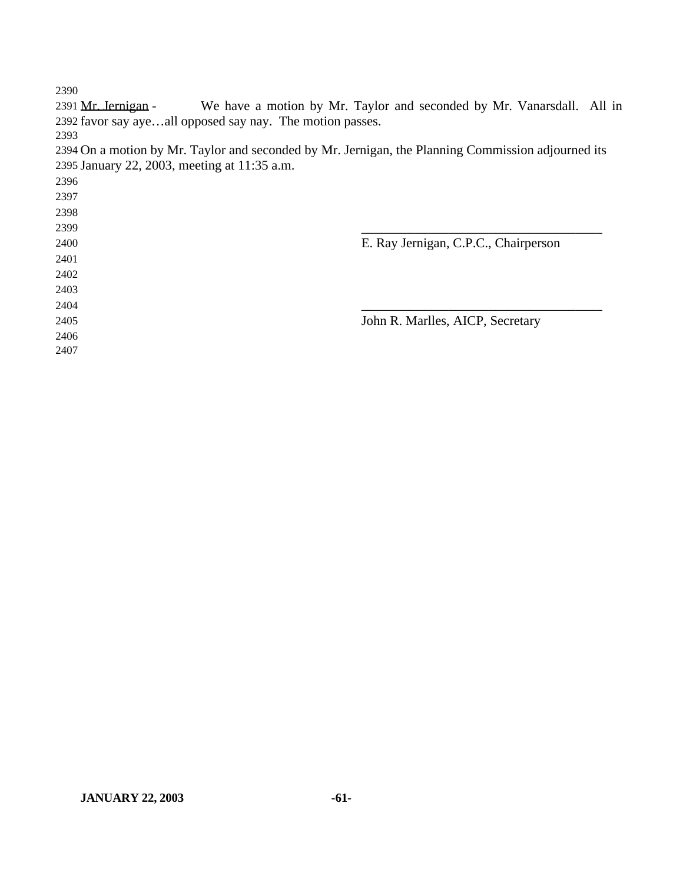Mr. Jernigan - We have a motion by Mr. Taylor and seconded by Mr. Vanarsdall. All in favor say aye…all opposed say nay. The motion passes.

On a motion by Mr. Taylor and seconded by Mr. Jernigan, the Planning Commission adjourned its January 22, 2003, meeting at 11:35 a.m.

_____________________________________
E. Ray Jernigan, C.P.C., Chairperson

_____________________________________
John R. Marlles, AICP, Secretary